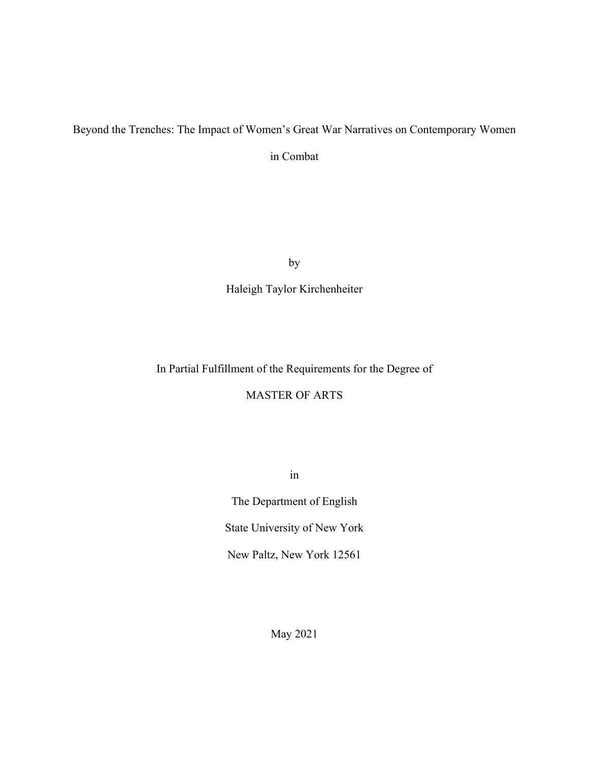# Beyond the Trenches: The Impact of Women's Great War Narratives on Contemporary Women in Combat

by

Haleigh Taylor Kirchenheiter

In Partial Fulfillment of the Requirements for the Degree of

MASTER OF ARTS

in

The Department of English

State University of New York

New Paltz, New York 12561

May 2021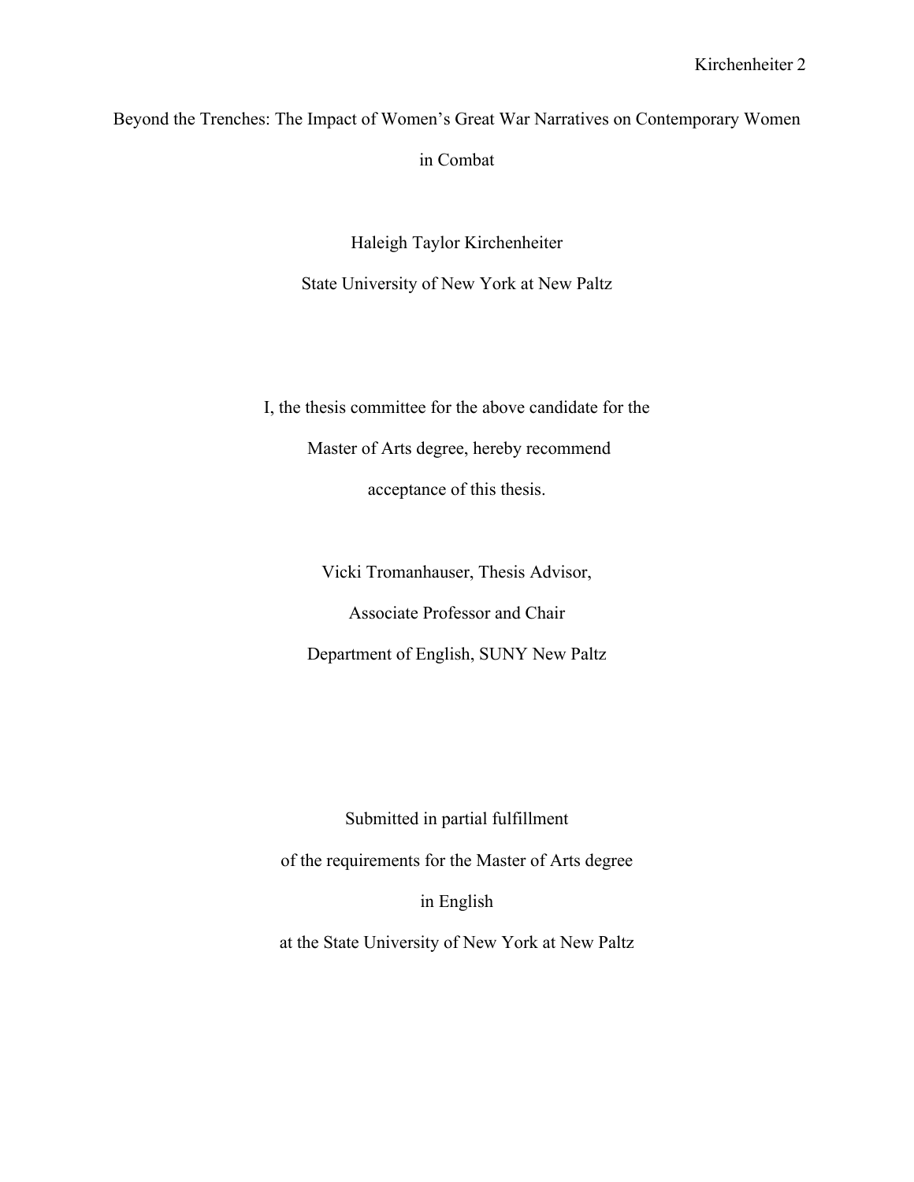Beyond the Trenches: The Impact of Women's Great War Narratives on Contemporary Women in Combat

Haleigh Taylor Kirchenheiter

State University of New York at New Paltz

I, the thesis committee for the above candidate for the

Master of Arts degree, hereby recommend

acceptance of this thesis.

Vicki Tromanhauser, Thesis Advisor,

Associate Professor and Chair

Department of English, SUNY New Paltz

Submitted in partial fulfillment

of the requirements for the Master of Arts degree

in English

at the State University of New York at New Paltz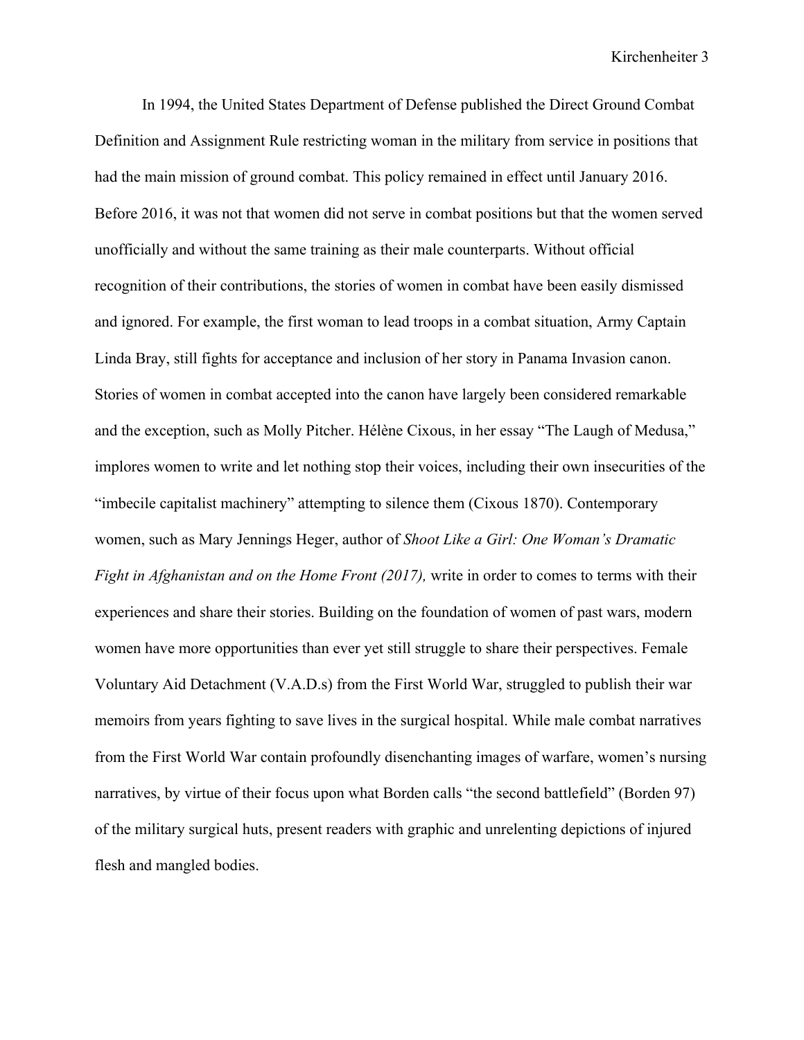In 1994, the United States Department of Defense published the Direct Ground Combat Definition and Assignment Rule restricting woman in the military from service in positions that had the main mission of ground combat. This policy remained in effect until January 2016. Before 2016, it was not that women did not serve in combat positions but that the women served unofficially and without the same training as their male counterparts. Without official recognition of their contributions, the stories of women in combat have been easily dismissed and ignored. For example, the first woman to lead troops in a combat situation, Army Captain Linda Bray, still fights for acceptance and inclusion of her story in Panama Invasion canon. Stories of women in combat accepted into the canon have largely been considered remarkable and the exception, such as Molly Pitcher. Hélène Cixous, in her essay "The Laugh of Medusa," implores women to write and let nothing stop their voices, including their own insecurities of the "imbecile capitalist machinery" attempting to silence them (Cixous 1870). Contemporary women, such as Mary Jennings Heger, author of *Shoot Like a Girl: One Woman's Dramatic Fight in Afghanistan and on the Home Front (2017),* write in order to comes to terms with their experiences and share their stories. Building on the foundation of women of past wars, modern women have more opportunities than ever yet still struggle to share their perspectives. Female Voluntary Aid Detachment (V.A.D.s) from the First World War, struggled to publish their war memoirs from years fighting to save lives in the surgical hospital. While male combat narratives from the First World War contain profoundly disenchanting images of warfare, women's nursing narratives, by virtue of their focus upon what Borden calls "the second battlefield" (Borden 97) of the military surgical huts, present readers with graphic and unrelenting depictions of injured flesh and mangled bodies.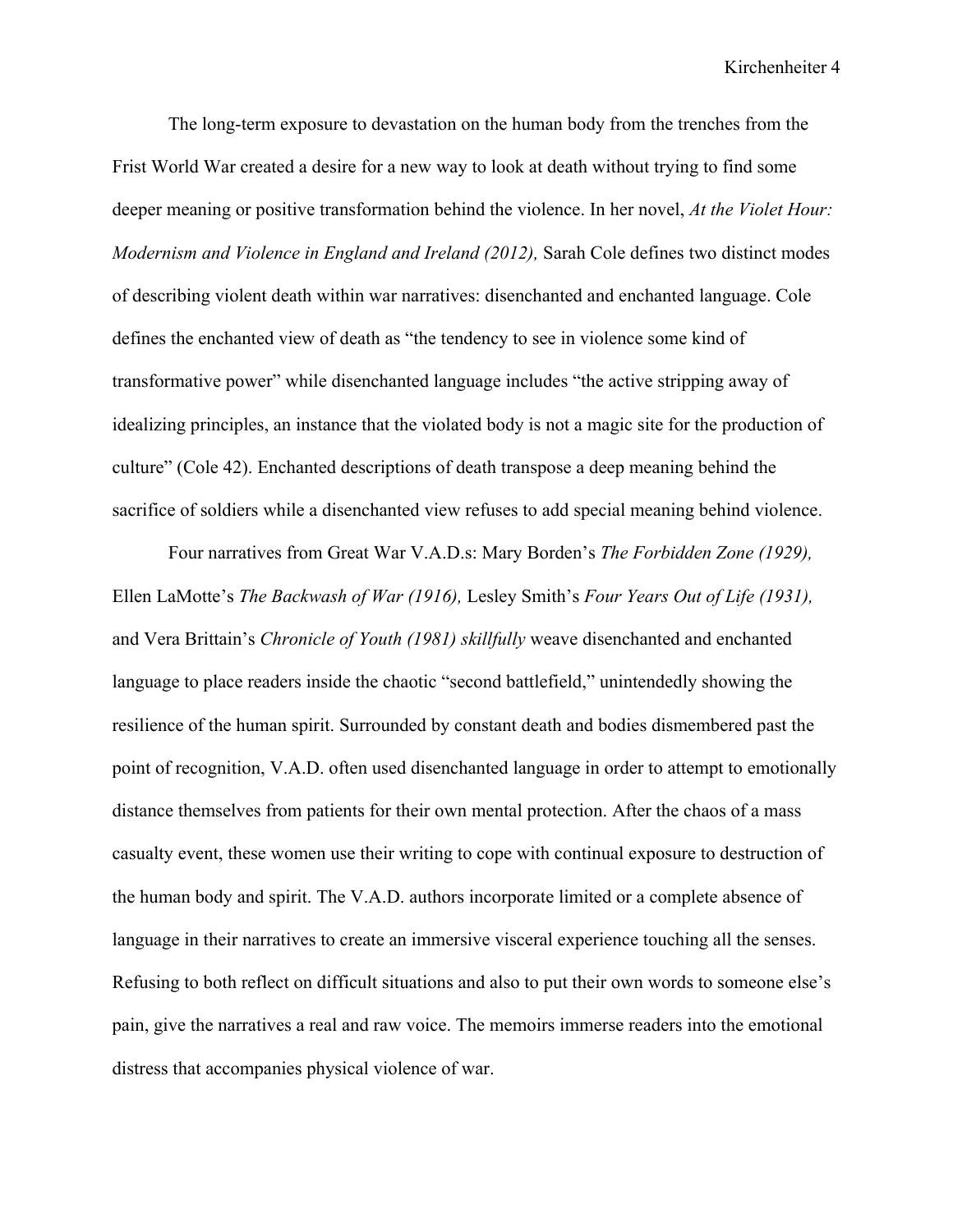The long-term exposure to devastation on the human body from the trenches from the Frist World War created a desire for a new way to look at death without trying to find some deeper meaning or positive transformation behind the violence. In her novel, *At the Violet Hour: Modernism and Violence in England and Ireland (2012),* Sarah Cole defines two distinct modes of describing violent death within war narratives: disenchanted and enchanted language. Cole defines the enchanted view of death as "the tendency to see in violence some kind of transformative power" while disenchanted language includes "the active stripping away of idealizing principles, an instance that the violated body is not a magic site for the production of culture" (Cole 42). Enchanted descriptions of death transpose a deep meaning behind the sacrifice of soldiers while a disenchanted view refuses to add special meaning behind violence.

Four narratives from Great War V.A.D.s: Mary Borden's *The Forbidden Zone (1929),* Ellen LaMotte's *The Backwash of War (1916),* Lesley Smith's *Four Years Out of Life (1931),* and Vera Brittain's *Chronicle of Youth (1981) skillfully* weave disenchanted and enchanted language to place readers inside the chaotic "second battlefield," unintendedly showing the resilience of the human spirit. Surrounded by constant death and bodies dismembered past the point of recognition, V.A.D. often used disenchanted language in order to attempt to emotionally distance themselves from patients for their own mental protection. After the chaos of a mass casualty event, these women use their writing to cope with continual exposure to destruction of the human body and spirit. The V.A.D. authors incorporate limited or a complete absence of language in their narratives to create an immersive visceral experience touching all the senses. Refusing to both reflect on difficult situations and also to put their own words to someone else's pain, give the narratives a real and raw voice. The memoirs immerse readers into the emotional distress that accompanies physical violence of war.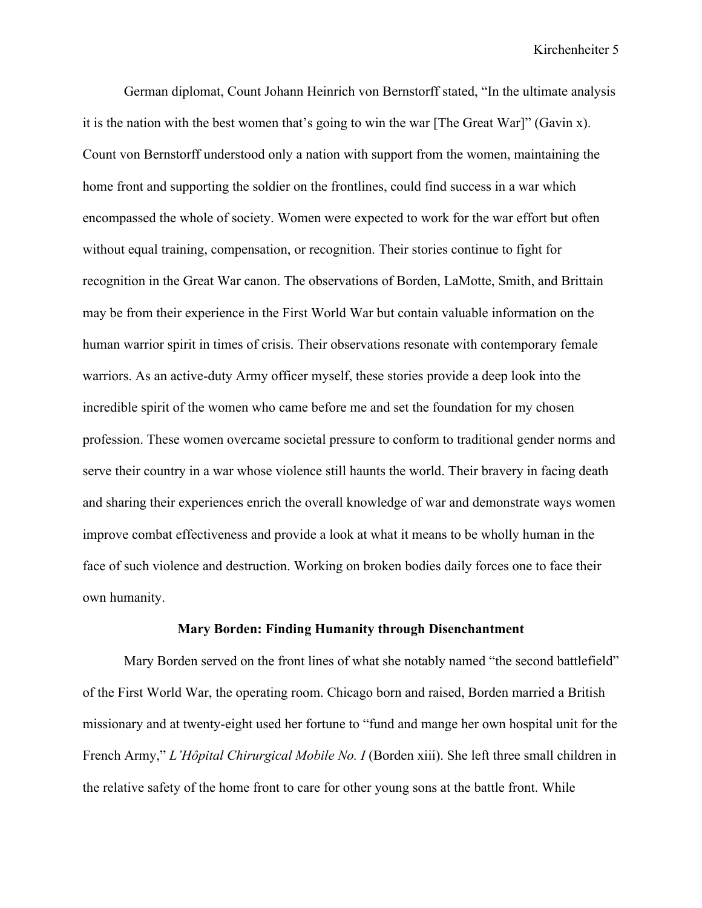German diplomat, Count Johann Heinrich von Bernstorff stated, "In the ultimate analysis it is the nation with the best women that's going to win the war [The Great War]" (Gavin x). Count von Bernstorff understood only a nation with support from the women, maintaining the home front and supporting the soldier on the frontlines, could find success in a war which encompassed the whole of society. Women were expected to work for the war effort but often without equal training, compensation, or recognition. Their stories continue to fight for recognition in the Great War canon. The observations of Borden, LaMotte, Smith, and Brittain may be from their experience in the First World War but contain valuable information on the human warrior spirit in times of crisis. Their observations resonate with contemporary female warriors. As an active-duty Army officer myself, these stories provide a deep look into the incredible spirit of the women who came before me and set the foundation for my chosen profession. These women overcame societal pressure to conform to traditional gender norms and serve their country in a war whose violence still haunts the world. Their bravery in facing death and sharing their experiences enrich the overall knowledge of war and demonstrate ways women improve combat effectiveness and provide a look at what it means to be wholly human in the face of such violence and destruction. Working on broken bodies daily forces one to face their own humanity.

## Mary Borden: Finding Humanity through Disenchantment

Mary Borden served on the front lines of what she notably named "the second battlefield" of the First World War, the operating room. Chicago born and raised, Borden married a British missionary and at twenty-eight used her fortune to "fund and mange her own hospital unit for the French Army," *L'Hôpital Chirurgical Mobile No. I* (Borden xiii). She left three small children in the relative safety of the home front to care for other young sons at the battle front. While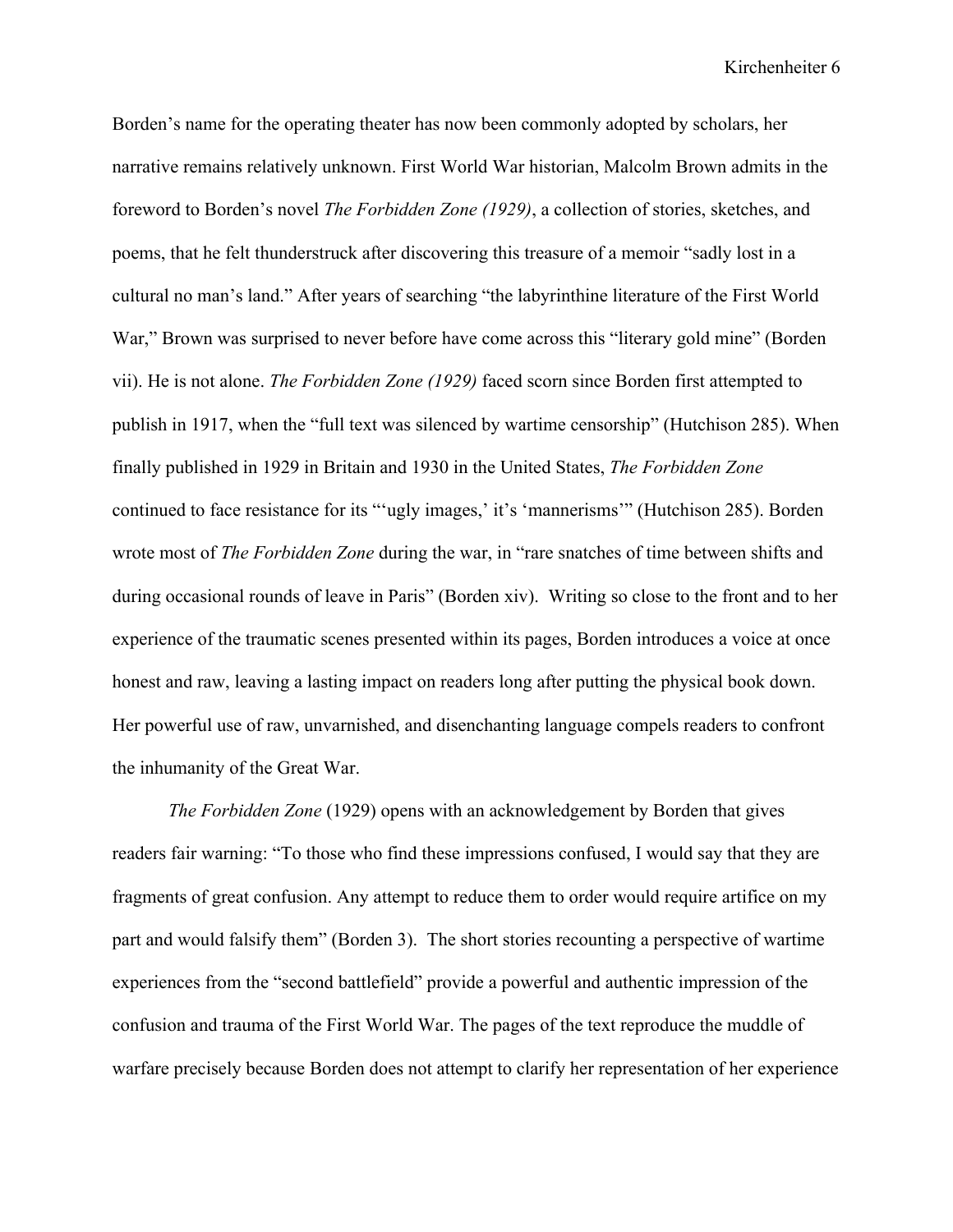Borden's name for the operating theater has now been commonly adopted by scholars, her narrative remains relatively unknown. First World War historian, Malcolm Brown admits in the foreword to Borden's novel *The Forbidden Zone (1929)*, a collection of stories, sketches, and poems, that he felt thunderstruck after discovering this treasure of a memoir "sadly lost in a cultural no man's land." After years of searching "the labyrinthine literature of the First World War," Brown was surprised to never before have come across this "literary gold mine" (Borden vii). He is not alone. *The Forbidden Zone (1929)* faced scorn since Borden first attempted to publish in 1917, when the "full text was silenced by wartime censorship" (Hutchison 285). When finally published in 1929 in Britain and 1930 in the United States, *The Forbidden Zone* continued to face resistance for its "'ugly images,' it's 'mannerisms'" (Hutchison 285). Borden wrote most of *The Forbidden Zone* during the war, in "rare snatches of time between shifts and during occasional rounds of leave in Paris" (Borden xiv). Writing so close to the front and to her experience of the traumatic scenes presented within its pages, Borden introduces a voice at once honest and raw, leaving a lasting impact on readers long after putting the physical book down. Her powerful use of raw, unvarnished, and disenchanting language compels readers to confront the inhumanity of the Great War.

*The Forbidden Zone* (1929) opens with an acknowledgement by Borden that gives readers fair warning: "To those who find these impressions confused, I would say that they are fragments of great confusion. Any attempt to reduce them to order would require artifice on my part and would falsify them" (Borden 3). The short stories recounting a perspective of wartime experiences from the "second battlefield" provide a powerful and authentic impression of the confusion and trauma of the First World War. The pages of the text reproduce the muddle of warfare precisely because Borden does not attempt to clarify her representation of her experience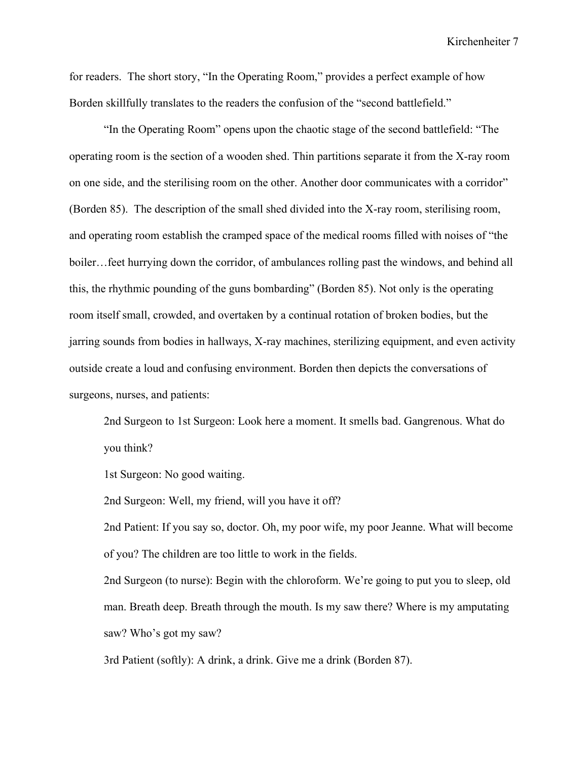for readers. The short story, "In the Operating Room," provides a perfect example of how Borden skillfully translates to the readers the confusion of the "second battlefield."

"In the Operating Room" opens upon the chaotic stage of the second battlefield: "The operating room is the section of a wooden shed. Thin partitions separate it from the X-ray room on one side, and the sterilising room on the other. Another door communicates with a corridor" (Borden 85). The description of the small shed divided into the X-ray room, sterilising room, and operating room establish the cramped space of the medical rooms filled with noises of "the boiler…feet hurrying down the corridor, of ambulances rolling past the windows, and behind all this, the rhythmic pounding of the guns bombarding" (Borden 85). Not only is the operating room itself small, crowded, and overtaken by a continual rotation of broken bodies, but the jarring sounds from bodies in hallways, X-ray machines, sterilizing equipment, and even activity outside create a loud and confusing environment. Borden then depicts the conversations of surgeons, nurses, and patients:

> 2nd Surgeon to 1st Surgeon: Look here a moment. It smells bad. Gangrenous. What do you think?
>
> 1st Surgeon: No good waiting.
>
> 2nd Surgeon: Well, my friend, will you have it off?
>
> 2nd Patient: If you say so, doctor. Oh, my poor wife, my poor Jeanne. What will become of you? The children are too little to work in the fields.
>
> 2nd Surgeon (to nurse): Begin with the chloroform. We're going to put you to sleep, old man. Breath deep. Breath through the mouth. Is my saw there? Where is my amputating saw? Who's got my saw?
>
> 3rd Patient (softly): A drink, a drink. Give me a drink (Borden 87).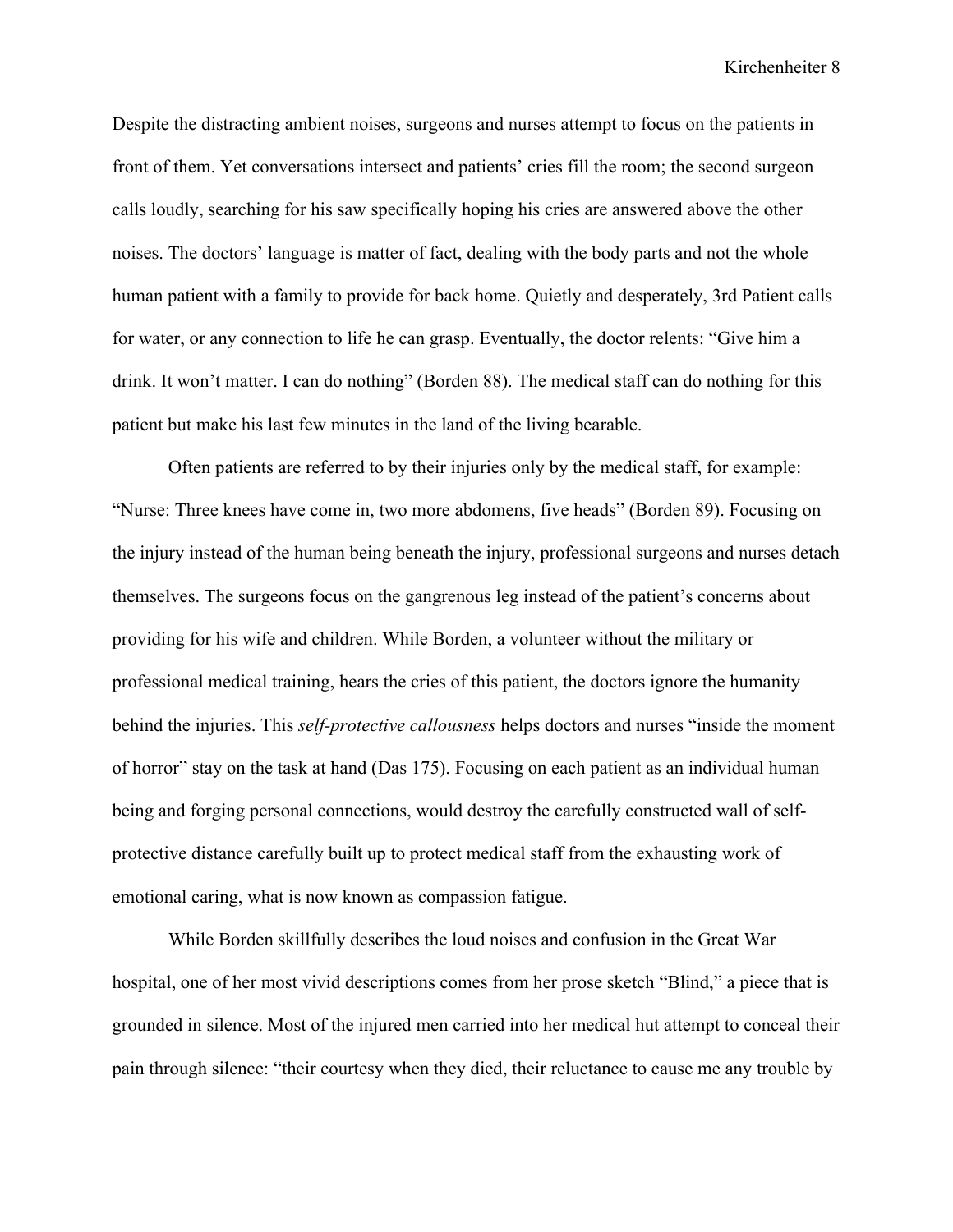Despite the distracting ambient noises, surgeons and nurses attempt to focus on the patients in front of them. Yet conversations intersect and patients' cries fill the room; the second surgeon calls loudly, searching for his saw specifically hoping his cries are answered above the other noises. The doctors' language is matter of fact, dealing with the body parts and not the whole human patient with a family to provide for back home. Quietly and desperately, 3rd Patient calls for water, or any connection to life he can grasp. Eventually, the doctor relents: "Give him a drink. It won't matter. I can do nothing" (Borden 88). The medical staff can do nothing for this patient but make his last few minutes in the land of the living bearable.

Often patients are referred to by their injuries only by the medical staff, for example: "Nurse: Three knees have come in, two more abdomens, five heads" (Borden 89). Focusing on the injury instead of the human being beneath the injury, professional surgeons and nurses detach themselves. The surgeons focus on the gangrenous leg instead of the patient's concerns about providing for his wife and children. While Borden, a volunteer without the military or professional medical training, hears the cries of this patient, the doctors ignore the humanity behind the injuries. This *self-protective callousness* helps doctors and nurses "inside the moment of horror" stay on the task at hand (Das 175). Focusing on each patient as an individual human being and forging personal connections, would destroy the carefully constructed wall of self-protective distance carefully built up to protect medical staff from the exhausting work of emotional caring, what is now known as compassion fatigue.

While Borden skillfully describes the loud noises and confusion in the Great War hospital, one of her most vivid descriptions comes from her prose sketch "Blind," a piece that is grounded in silence. Most of the injured men carried into her medical hut attempt to conceal their pain through silence: "their courtesy when they died, their reluctance to cause me any trouble by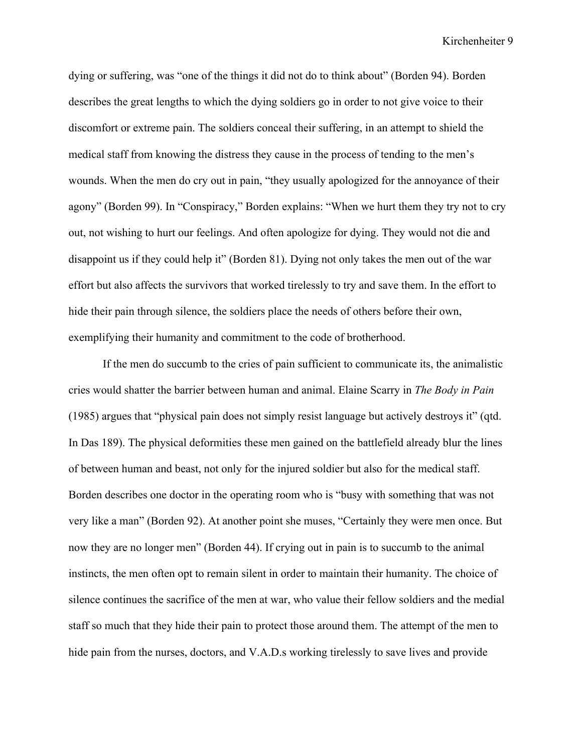dying or suffering, was "one of the things it did not do to think about" (Borden 94). Borden describes the great lengths to which the dying soldiers go in order to not give voice to their discomfort or extreme pain. The soldiers conceal their suffering, in an attempt to shield the medical staff from knowing the distress they cause in the process of tending to the men's wounds. When the men do cry out in pain, "they usually apologized for the annoyance of their agony" (Borden 99). In "Conspiracy," Borden explains: "When we hurt them they try not to cry out, not wishing to hurt our feelings. And often apologize for dying. They would not die and disappoint us if they could help it" (Borden 81). Dying not only takes the men out of the war effort but also affects the survivors that worked tirelessly to try and save them. In the effort to hide their pain through silence, the soldiers place the needs of others before their own, exemplifying their humanity and commitment to the code of brotherhood.

If the men do succumb to the cries of pain sufficient to communicate its, the animalistic cries would shatter the barrier between human and animal. Elaine Scarry in *The Body in Pain* (1985) argues that "physical pain does not simply resist language but actively destroys it" (qtd. In Das 189). The physical deformities these men gained on the battlefield already blur the lines of between human and beast, not only for the injured soldier but also for the medical staff. Borden describes one doctor in the operating room who is "busy with something that was not very like a man" (Borden 92). At another point she muses, "Certainly they were men once. But now they are no longer men" (Borden 44). If crying out in pain is to succumb to the animal instincts, the men often opt to remain silent in order to maintain their humanity. The choice of silence continues the sacrifice of the men at war, who value their fellow soldiers and the medial staff so much that they hide their pain to protect those around them. The attempt of the men to hide pain from the nurses, doctors, and V.A.D.s working tirelessly to save lives and provide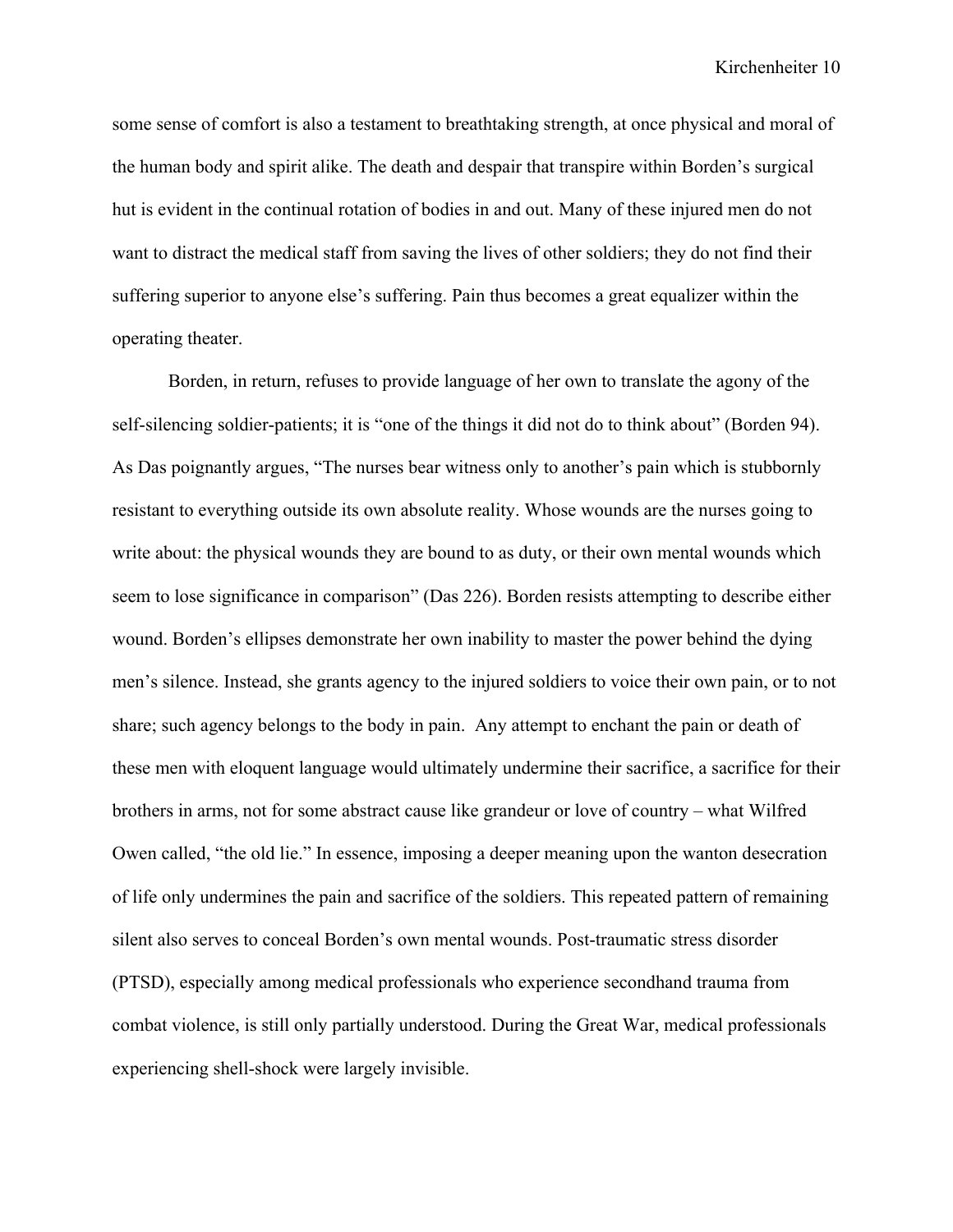some sense of comfort is also a testament to breathtaking strength, at once physical and moral of the human body and spirit alike. The death and despair that transpire within Borden's surgical hut is evident in the continual rotation of bodies in and out. Many of these injured men do not want to distract the medical staff from saving the lives of other soldiers; they do not find their suffering superior to anyone else's suffering. Pain thus becomes a great equalizer within the operating theater.

Borden, in return, refuses to provide language of her own to translate the agony of the self-silencing soldier-patients; it is "one of the things it did not do to think about" (Borden 94). As Das poignantly argues, "The nurses bear witness only to another's pain which is stubbornly resistant to everything outside its own absolute reality. Whose wounds are the nurses going to write about: the physical wounds they are bound to as duty, or their own mental wounds which seem to lose significance in comparison" (Das 226). Borden resists attempting to describe either wound. Borden's ellipses demonstrate her own inability to master the power behind the dying men's silence. Instead, she grants agency to the injured soldiers to voice their own pain, or to not share; such agency belongs to the body in pain. Any attempt to enchant the pain or death of these men with eloquent language would ultimately undermine their sacrifice, a sacrifice for their brothers in arms, not for some abstract cause like grandeur or love of country – what Wilfred Owen called, "the old lie." In essence, imposing a deeper meaning upon the wanton desecration of life only undermines the pain and sacrifice of the soldiers. This repeated pattern of remaining silent also serves to conceal Borden's own mental wounds. Post-traumatic stress disorder (PTSD), especially among medical professionals who experience secondhand trauma from combat violence, is still only partially understood. During the Great War, medical professionals experiencing shell-shock were largely invisible.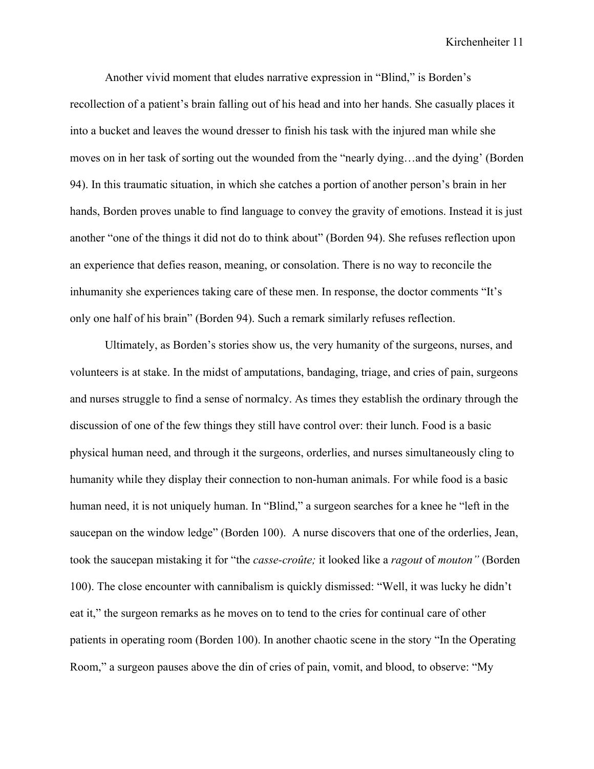Another vivid moment that eludes narrative expression in "Blind," is Borden's recollection of a patient's brain falling out of his head and into her hands. She casually places it into a bucket and leaves the wound dresser to finish his task with the injured man while she moves on in her task of sorting out the wounded from the "nearly dying…and the dying' (Borden 94). In this traumatic situation, in which she catches a portion of another person's brain in her hands, Borden proves unable to find language to convey the gravity of emotions. Instead it is just another "one of the things it did not do to think about" (Borden 94). She refuses reflection upon an experience that defies reason, meaning, or consolation. There is no way to reconcile the inhumanity she experiences taking care of these men. In response, the doctor comments "It's only one half of his brain" (Borden 94). Such a remark similarly refuses reflection.

Ultimately, as Borden's stories show us, the very humanity of the surgeons, nurses, and volunteers is at stake. In the midst of amputations, bandaging, triage, and cries of pain, surgeons and nurses struggle to find a sense of normalcy. As times they establish the ordinary through the discussion of one of the few things they still have control over: their lunch. Food is a basic physical human need, and through it the surgeons, orderlies, and nurses simultaneously cling to humanity while they display their connection to non-human animals. For while food is a basic human need, it is not uniquely human. In "Blind," a surgeon searches for a knee he "left in the saucepan on the window ledge" (Borden 100). A nurse discovers that one of the orderlies, Jean, took the saucepan mistaking it for "the *casse-croûte;* it looked like a *ragout* of *mouton"* (Borden 100). The close encounter with cannibalism is quickly dismissed: "Well, it was lucky he didn't eat it," the surgeon remarks as he moves on to tend to the cries for continual care of other patients in operating room (Borden 100). In another chaotic scene in the story "In the Operating Room," a surgeon pauses above the din of cries of pain, vomit, and blood, to observe: "My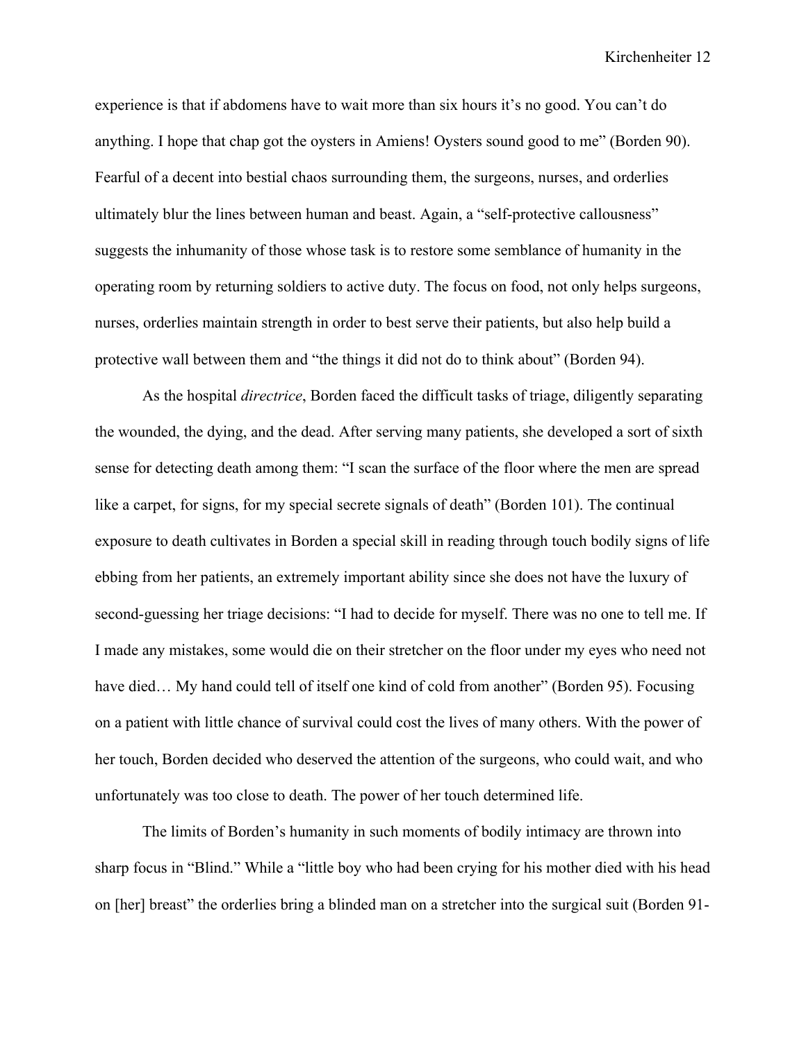experience is that if abdomens have to wait more than six hours it's no good. You can't do anything. I hope that chap got the oysters in Amiens! Oysters sound good to me" (Borden 90). Fearful of a decent into bestial chaos surrounding them, the surgeons, nurses, and orderlies ultimately blur the lines between human and beast. Again, a "self-protective callousness" suggests the inhumanity of those whose task is to restore some semblance of humanity in the operating room by returning soldiers to active duty. The focus on food, not only helps surgeons, nurses, orderlies maintain strength in order to best serve their patients, but also help build a protective wall between them and "the things it did not do to think about" (Borden 94).

As the hospital *directrice*, Borden faced the difficult tasks of triage, diligently separating the wounded, the dying, and the dead. After serving many patients, she developed a sort of sixth sense for detecting death among them: "I scan the surface of the floor where the men are spread like a carpet, for signs, for my special secrete signals of death" (Borden 101). The continual exposure to death cultivates in Borden a special skill in reading through touch bodily signs of life ebbing from her patients, an extremely important ability since she does not have the luxury of second-guessing her triage decisions: "I had to decide for myself. There was no one to tell me. If I made any mistakes, some would die on their stretcher on the floor under my eyes who need not have died… My hand could tell of itself one kind of cold from another" (Borden 95). Focusing on a patient with little chance of survival could cost the lives of many others. With the power of her touch, Borden decided who deserved the attention of the surgeons, who could wait, and who unfortunately was too close to death. The power of her touch determined life.

The limits of Borden's humanity in such moments of bodily intimacy are thrown into sharp focus in "Blind." While a "little boy who had been crying for his mother died with his head on [her] breast" the orderlies bring a blinded man on a stretcher into the surgical suit (Borden 91-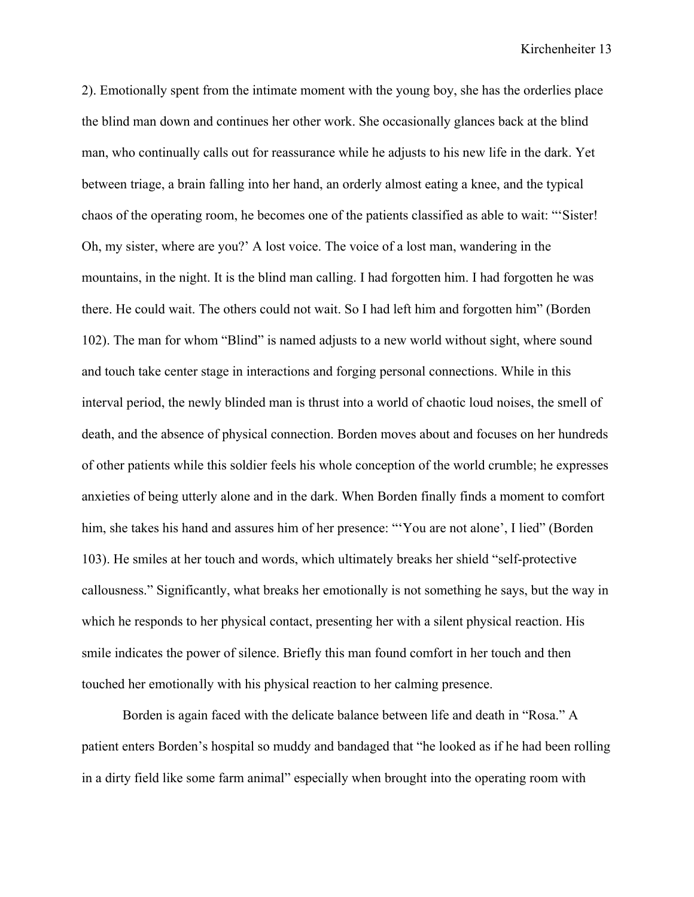2). Emotionally spent from the intimate moment with the young boy, she has the orderlies place the blind man down and continues her other work. She occasionally glances back at the blind man, who continually calls out for reassurance while he adjusts to his new life in the dark. Yet between triage, a brain falling into her hand, an orderly almost eating a knee, and the typical chaos of the operating room, he becomes one of the patients classified as able to wait: "'Sister! Oh, my sister, where are you?' A lost voice. The voice of a lost man, wandering in the mountains, in the night. It is the blind man calling. I had forgotten him. I had forgotten he was there. He could wait. The others could not wait. So I had left him and forgotten him" (Borden 102). The man for whom "Blind" is named adjusts to a new world without sight, where sound and touch take center stage in interactions and forging personal connections. While in this interval period, the newly blinded man is thrust into a world of chaotic loud noises, the smell of death, and the absence of physical connection. Borden moves about and focuses on her hundreds of other patients while this soldier feels his whole conception of the world crumble; he expresses anxieties of being utterly alone and in the dark. When Borden finally finds a moment to comfort him, she takes his hand and assures him of her presence: "'You are not alone', I lied" (Borden 103). He smiles at her touch and words, which ultimately breaks her shield "self-protective callousness." Significantly, what breaks her emotionally is not something he says, but the way in which he responds to her physical contact, presenting her with a silent physical reaction. His smile indicates the power of silence. Briefly this man found comfort in her touch and then touched her emotionally with his physical reaction to her calming presence.

Borden is again faced with the delicate balance between life and death in "Rosa." A patient enters Borden's hospital so muddy and bandaged that "he looked as if he had been rolling in a dirty field like some farm animal" especially when brought into the operating room with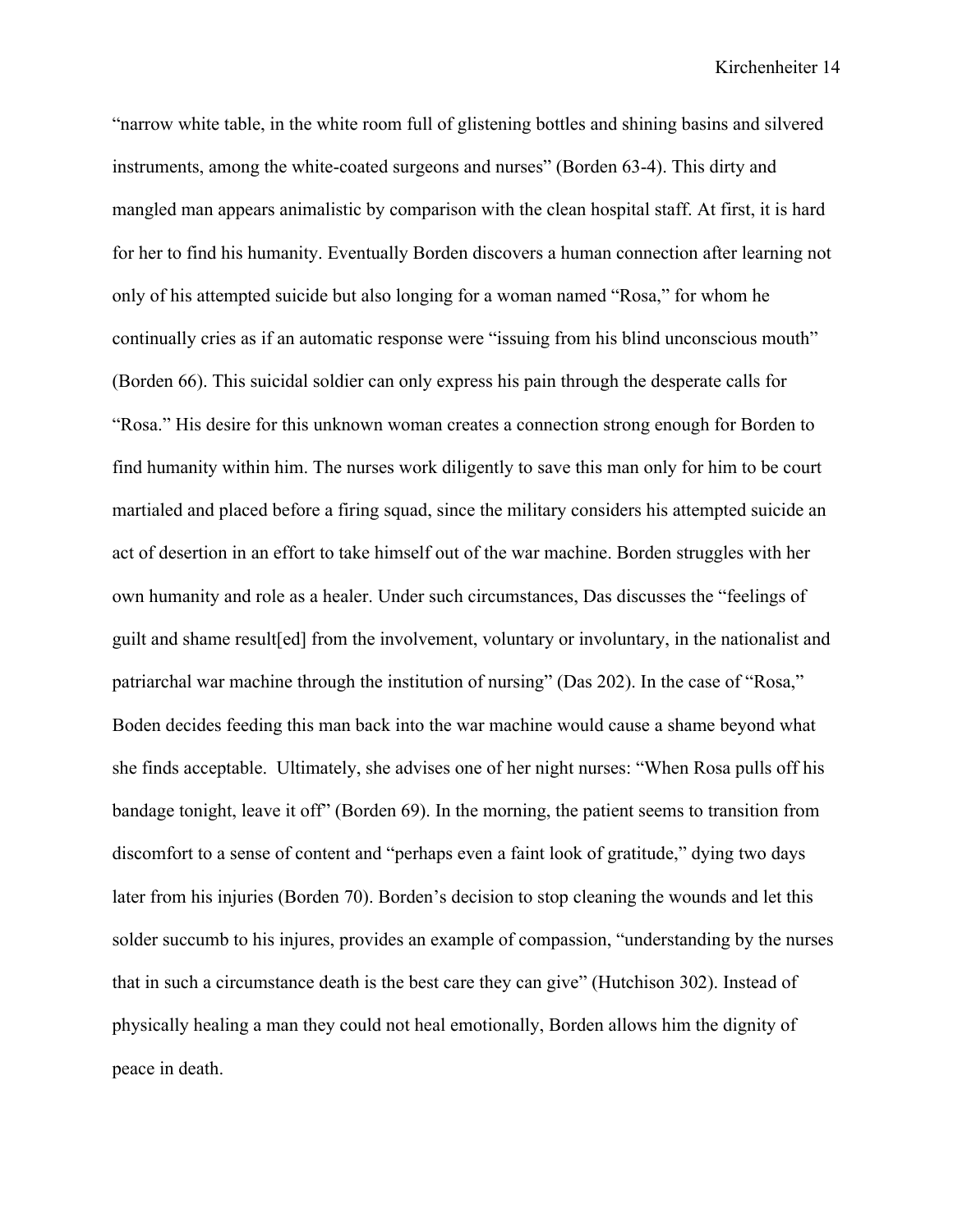"narrow white table, in the white room full of glistening bottles and shining basins and silvered instruments, among the white-coated surgeons and nurses" (Borden 63-4). This dirty and mangled man appears animalistic by comparison with the clean hospital staff. At first, it is hard for her to find his humanity. Eventually Borden discovers a human connection after learning not only of his attempted suicide but also longing for a woman named "Rosa," for whom he continually cries as if an automatic response were "issuing from his blind unconscious mouth" (Borden 66). This suicidal soldier can only express his pain through the desperate calls for "Rosa." His desire for this unknown woman creates a connection strong enough for Borden to find humanity within him. The nurses work diligently to save this man only for him to be court martialed and placed before a firing squad, since the military considers his attempted suicide an act of desertion in an effort to take himself out of the war machine. Borden struggles with her own humanity and role as a healer. Under such circumstances, Das discusses the "feelings of guilt and shame result[ed] from the involvement, voluntary or involuntary, in the nationalist and patriarchal war machine through the institution of nursing" (Das 202). In the case of "Rosa," Boden decides feeding this man back into the war machine would cause a shame beyond what she finds acceptable. Ultimately, she advises one of her night nurses: "When Rosa pulls off his bandage tonight, leave it off" (Borden 69). In the morning, the patient seems to transition from discomfort to a sense of content and "perhaps even a faint look of gratitude," dying two days later from his injuries (Borden 70). Borden's decision to stop cleaning the wounds and let this solder succumb to his injures, provides an example of compassion, "understanding by the nurses that in such a circumstance death is the best care they can give" (Hutchison 302). Instead of physically healing a man they could not heal emotionally, Borden allows him the dignity of peace in death.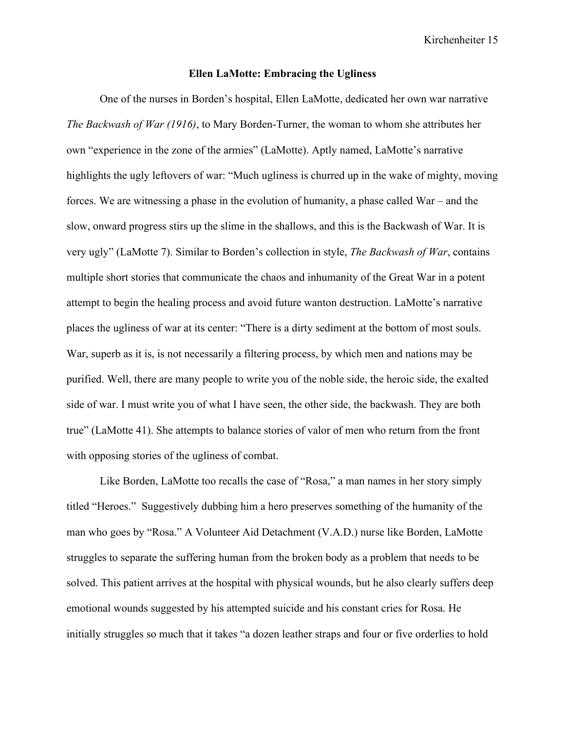## Ellen LaMotte: Embracing the Ugliness

One of the nurses in Borden's hospital, Ellen LaMotte, dedicated her own war narrative *The Backwash of War (1916)*, to Mary Borden-Turner, the woman to whom she attributes her own "experience in the zone of the armies" (LaMotte). Aptly named, LaMotte's narrative highlights the ugly leftovers of war: "Much ugliness is churred up in the wake of mighty, moving forces. We are witnessing a phase in the evolution of humanity, a phase called War – and the slow, onward progress stirs up the slime in the shallows, and this is the Backwash of War. It is very ugly" (LaMotte 7). Similar to Borden's collection in style, *The Backwash of War*, contains multiple short stories that communicate the chaos and inhumanity of the Great War in a potent attempt to begin the healing process and avoid future wanton destruction. LaMotte's narrative places the ugliness of war at its center: "There is a dirty sediment at the bottom of most souls. War, superb as it is, is not necessarily a filtering process, by which men and nations may be purified. Well, there are many people to write you of the noble side, the heroic side, the exalted side of war. I must write you of what I have seen, the other side, the backwash. They are both true" (LaMotte 41). She attempts to balance stories of valor of men who return from the front with opposing stories of the ugliness of combat.

Like Borden, LaMotte too recalls the case of "Rosa," a man names in her story simply titled "Heroes." Suggestively dubbing him a hero preserves something of the humanity of the man who goes by "Rosa." A Volunteer Aid Detachment (V.A.D.) nurse like Borden, LaMotte struggles to separate the suffering human from the broken body as a problem that needs to be solved. This patient arrives at the hospital with physical wounds, but he also clearly suffers deep emotional wounds suggested by his attempted suicide and his constant cries for Rosa. He initially struggles so much that it takes "a dozen leather straps and four or five orderlies to hold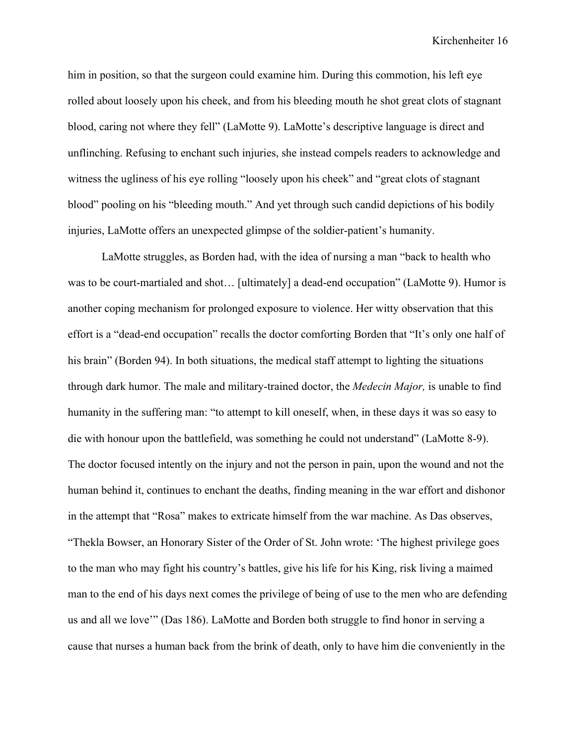him in position, so that the surgeon could examine him. During this commotion, his left eye rolled about loosely upon his cheek, and from his bleeding mouth he shot great clots of stagnant blood, caring not where they fell" (LaMotte 9). LaMotte's descriptive language is direct and unflinching. Refusing to enchant such injuries, she instead compels readers to acknowledge and witness the ugliness of his eye rolling "loosely upon his cheek" and "great clots of stagnant blood" pooling on his "bleeding mouth." And yet through such candid depictions of his bodily injuries, LaMotte offers an unexpected glimpse of the soldier-patient's humanity.

LaMotte struggles, as Borden had, with the idea of nursing a man "back to health who was to be court-martialed and shot… [ultimately] a dead-end occupation" (LaMotte 9). Humor is another coping mechanism for prolonged exposure to violence. Her witty observation that this effort is a "dead-end occupation" recalls the doctor comforting Borden that "It's only one half of his brain" (Borden 94). In both situations, the medical staff attempt to lighting the situations through dark humor. The male and military-trained doctor, the *Medecin Major,* is unable to find humanity in the suffering man: "to attempt to kill oneself, when, in these days it was so easy to die with honour upon the battlefield, was something he could not understand" (LaMotte 8-9). The doctor focused intently on the injury and not the person in pain, upon the wound and not the human behind it, continues to enchant the deaths, finding meaning in the war effort and dishonor in the attempt that "Rosa" makes to extricate himself from the war machine. As Das observes, "Thekla Bowser, an Honorary Sister of the Order of St. John wrote: 'The highest privilege goes to the man who may fight his country's battles, give his life for his King, risk living a maimed man to the end of his days next comes the privilege of being of use to the men who are defending us and all we love'" (Das 186). LaMotte and Borden both struggle to find honor in serving a cause that nurses a human back from the brink of death, only to have him die conveniently in the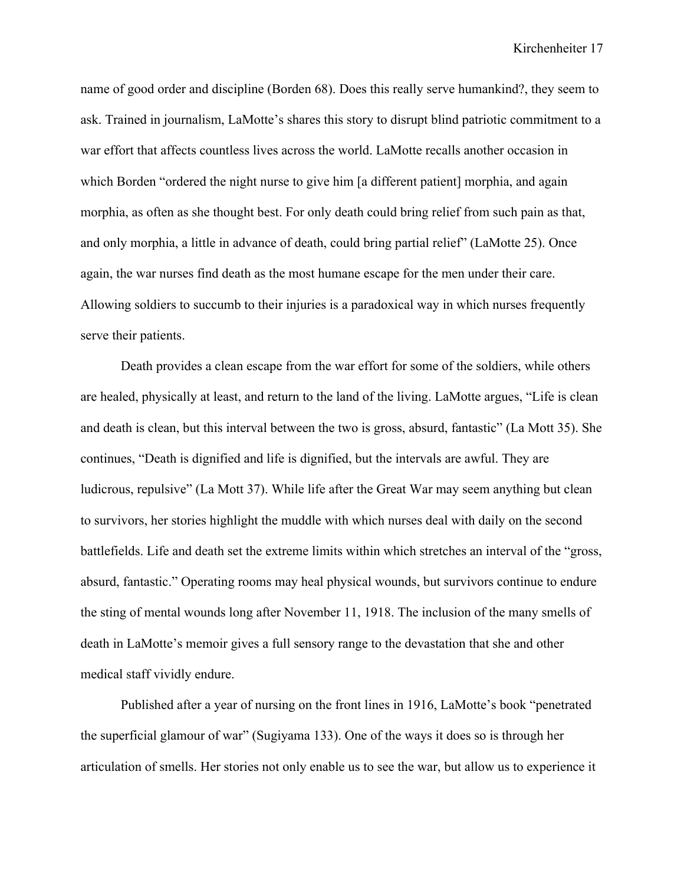name of good order and discipline (Borden 68). Does this really serve humankind?, they seem to ask. Trained in journalism, LaMotte's shares this story to disrupt blind patriotic commitment to a war effort that affects countless lives across the world. LaMotte recalls another occasion in which Borden "ordered the night nurse to give him [a different patient] morphia, and again morphia, as often as she thought best. For only death could bring relief from such pain as that, and only morphia, a little in advance of death, could bring partial relief" (LaMotte 25). Once again, the war nurses find death as the most humane escape for the men under their care. Allowing soldiers to succumb to their injuries is a paradoxical way in which nurses frequently serve their patients.

Death provides a clean escape from the war effort for some of the soldiers, while others are healed, physically at least, and return to the land of the living. LaMotte argues, "Life is clean and death is clean, but this interval between the two is gross, absurd, fantastic" (La Mott 35). She continues, "Death is dignified and life is dignified, but the intervals are awful. They are ludicrous, repulsive" (La Mott 37). While life after the Great War may seem anything but clean to survivors, her stories highlight the muddle with which nurses deal with daily on the second battlefields. Life and death set the extreme limits within which stretches an interval of the "gross, absurd, fantastic." Operating rooms may heal physical wounds, but survivors continue to endure the sting of mental wounds long after November 11, 1918. The inclusion of the many smells of death in LaMotte's memoir gives a full sensory range to the devastation that she and other medical staff vividly endure.

Published after a year of nursing on the front lines in 1916, LaMotte's book "penetrated the superficial glamour of war" (Sugiyama 133). One of the ways it does so is through her articulation of smells. Her stories not only enable us to see the war, but allow us to experience it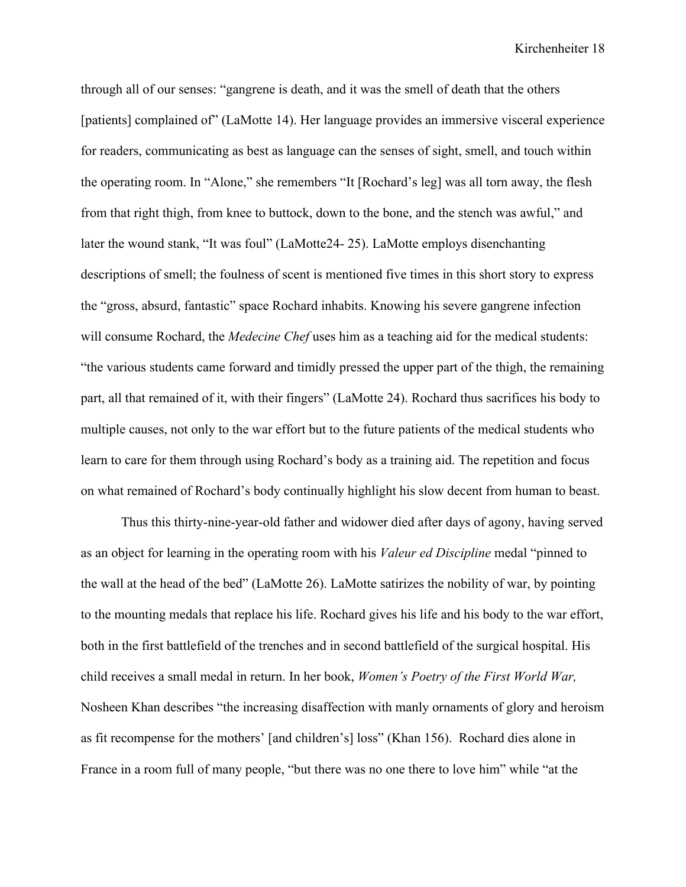through all of our senses: "gangrene is death, and it was the smell of death that the others [patients] complained of" (LaMotte 14). Her language provides an immersive visceral experience for readers, communicating as best as language can the senses of sight, smell, and touch within the operating room. In "Alone," she remembers "It [Rochard's leg] was all torn away, the flesh from that right thigh, from knee to buttock, down to the bone, and the stench was awful," and later the wound stank, "It was foul" (LaMotte24- 25). LaMotte employs disenchanting descriptions of smell; the foulness of scent is mentioned five times in this short story to express the "gross, absurd, fantastic" space Rochard inhabits. Knowing his severe gangrene infection will consume Rochard, the *Medecine Chef* uses him as a teaching aid for the medical students: "the various students came forward and timidly pressed the upper part of the thigh, the remaining part, all that remained of it, with their fingers" (LaMotte 24). Rochard thus sacrifices his body to multiple causes, not only to the war effort but to the future patients of the medical students who learn to care for them through using Rochard's body as a training aid. The repetition and focus on what remained of Rochard's body continually highlight his slow decent from human to beast.

Thus this thirty-nine-year-old father and widower died after days of agony, having served as an object for learning in the operating room with his *Valeur ed Discipline* medal "pinned to the wall at the head of the bed" (LaMotte 26). LaMotte satirizes the nobility of war, by pointing to the mounting medals that replace his life. Rochard gives his life and his body to the war effort, both in the first battlefield of the trenches and in second battlefield of the surgical hospital. His child receives a small medal in return. In her book, *Women's Poetry of the First World War,* Nosheen Khan describes "the increasing disaffection with manly ornaments of glory and heroism as fit recompense for the mothers' [and children's] loss" (Khan 156). Rochard dies alone in France in a room full of many people, "but there was no one there to love him" while "at the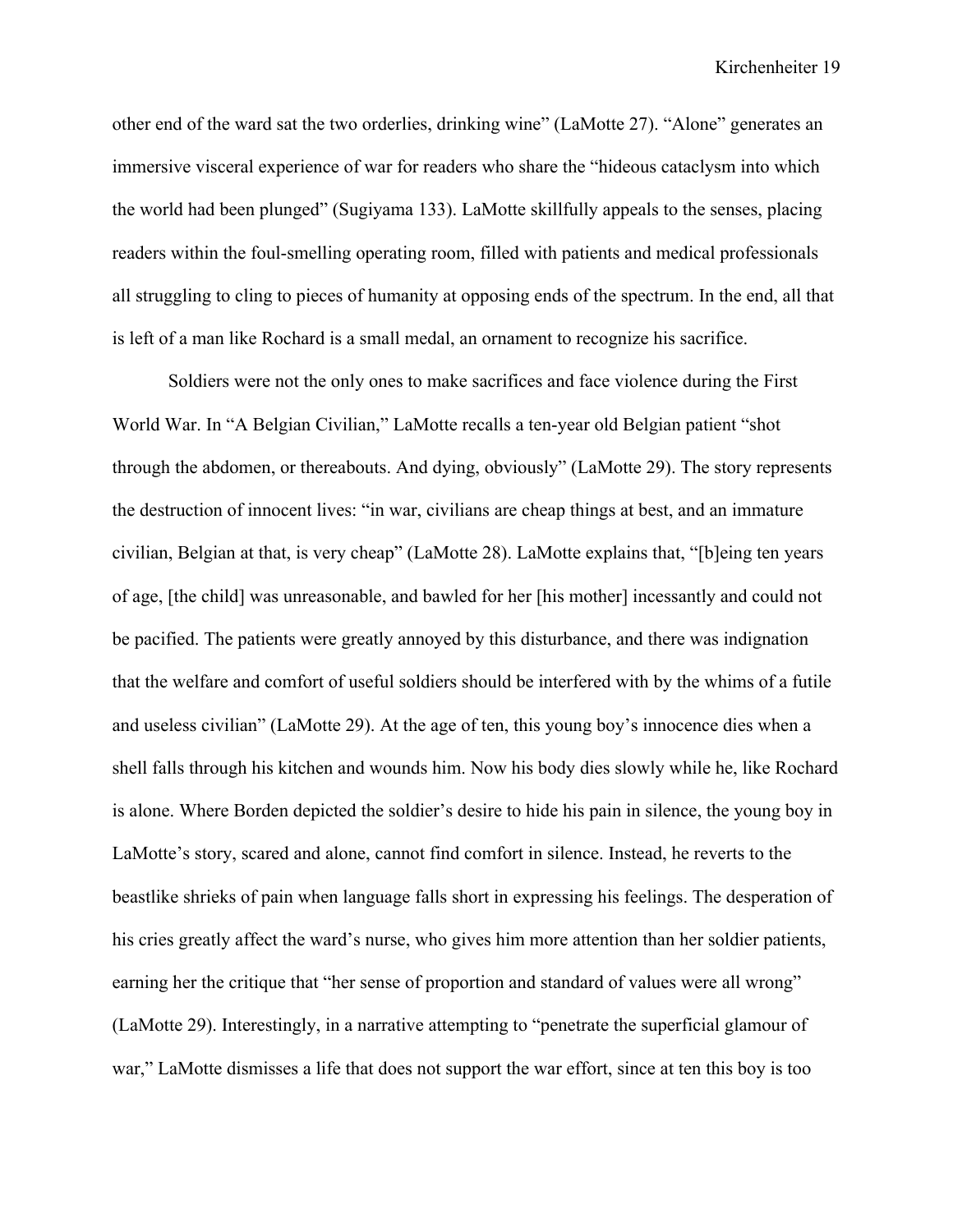other end of the ward sat the two orderlies, drinking wine" (LaMotte 27). "Alone" generates an immersive visceral experience of war for readers who share the "hideous cataclysm into which the world had been plunged" (Sugiyama 133). LaMotte skillfully appeals to the senses, placing readers within the foul-smelling operating room, filled with patients and medical professionals all struggling to cling to pieces of humanity at opposing ends of the spectrum. In the end, all that is left of a man like Rochard is a small medal, an ornament to recognize his sacrifice.

Soldiers were not the only ones to make sacrifices and face violence during the First World War. In "A Belgian Civilian," LaMotte recalls a ten-year old Belgian patient "shot through the abdomen, or thereabouts. And dying, obviously" (LaMotte 29). The story represents the destruction of innocent lives: "in war, civilians are cheap things at best, and an immature civilian, Belgian at that, is very cheap" (LaMotte 28). LaMotte explains that, "[b]eing ten years of age, [the child] was unreasonable, and bawled for her [his mother] incessantly and could not be pacified. The patients were greatly annoyed by this disturbance, and there was indignation that the welfare and comfort of useful soldiers should be interfered with by the whims of a futile and useless civilian" (LaMotte 29). At the age of ten, this young boy's innocence dies when a shell falls through his kitchen and wounds him. Now his body dies slowly while he, like Rochard is alone. Where Borden depicted the soldier's desire to hide his pain in silence, the young boy in LaMotte's story, scared and alone, cannot find comfort in silence. Instead, he reverts to the beastlike shrieks of pain when language falls short in expressing his feelings. The desperation of his cries greatly affect the ward's nurse, who gives him more attention than her soldier patients, earning her the critique that "her sense of proportion and standard of values were all wrong" (LaMotte 29). Interestingly, in a narrative attempting to "penetrate the superficial glamour of war," LaMotte dismisses a life that does not support the war effort, since at ten this boy is too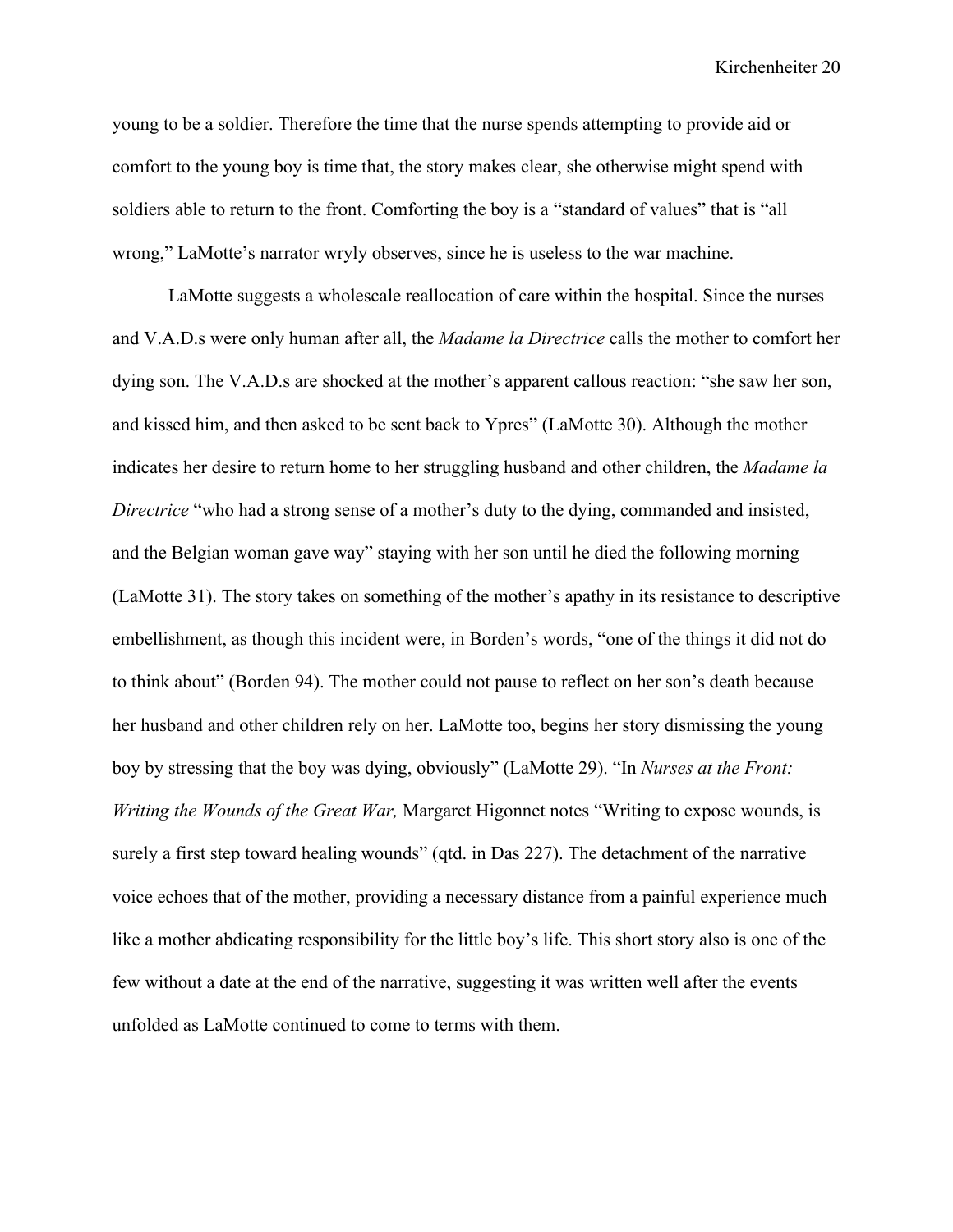young to be a soldier. Therefore the time that the nurse spends attempting to provide aid or comfort to the young boy is time that, the story makes clear, she otherwise might spend with soldiers able to return to the front. Comforting the boy is a "standard of values" that is "all wrong," LaMotte's narrator wryly observes, since he is useless to the war machine.

LaMotte suggests a wholescale reallocation of care within the hospital. Since the nurses and V.A.D.s were only human after all, the *Madame la Directrice* calls the mother to comfort her dying son. The V.A.D.s are shocked at the mother's apparent callous reaction: "she saw her son, and kissed him, and then asked to be sent back to Ypres" (LaMotte 30). Although the mother indicates her desire to return home to her struggling husband and other children, the *Madame la Directrice* "who had a strong sense of a mother's duty to the dying, commanded and insisted, and the Belgian woman gave way" staying with her son until he died the following morning (LaMotte 31). The story takes on something of the mother's apathy in its resistance to descriptive embellishment, as though this incident were, in Borden's words, "one of the things it did not do to think about" (Borden 94). The mother could not pause to reflect on her son's death because her husband and other children rely on her. LaMotte too, begins her story dismissing the young boy by stressing that the boy was dying, obviously" (LaMotte 29). "In *Nurses at the Front: Writing the Wounds of the Great War,* Margaret Higonnet notes "Writing to expose wounds, is surely a first step toward healing wounds" (qtd. in Das 227). The detachment of the narrative voice echoes that of the mother, providing a necessary distance from a painful experience much like a mother abdicating responsibility for the little boy's life. This short story also is one of the few without a date at the end of the narrative, suggesting it was written well after the events unfolded as LaMotte continued to come to terms with them.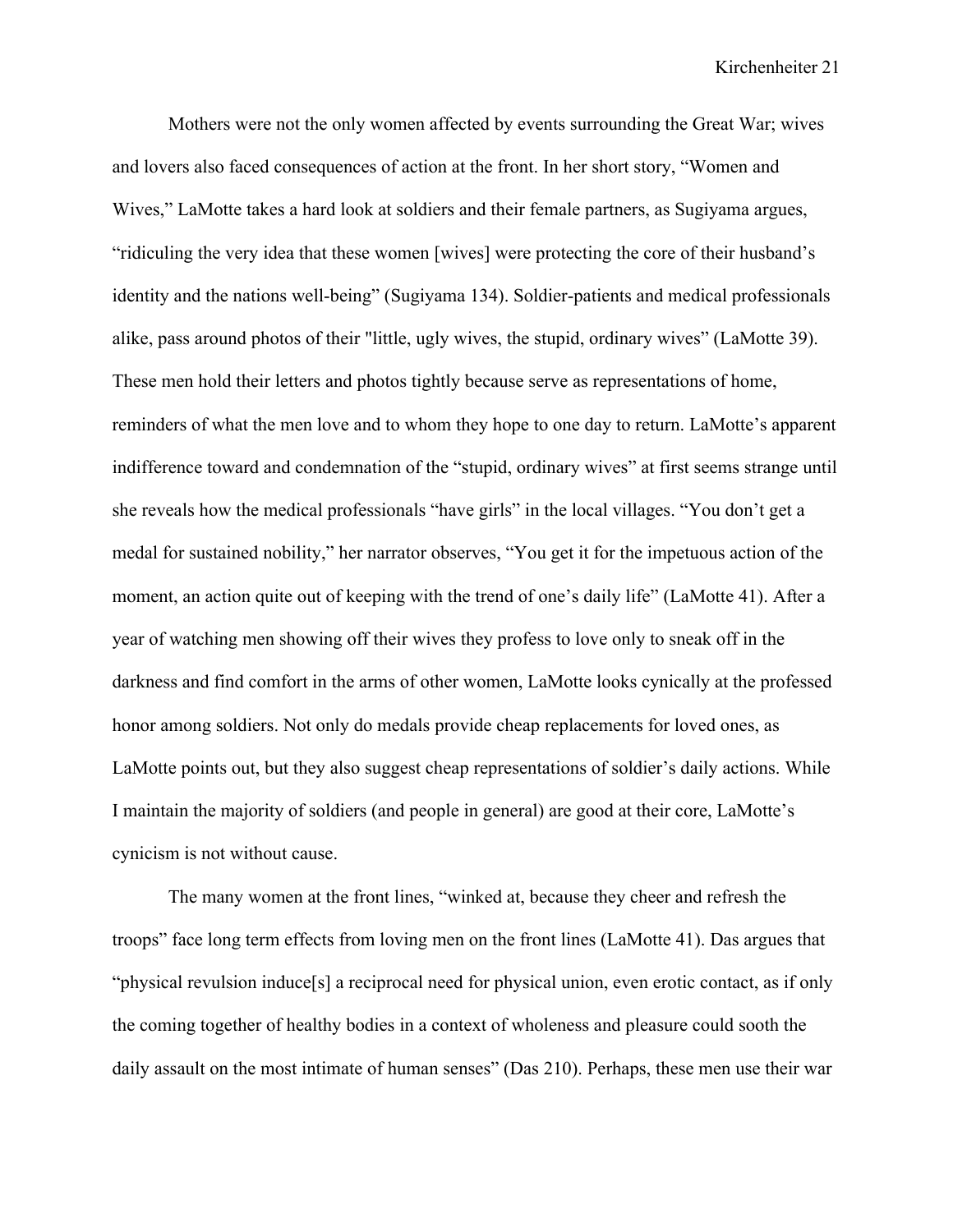Mothers were not the only women affected by events surrounding the Great War; wives and lovers also faced consequences of action at the front. In her short story, "Women and Wives," LaMotte takes a hard look at soldiers and their female partners, as Sugiyama argues, "ridiculing the very idea that these women [wives] were protecting the core of their husband's identity and the nations well-being" (Sugiyama 134). Soldier-patients and medical professionals alike, pass around photos of their "little, ugly wives, the stupid, ordinary wives" (LaMotte 39). These men hold their letters and photos tightly because serve as representations of home, reminders of what the men love and to whom they hope to one day to return. LaMotte's apparent indifference toward and condemnation of the "stupid, ordinary wives" at first seems strange until she reveals how the medical professionals "have girls" in the local villages. "You don't get a medal for sustained nobility," her narrator observes, "You get it for the impetuous action of the moment, an action quite out of keeping with the trend of one's daily life" (LaMotte 41). After a year of watching men showing off their wives they profess to love only to sneak off in the darkness and find comfort in the arms of other women, LaMotte looks cynically at the professed honor among soldiers. Not only do medals provide cheap replacements for loved ones, as LaMotte points out, but they also suggest cheap representations of soldier's daily actions. While I maintain the majority of soldiers (and people in general) are good at their core, LaMotte's cynicism is not without cause.

The many women at the front lines, "winked at, because they cheer and refresh the troops" face long term effects from loving men on the front lines (LaMotte 41). Das argues that "physical revulsion induce[s] a reciprocal need for physical union, even erotic contact, as if only the coming together of healthy bodies in a context of wholeness and pleasure could sooth the daily assault on the most intimate of human senses" (Das 210). Perhaps, these men use their war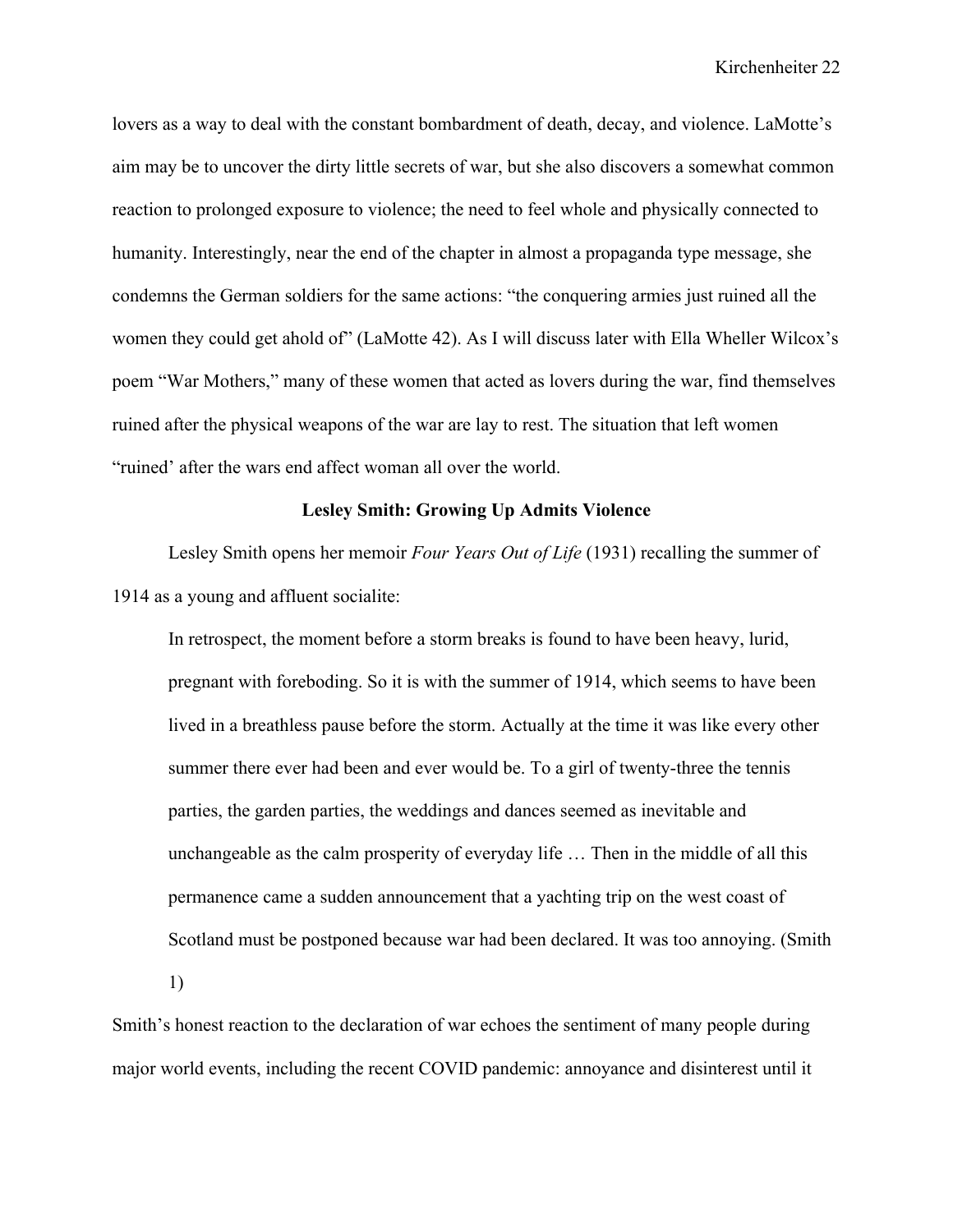lovers as a way to deal with the constant bombardment of death, decay, and violence. LaMotte's aim may be to uncover the dirty little secrets of war, but she also discovers a somewhat common reaction to prolonged exposure to violence; the need to feel whole and physically connected to humanity. Interestingly, near the end of the chapter in almost a propaganda type message, she condemns the German soldiers for the same actions: "the conquering armies just ruined all the women they could get ahold of" (LaMotte 42). As I will discuss later with Ella Wheller Wilcox's poem "War Mothers," many of these women that acted as lovers during the war, find themselves ruined after the physical weapons of the war are lay to rest. The situation that left women "ruined' after the wars end affect woman all over the world.

### Lesley Smith: Growing Up Admits Violence

Lesley Smith opens her memoir *Four Years Out of Life* (1931) recalling the summer of 1914 as a young and affluent socialite:

> In retrospect, the moment before a storm breaks is found to have been heavy, lurid, pregnant with foreboding. So it is with the summer of 1914, which seems to have been lived in a breathless pause before the storm. Actually at the time it was like every other summer there ever had been and ever would be. To a girl of twenty-three the tennis parties, the garden parties, the weddings and dances seemed as inevitable and unchangeable as the calm prosperity of everyday life … Then in the middle of all this permanence came a sudden announcement that a yachting trip on the west coast of Scotland must be postponed because war had been declared. It was too annoying. (Smith 1)

Smith's honest reaction to the declaration of war echoes the sentiment of many people during major world events, including the recent COVID pandemic: annoyance and disinterest until it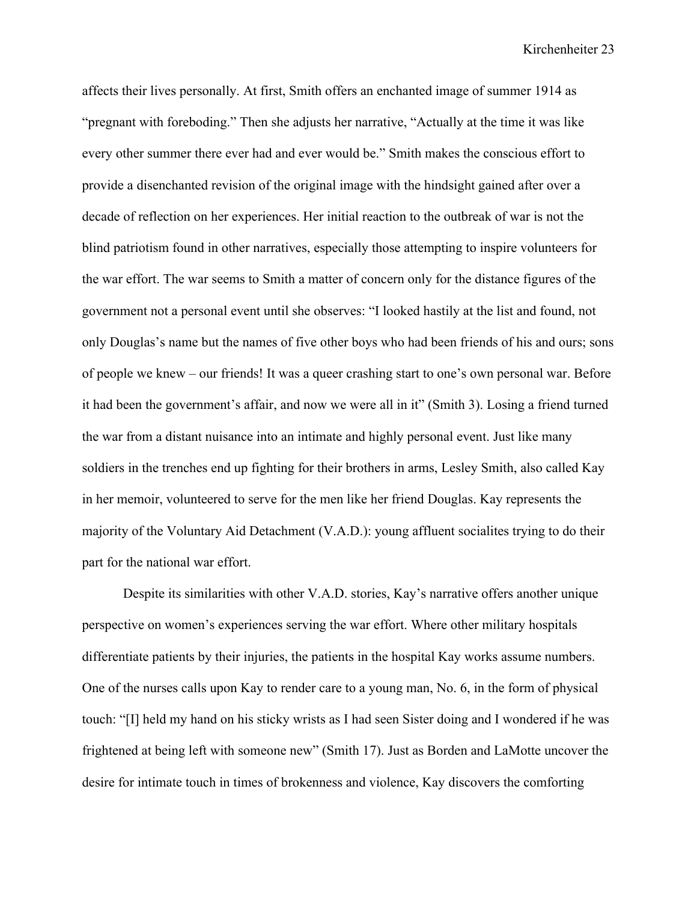affects their lives personally. At first, Smith offers an enchanted image of summer 1914 as "pregnant with foreboding." Then she adjusts her narrative, "Actually at the time it was like every other summer there ever had and ever would be." Smith makes the conscious effort to provide a disenchanted revision of the original image with the hindsight gained after over a decade of reflection on her experiences. Her initial reaction to the outbreak of war is not the blind patriotism found in other narratives, especially those attempting to inspire volunteers for the war effort. The war seems to Smith a matter of concern only for the distance figures of the government not a personal event until she observes: "I looked hastily at the list and found, not only Douglas's name but the names of five other boys who had been friends of his and ours; sons of people we knew – our friends! It was a queer crashing start to one's own personal war. Before it had been the government's affair, and now we were all in it" (Smith 3). Losing a friend turned the war from a distant nuisance into an intimate and highly personal event. Just like many soldiers in the trenches end up fighting for their brothers in arms, Lesley Smith, also called Kay in her memoir, volunteered to serve for the men like her friend Douglas. Kay represents the majority of the Voluntary Aid Detachment (V.A.D.): young affluent socialites trying to do their part for the national war effort.

Despite its similarities with other V.A.D. stories, Kay's narrative offers another unique perspective on women's experiences serving the war effort. Where other military hospitals differentiate patients by their injuries, the patients in the hospital Kay works assume numbers. One of the nurses calls upon Kay to render care to a young man, No. 6, in the form of physical touch: "[I] held my hand on his sticky wrists as I had seen Sister doing and I wondered if he was frightened at being left with someone new" (Smith 17). Just as Borden and LaMotte uncover the desire for intimate touch in times of brokenness and violence, Kay discovers the comforting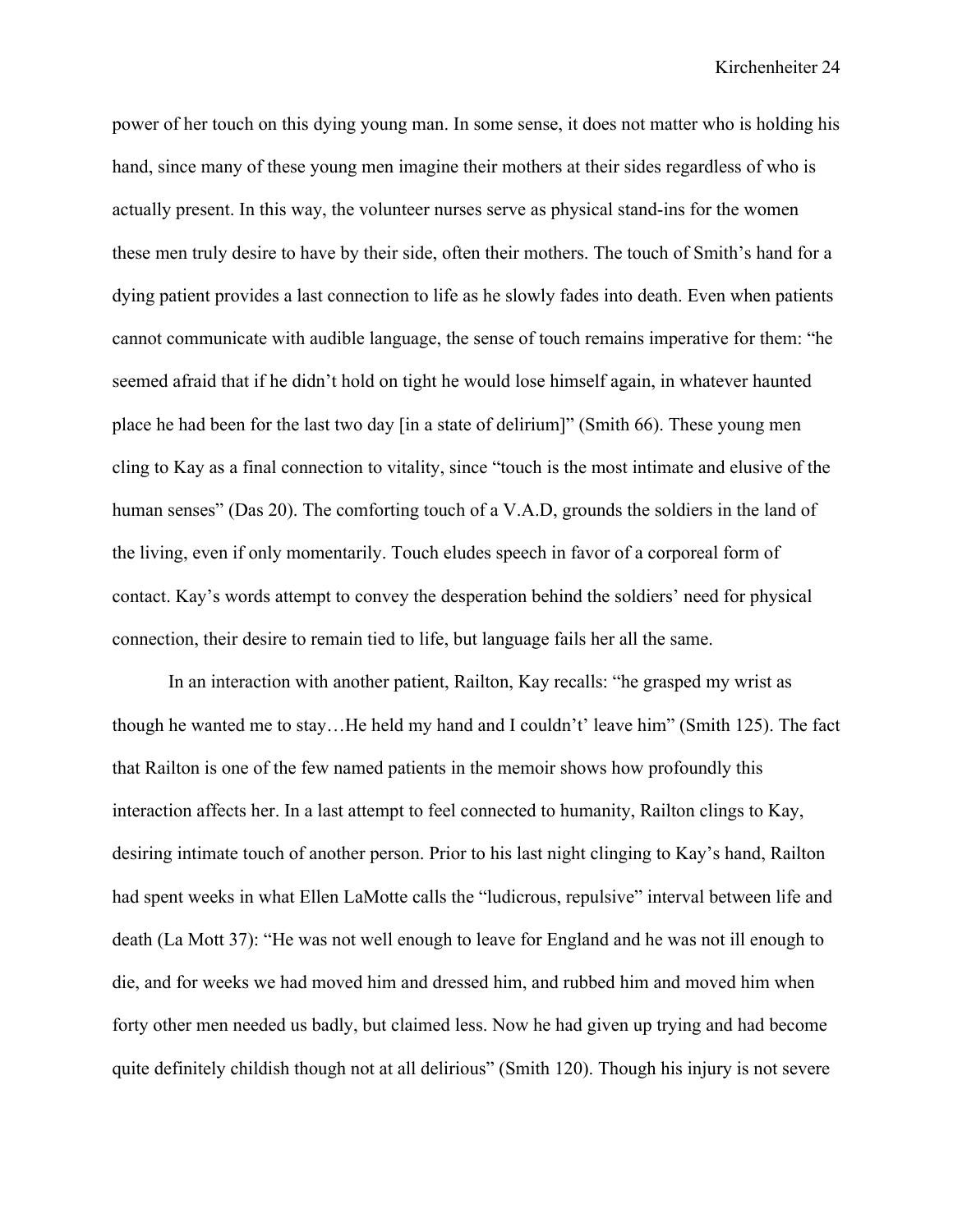power of her touch on this dying young man. In some sense, it does not matter who is holding his hand, since many of these young men imagine their mothers at their sides regardless of who is actually present. In this way, the volunteer nurses serve as physical stand-ins for the women these men truly desire to have by their side, often their mothers. The touch of Smith's hand for a dying patient provides a last connection to life as he slowly fades into death. Even when patients cannot communicate with audible language, the sense of touch remains imperative for them: "he seemed afraid that if he didn't hold on tight he would lose himself again, in whatever haunted place he had been for the last two day [in a state of delirium]" (Smith 66). These young men cling to Kay as a final connection to vitality, since "touch is the most intimate and elusive of the human senses" (Das 20). The comforting touch of a V.A.D, grounds the soldiers in the land of the living, even if only momentarily. Touch eludes speech in favor of a corporeal form of contact. Kay's words attempt to convey the desperation behind the soldiers' need for physical connection, their desire to remain tied to life, but language fails her all the same.

In an interaction with another patient, Railton, Kay recalls: "he grasped my wrist as though he wanted me to stay…He held my hand and I couldn't' leave him" (Smith 125). The fact that Railton is one of the few named patients in the memoir shows how profoundly this interaction affects her. In a last attempt to feel connected to humanity, Railton clings to Kay, desiring intimate touch of another person. Prior to his last night clinging to Kay's hand, Railton had spent weeks in what Ellen LaMotte calls the "ludicrous, repulsive" interval between life and death (La Mott 37): "He was not well enough to leave for England and he was not ill enough to die, and for weeks we had moved him and dressed him, and rubbed him and moved him when forty other men needed us badly, but claimed less. Now he had given up trying and had become quite definitely childish though not at all delirious" (Smith 120). Though his injury is not severe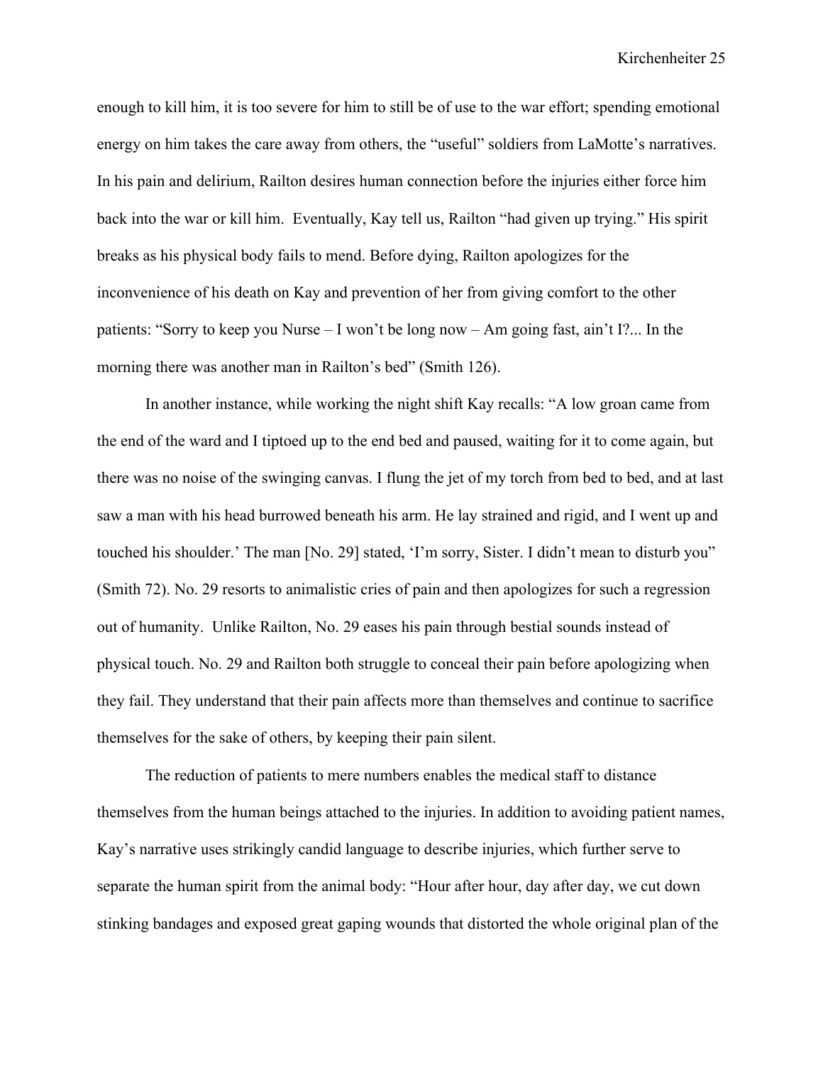enough to kill him, it is too severe for him to still be of use to the war effort; spending emotional energy on him takes the care away from others, the "useful" soldiers from LaMotte's narratives. In his pain and delirium, Railton desires human connection before the injuries either force him back into the war or kill him. Eventually, Kay tell us, Railton "had given up trying." His spirit breaks as his physical body fails to mend. Before dying, Railton apologizes for the inconvenience of his death on Kay and prevention of her from giving comfort to the other patients: "Sorry to keep you Nurse – I won't be long now – Am going fast, ain't I?... In the morning there was another man in Railton's bed" (Smith 126).

In another instance, while working the night shift Kay recalls: "A low groan came from the end of the ward and I tiptoed up to the end bed and paused, waiting for it to come again, but there was no noise of the swinging canvas. I flung the jet of my torch from bed to bed, and at last saw a man with his head burrowed beneath his arm. He lay strained and rigid, and I went up and touched his shoulder.' The man [No. 29] stated, 'I'm sorry, Sister. I didn't mean to disturb you" (Smith 72). No. 29 resorts to animalistic cries of pain and then apologizes for such a regression out of humanity. Unlike Railton, No. 29 eases his pain through bestial sounds instead of physical touch. No. 29 and Railton both struggle to conceal their pain before apologizing when they fail. They understand that their pain affects more than themselves and continue to sacrifice themselves for the sake of others, by keeping their pain silent.

The reduction of patients to mere numbers enables the medical staff to distance themselves from the human beings attached to the injuries. In addition to avoiding patient names, Kay's narrative uses strikingly candid language to describe injuries, which further serve to separate the human spirit from the animal body: "Hour after hour, day after day, we cut down stinking bandages and exposed great gaping wounds that distorted the whole original plan of the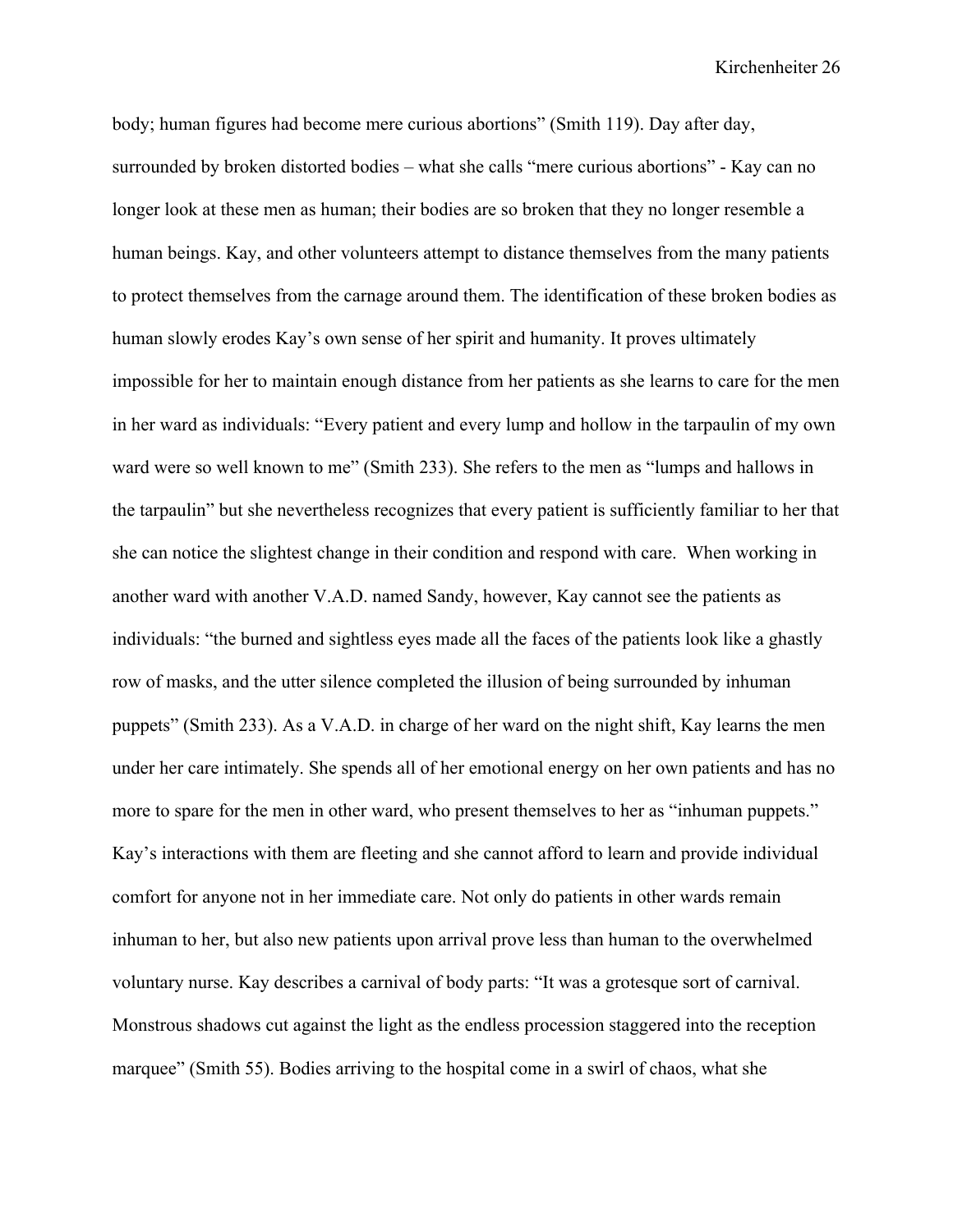body; human figures had become mere curious abortions" (Smith 119). Day after day, surrounded by broken distorted bodies – what she calls "mere curious abortions" - Kay can no longer look at these men as human; their bodies are so broken that they no longer resemble a human beings. Kay, and other volunteers attempt to distance themselves from the many patients to protect themselves from the carnage around them. The identification of these broken bodies as human slowly erodes Kay's own sense of her spirit and humanity. It proves ultimately impossible for her to maintain enough distance from her patients as she learns to care for the men in her ward as individuals: "Every patient and every lump and hollow in the tarpaulin of my own ward were so well known to me" (Smith 233). She refers to the men as "lumps and hallows in the tarpaulin" but she nevertheless recognizes that every patient is sufficiently familiar to her that she can notice the slightest change in their condition and respond with care. When working in another ward with another V.A.D. named Sandy, however, Kay cannot see the patients as individuals: "the burned and sightless eyes made all the faces of the patients look like a ghastly row of masks, and the utter silence completed the illusion of being surrounded by inhuman puppets" (Smith 233). As a V.A.D. in charge of her ward on the night shift, Kay learns the men under her care intimately. She spends all of her emotional energy on her own patients and has no more to spare for the men in other ward, who present themselves to her as "inhuman puppets." Kay's interactions with them are fleeting and she cannot afford to learn and provide individual comfort for anyone not in her immediate care. Not only do patients in other wards remain inhuman to her, but also new patients upon arrival prove less than human to the overwhelmed voluntary nurse. Kay describes a carnival of body parts: "It was a grotesque sort of carnival. Monstrous shadows cut against the light as the endless procession staggered into the reception marquee" (Smith 55). Bodies arriving to the hospital come in a swirl of chaos, what she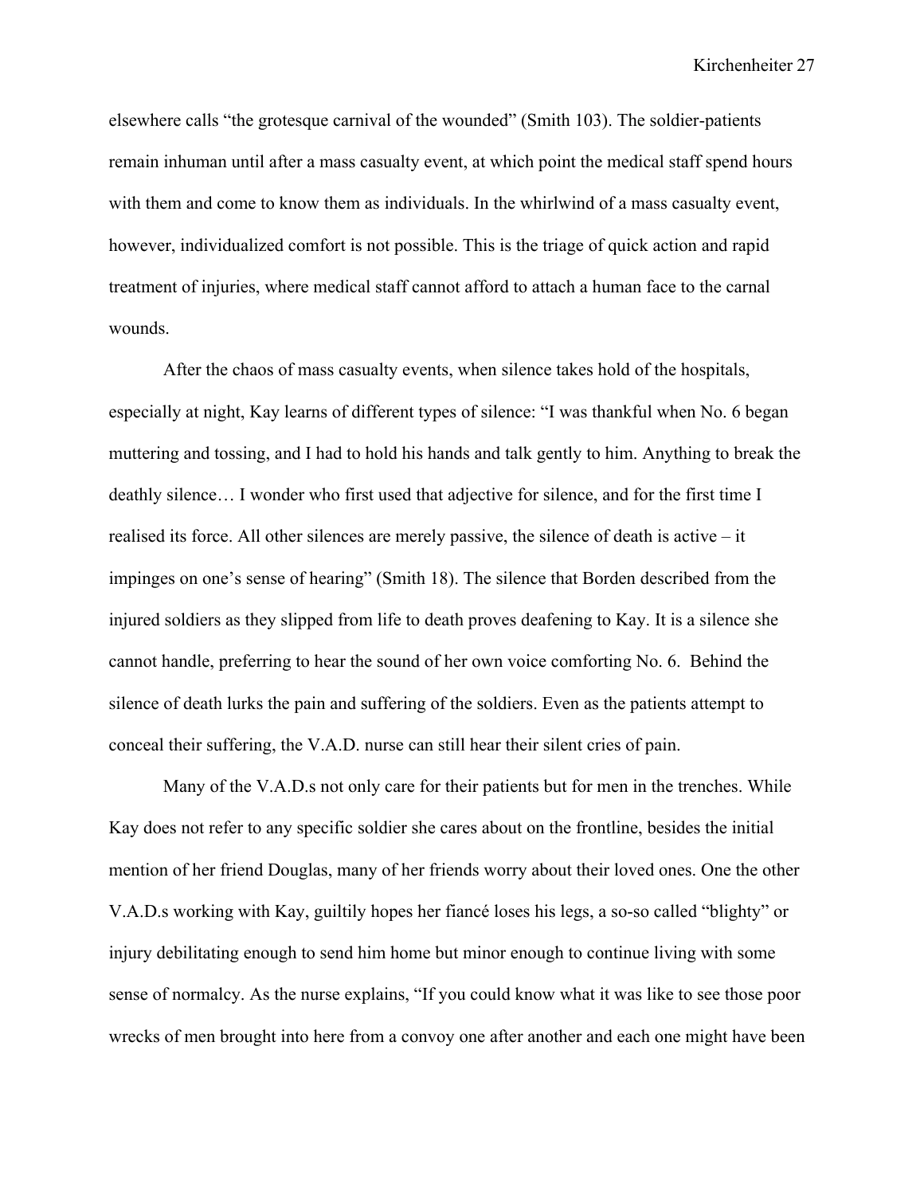elsewhere calls "the grotesque carnival of the wounded" (Smith 103). The soldier-patients remain inhuman until after a mass casualty event, at which point the medical staff spend hours with them and come to know them as individuals. In the whirlwind of a mass casualty event, however, individualized comfort is not possible. This is the triage of quick action and rapid treatment of injuries, where medical staff cannot afford to attach a human face to the carnal wounds.

After the chaos of mass casualty events, when silence takes hold of the hospitals, especially at night, Kay learns of different types of silence: "I was thankful when No. 6 began muttering and tossing, and I had to hold his hands and talk gently to him. Anything to break the deathly silence… I wonder who first used that adjective for silence, and for the first time I realised its force. All other silences are merely passive, the silence of death is active – it impinges on one's sense of hearing" (Smith 18). The silence that Borden described from the injured soldiers as they slipped from life to death proves deafening to Kay. It is a silence she cannot handle, preferring to hear the sound of her own voice comforting No. 6. Behind the silence of death lurks the pain and suffering of the soldiers. Even as the patients attempt to conceal their suffering, the V.A.D. nurse can still hear their silent cries of pain.

Many of the V.A.D.s not only care for their patients but for men in the trenches. While Kay does not refer to any specific soldier she cares about on the frontline, besides the initial mention of her friend Douglas, many of her friends worry about their loved ones. One the other V.A.D.s working with Kay, guiltily hopes her fiancé loses his legs, a so-so called "blighty" or injury debilitating enough to send him home but minor enough to continue living with some sense of normalcy. As the nurse explains, "If you could know what it was like to see those poor wrecks of men brought into here from a convoy one after another and each one might have been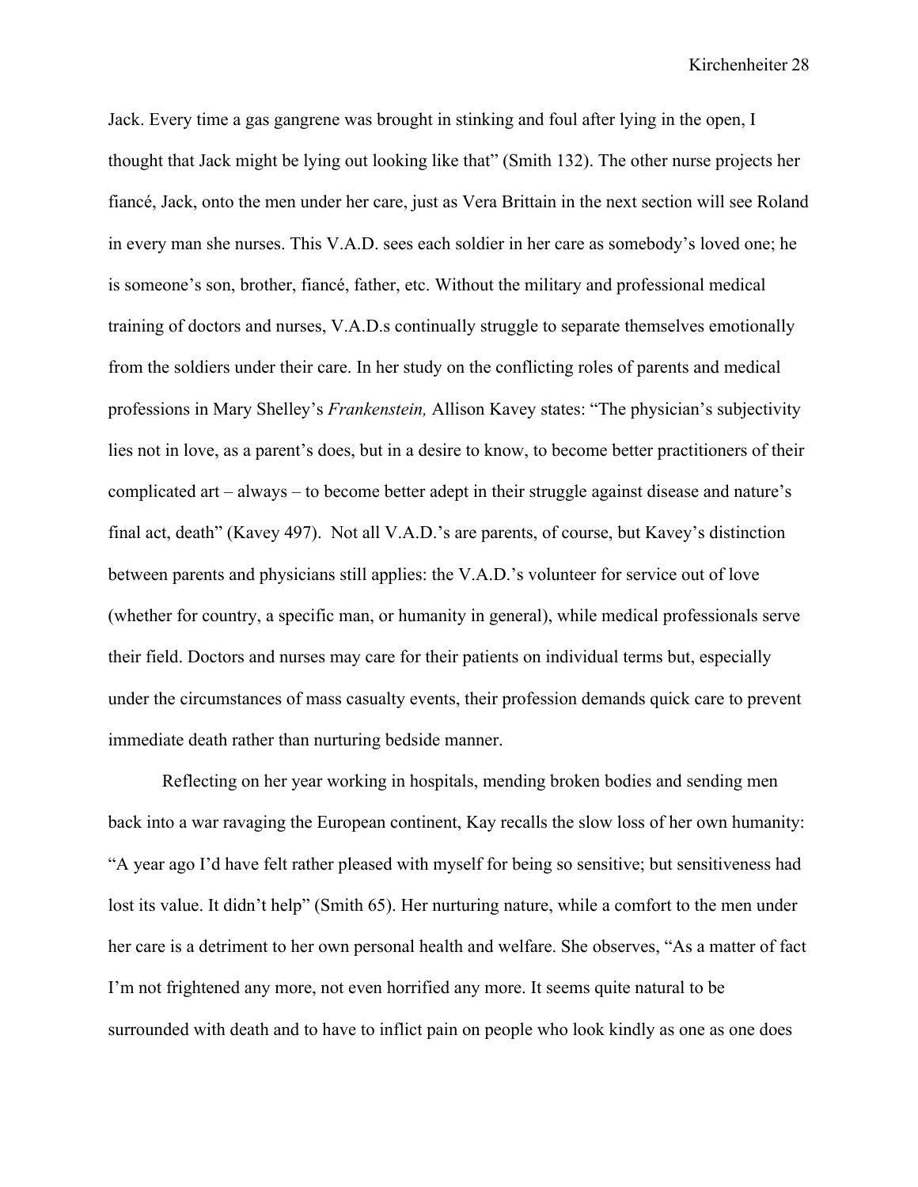Jack. Every time a gas gangrene was brought in stinking and foul after lying in the open, I thought that Jack might be lying out looking like that" (Smith 132). The other nurse projects her fiancé, Jack, onto the men under her care, just as Vera Brittain in the next section will see Roland in every man she nurses. This V.A.D. sees each soldier in her care as somebody's loved one; he is someone's son, brother, fiancé, father, etc. Without the military and professional medical training of doctors and nurses, V.A.D.s continually struggle to separate themselves emotionally from the soldiers under their care. In her study on the conflicting roles of parents and medical professions in Mary Shelley's *Frankenstein,* Allison Kavey states: "The physician's subjectivity lies not in love, as a parent's does, but in a desire to know, to become better practitioners of their complicated art – always – to become better adept in their struggle against disease and nature's final act, death" (Kavey 497). Not all V.A.D.'s are parents, of course, but Kavey's distinction between parents and physicians still applies: the V.A.D.'s volunteer for service out of love (whether for country, a specific man, or humanity in general), while medical professionals serve their field. Doctors and nurses may care for their patients on individual terms but, especially under the circumstances of mass casualty events, their profession demands quick care to prevent immediate death rather than nurturing bedside manner.

Reflecting on her year working in hospitals, mending broken bodies and sending men back into a war ravaging the European continent, Kay recalls the slow loss of her own humanity: "A year ago I'd have felt rather pleased with myself for being so sensitive; but sensitiveness had lost its value. It didn't help" (Smith 65). Her nurturing nature, while a comfort to the men under her care is a detriment to her own personal health and welfare. She observes, "As a matter of fact I'm not frightened any more, not even horrified any more. It seems quite natural to be surrounded with death and to have to inflict pain on people who look kindly as one as one does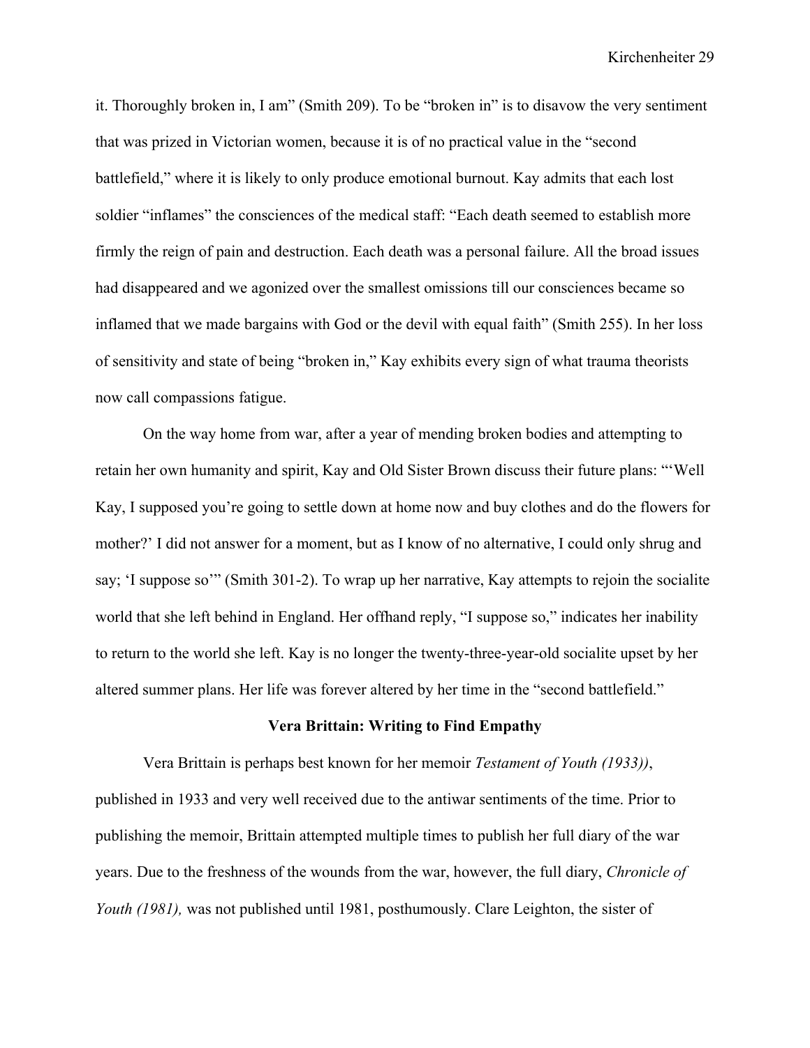it. Thoroughly broken in, I am" (Smith 209). To be "broken in" is to disavow the very sentiment that was prized in Victorian women, because it is of no practical value in the "second battlefield," where it is likely to only produce emotional burnout. Kay admits that each lost soldier "inflames" the consciences of the medical staff: "Each death seemed to establish more firmly the reign of pain and destruction. Each death was a personal failure. All the broad issues had disappeared and we agonized over the smallest omissions till our consciences became so inflamed that we made bargains with God or the devil with equal faith" (Smith 255). In her loss of sensitivity and state of being "broken in," Kay exhibits every sign of what trauma theorists now call compassions fatigue.

On the way home from war, after a year of mending broken bodies and attempting to retain her own humanity and spirit, Kay and Old Sister Brown discuss their future plans: "'Well Kay, I supposed you're going to settle down at home now and buy clothes and do the flowers for mother?' I did not answer for a moment, but as I know of no alternative, I could only shrug and say; 'I suppose so'" (Smith 301-2). To wrap up her narrative, Kay attempts to rejoin the socialite world that she left behind in England. Her offhand reply, "I suppose so," indicates her inability to return to the world she left. Kay is no longer the twenty-three-year-old socialite upset by her altered summer plans. Her life was forever altered by her time in the "second battlefield."

**Vera Brittain: Writing to Find Empathy**

Vera Brittain is perhaps best known for her memoir *Testament of Youth (1933))*, published in 1933 and very well received due to the antiwar sentiments of the time. Prior to publishing the memoir, Brittain attempted multiple times to publish her full diary of the war years. Due to the freshness of the wounds from the war, however, the full diary, *Chronicle of Youth (1981),* was not published until 1981, posthumously. Clare Leighton, the sister of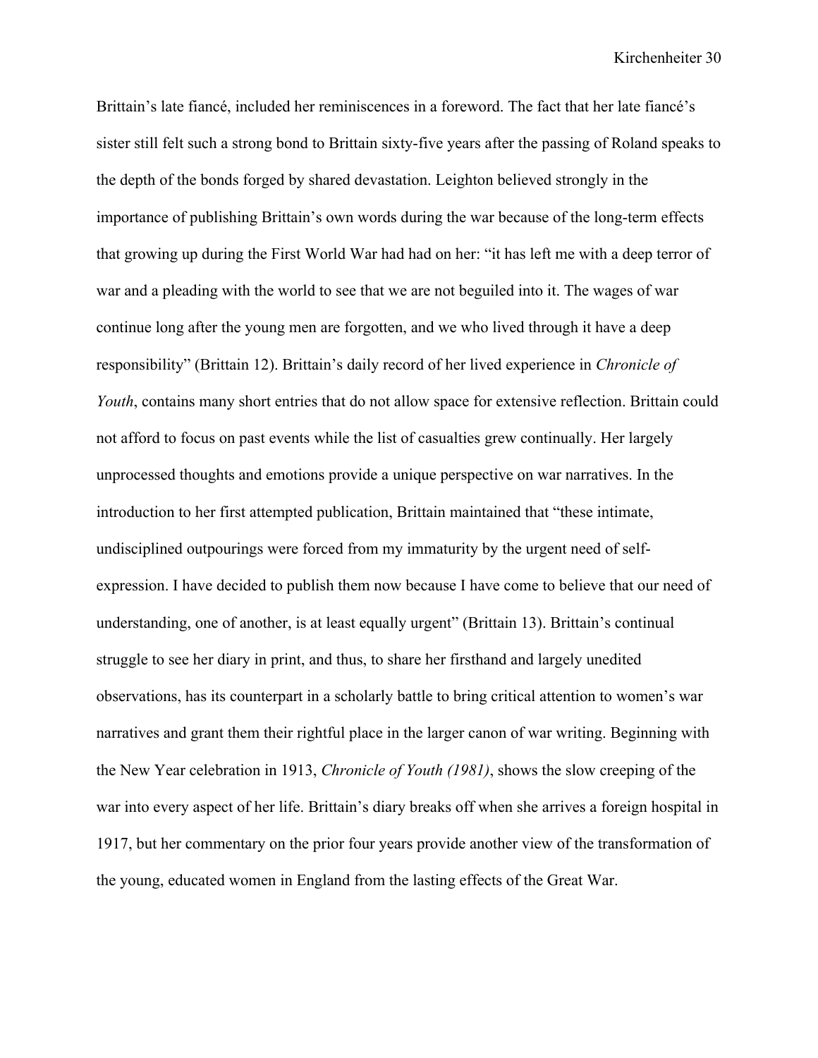Brittain's late fiancé, included her reminiscences in a foreword. The fact that her late fiancé's sister still felt such a strong bond to Brittain sixty-five years after the passing of Roland speaks to the depth of the bonds forged by shared devastation. Leighton believed strongly in the importance of publishing Brittain's own words during the war because of the long-term effects that growing up during the First World War had had on her: "it has left me with a deep terror of war and a pleading with the world to see that we are not beguiled into it. The wages of war continue long after the young men are forgotten, and we who lived through it have a deep responsibility" (Brittain 12). Brittain's daily record of her lived experience in *Chronicle of Youth*, contains many short entries that do not allow space for extensive reflection. Brittain could not afford to focus on past events while the list of casualties grew continually. Her largely unprocessed thoughts and emotions provide a unique perspective on war narratives. In the introduction to her first attempted publication, Brittain maintained that "these intimate, undisciplined outpourings were forced from my immaturity by the urgent need of self-expression. I have decided to publish them now because I have come to believe that our need of understanding, one of another, is at least equally urgent" (Brittain 13). Brittain's continual struggle to see her diary in print, and thus, to share her firsthand and largely unedited observations, has its counterpart in a scholarly battle to bring critical attention to women's war narratives and grant them their rightful place in the larger canon of war writing. Beginning with the New Year celebration in 1913, *Chronicle of Youth (1981)*, shows the slow creeping of the war into every aspect of her life. Brittain's diary breaks off when she arrives a foreign hospital in 1917, but her commentary on the prior four years provide another view of the transformation of the young, educated women in England from the lasting effects of the Great War.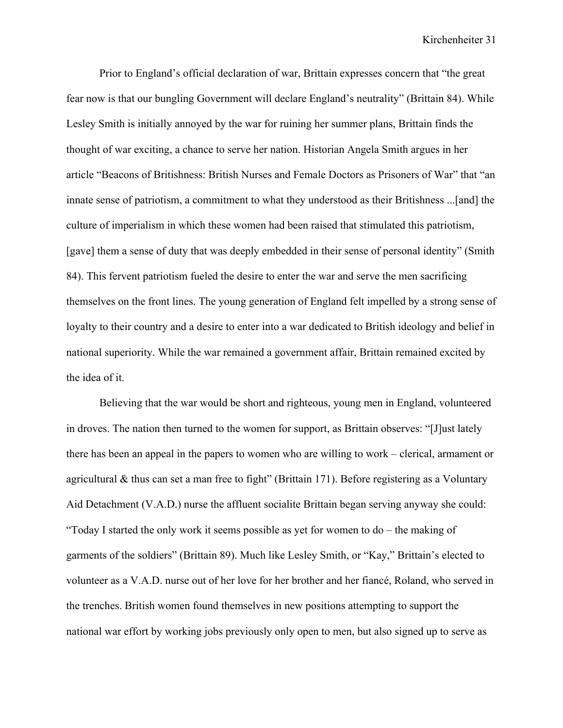Prior to England's official declaration of war, Brittain expresses concern that "the great fear now is that our bungling Government will declare England's neutrality" (Brittain 84). While Lesley Smith is initially annoyed by the war for ruining her summer plans, Brittain finds the thought of war exciting, a chance to serve her nation. Historian Angela Smith argues in her article "Beacons of Britishness: British Nurses and Female Doctors as Prisoners of War" that "an innate sense of patriotism, a commitment to what they understood as their Britishness ...[and] the culture of imperialism in which these women had been raised that stimulated this patriotism, [gave] them a sense of duty that was deeply embedded in their sense of personal identity" (Smith 84). This fervent patriotism fueled the desire to enter the war and serve the men sacrificing themselves on the front lines. The young generation of England felt impelled by a strong sense of loyalty to their country and a desire to enter into a war dedicated to British ideology and belief in national superiority. While the war remained a government affair, Brittain remained excited by the idea of it.

Believing that the war would be short and righteous, young men in England, volunteered in droves. The nation then turned to the women for support, as Brittain observes: "[J]ust lately there has been an appeal in the papers to women who are willing to work – clerical, armament or agricultural & thus can set a man free to fight" (Brittain 171). Before registering as a Voluntary Aid Detachment (V.A.D.) nurse the affluent socialite Brittain began serving anyway she could: "Today I started the only work it seems possible as yet for women to do – the making of garments of the soldiers" (Brittain 89). Much like Lesley Smith, or "Kay," Brittain's elected to volunteer as a V.A.D. nurse out of her love for her brother and her fiancé, Roland, who served in the trenches. British women found themselves in new positions attempting to support the national war effort by working jobs previously only open to men, but also signed up to serve as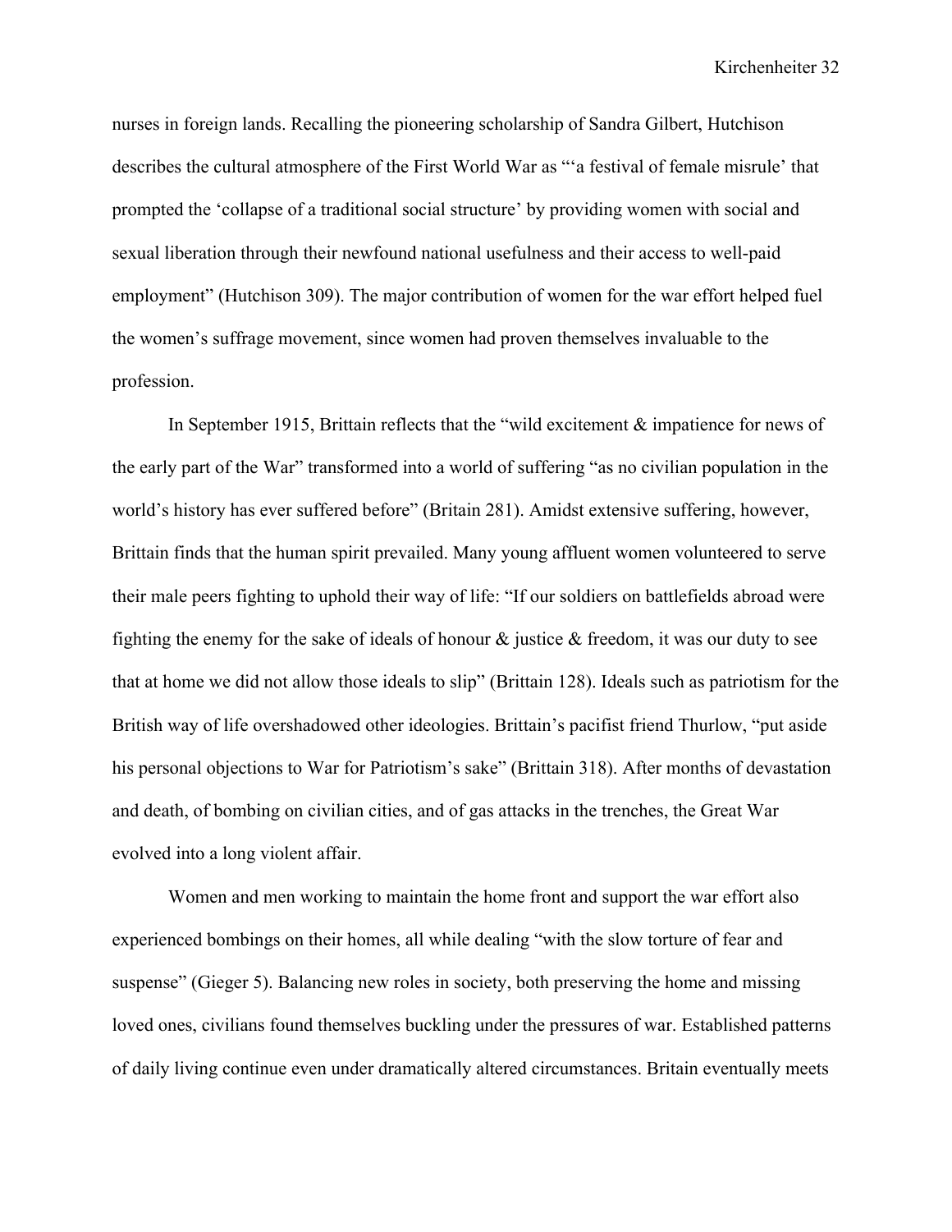nurses in foreign lands. Recalling the pioneering scholarship of Sandra Gilbert, Hutchison describes the cultural atmosphere of the First World War as "'a festival of female misrule' that prompted the 'collapse of a traditional social structure' by providing women with social and sexual liberation through their newfound national usefulness and their access to well-paid employment" (Hutchison 309). The major contribution of women for the war effort helped fuel the women's suffrage movement, since women had proven themselves invaluable to the profession.

In September 1915, Brittain reflects that the "wild excitement & impatience for news of the early part of the War" transformed into a world of suffering "as no civilian population in the world's history has ever suffered before" (Britain 281). Amidst extensive suffering, however, Brittain finds that the human spirit prevailed. Many young affluent women volunteered to serve their male peers fighting to uphold their way of life: "If our soldiers on battlefields abroad were fighting the enemy for the sake of ideals of honour & justice & freedom, it was our duty to see that at home we did not allow those ideals to slip" (Brittain 128). Ideals such as patriotism for the British way of life overshadowed other ideologies. Brittain's pacifist friend Thurlow, "put aside his personal objections to War for Patriotism's sake" (Brittain 318). After months of devastation and death, of bombing on civilian cities, and of gas attacks in the trenches, the Great War evolved into a long violent affair.

Women and men working to maintain the home front and support the war effort also experienced bombings on their homes, all while dealing "with the slow torture of fear and suspense" (Gieger 5). Balancing new roles in society, both preserving the home and missing loved ones, civilians found themselves buckling under the pressures of war. Established patterns of daily living continue even under dramatically altered circumstances. Britain eventually meets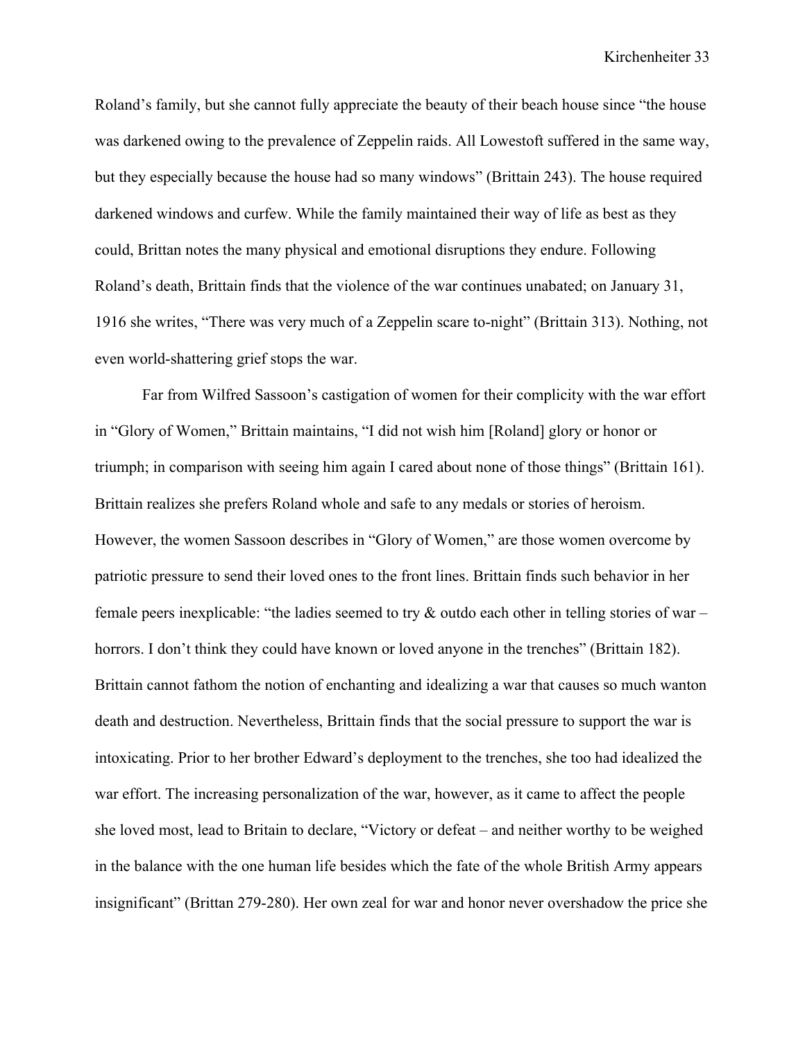Roland's family, but she cannot fully appreciate the beauty of their beach house since "the house was darkened owing to the prevalence of Zeppelin raids. All Lowestoft suffered in the same way, but they especially because the house had so many windows" (Brittain 243). The house required darkened windows and curfew. While the family maintained their way of life as best as they could, Brittan notes the many physical and emotional disruptions they endure. Following Roland's death, Brittain finds that the violence of the war continues unabated; on January 31, 1916 she writes, "There was very much of a Zeppelin scare to-night" (Brittain 313). Nothing, not even world-shattering grief stops the war.

Far from Wilfred Sassoon's castigation of women for their complicity with the war effort in "Glory of Women," Brittain maintains, "I did not wish him [Roland] glory or honor or triumph; in comparison with seeing him again I cared about none of those things" (Brittain 161). Brittain realizes she prefers Roland whole and safe to any medals or stories of heroism. However, the women Sassoon describes in "Glory of Women," are those women overcome by patriotic pressure to send their loved ones to the front lines. Brittain finds such behavior in her female peers inexplicable: "the ladies seemed to try & outdo each other in telling stories of war – horrors. I don't think they could have known or loved anyone in the trenches" (Brittain 182). Brittain cannot fathom the notion of enchanting and idealizing a war that causes so much wanton death and destruction. Nevertheless, Brittain finds that the social pressure to support the war is intoxicating. Prior to her brother Edward's deployment to the trenches, she too had idealized the war effort. The increasing personalization of the war, however, as it came to affect the people she loved most, lead to Britain to declare, "Victory or defeat – and neither worthy to be weighed in the balance with the one human life besides which the fate of the whole British Army appears insignificant" (Brittan 279-280). Her own zeal for war and honor never overshadow the price she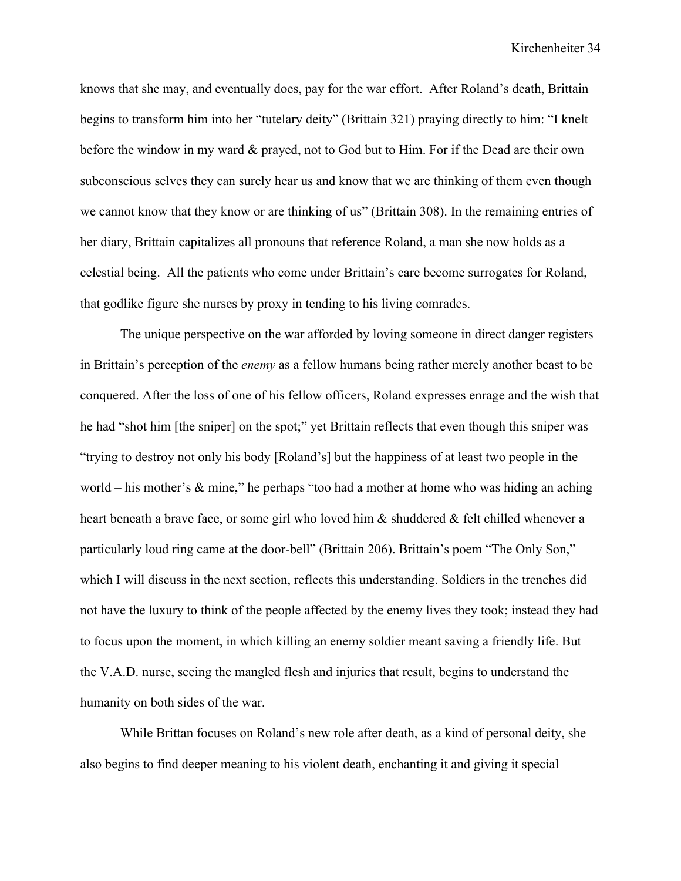knows that she may, and eventually does, pay for the war effort. After Roland's death, Brittain begins to transform him into her "tutelary deity" (Brittain 321) praying directly to him: "I knelt before the window in my ward & prayed, not to God but to Him. For if the Dead are their own subconscious selves they can surely hear us and know that we are thinking of them even though we cannot know that they know or are thinking of us" (Brittain 308). In the remaining entries of her diary, Brittain capitalizes all pronouns that reference Roland, a man she now holds as a celestial being. All the patients who come under Brittain's care become surrogates for Roland, that godlike figure she nurses by proxy in tending to his living comrades.

The unique perspective on the war afforded by loving someone in direct danger registers in Brittain's perception of the *enemy* as a fellow humans being rather merely another beast to be conquered. After the loss of one of his fellow officers, Roland expresses enrage and the wish that he had "shot him [the sniper] on the spot;" yet Brittain reflects that even though this sniper was "trying to destroy not only his body [Roland's] but the happiness of at least two people in the world – his mother's & mine," he perhaps "too had a mother at home who was hiding an aching heart beneath a brave face, or some girl who loved him & shuddered & felt chilled whenever a particularly loud ring came at the door-bell" (Brittain 206). Brittain's poem "The Only Son," which I will discuss in the next section, reflects this understanding. Soldiers in the trenches did not have the luxury to think of the people affected by the enemy lives they took; instead they had to focus upon the moment, in which killing an enemy soldier meant saving a friendly life. But the V.A.D. nurse, seeing the mangled flesh and injuries that result, begins to understand the humanity on both sides of the war.

While Brittan focuses on Roland's new role after death, as a kind of personal deity, she also begins to find deeper meaning to his violent death, enchanting it and giving it special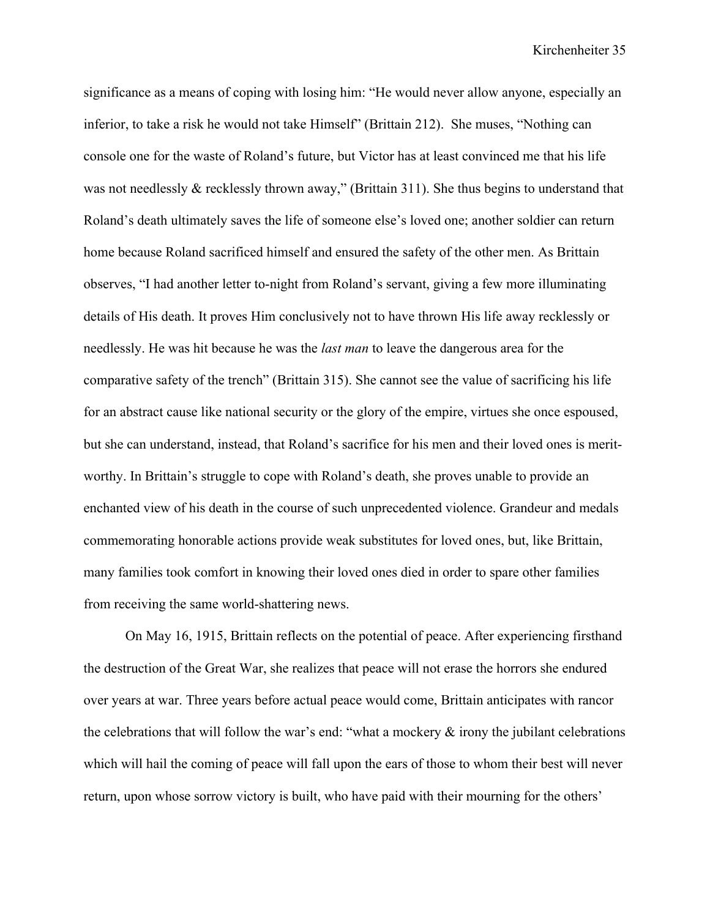significance as a means of coping with losing him: "He would never allow anyone, especially an inferior, to take a risk he would not take Himself" (Brittain 212). She muses, "Nothing can console one for the waste of Roland's future, but Victor has at least convinced me that his life was not needlessly & recklessly thrown away," (Brittain 311). She thus begins to understand that Roland's death ultimately saves the life of someone else's loved one; another soldier can return home because Roland sacrificed himself and ensured the safety of the other men. As Brittain observes, "I had another letter to-night from Roland's servant, giving a few more illuminating details of His death. It proves Him conclusively not to have thrown His life away recklessly or needlessly. He was hit because he was the *last man* to leave the dangerous area for the comparative safety of the trench" (Brittain 315). She cannot see the value of sacrificing his life for an abstract cause like national security or the glory of the empire, virtues she once espoused, but she can understand, instead, that Roland's sacrifice for his men and their loved ones is merit-worthy. In Brittain's struggle to cope with Roland's death, she proves unable to provide an enchanted view of his death in the course of such unprecedented violence. Grandeur and medals commemorating honorable actions provide weak substitutes for loved ones, but, like Brittain, many families took comfort in knowing their loved ones died in order to spare other families from receiving the same world-shattering news.

On May 16, 1915, Brittain reflects on the potential of peace. After experiencing firsthand the destruction of the Great War, she realizes that peace will not erase the horrors she endured over years at war. Three years before actual peace would come, Brittain anticipates with rancor the celebrations that will follow the war's end: "what a mockery & irony the jubilant celebrations which will hail the coming of peace will fall upon the ears of those to whom their best will never return, upon whose sorrow victory is built, who have paid with their mourning for the others'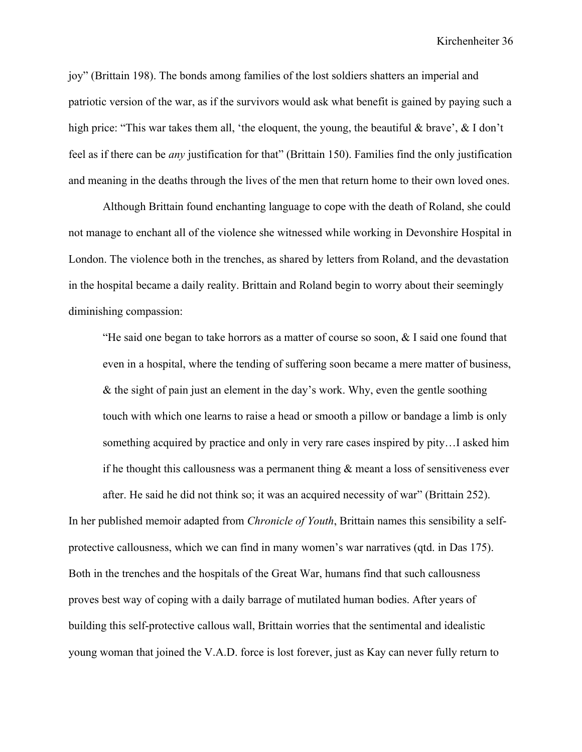joy" (Brittain 198). The bonds among families of the lost soldiers shatters an imperial and patriotic version of the war, as if the survivors would ask what benefit is gained by paying such a high price: "This war takes them all, 'the eloquent, the young, the beautiful & brave', & I don't feel as if there can be *any* justification for that" (Brittain 150). Families find the only justification and meaning in the deaths through the lives of the men that return home to their own loved ones.

Although Brittain found enchanting language to cope with the death of Roland, she could not manage to enchant all of the violence she witnessed while working in Devonshire Hospital in London. The violence both in the trenches, as shared by letters from Roland, and the devastation in the hospital became a daily reality. Brittain and Roland begin to worry about their seemingly diminishing compassion:

> "He said one began to take horrors as a matter of course so soon, & I said one found that even in a hospital, where the tending of suffering soon became a mere matter of business, & the sight of pain just an element in the day's work. Why, even the gentle soothing touch with which one learns to raise a head or smooth a pillow or bandage a limb is only something acquired by practice and only in very rare cases inspired by pity…I asked him if he thought this callousness was a permanent thing & meant a loss of sensitiveness ever after. He said he did not think so; it was an acquired necessity of war" (Brittain 252).

In her published memoir adapted from *Chronicle of Youth*, Brittain names this sensibility a self-protective callousness, which we can find in many women's war narratives (qtd. in Das 175). Both in the trenches and the hospitals of the Great War, humans find that such callousness proves best way of coping with a daily barrage of mutilated human bodies. After years of building this self-protective callous wall, Brittain worries that the sentimental and idealistic young woman that joined the V.A.D. force is lost forever, just as Kay can never fully return to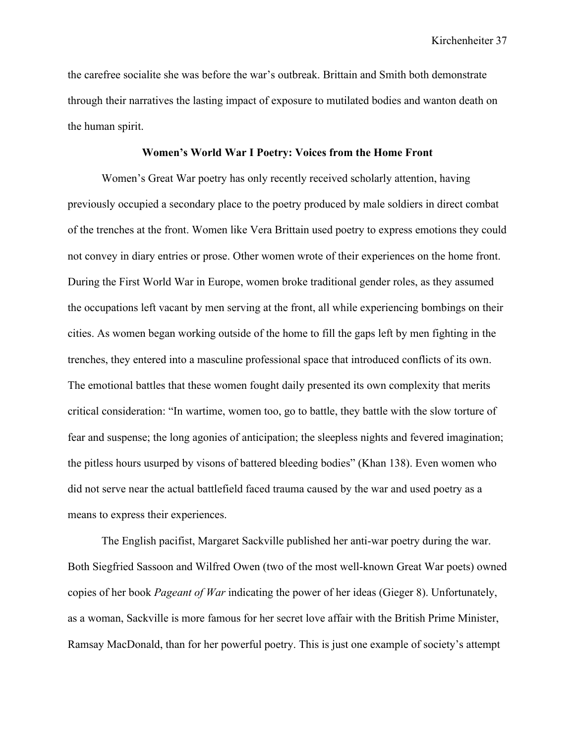the carefree socialite she was before the war's outbreak. Brittain and Smith both demonstrate through their narratives the lasting impact of exposure to mutilated bodies and wanton death on the human spirit.

## Women's World War I Poetry: Voices from the Home Front

Women's Great War poetry has only recently received scholarly attention, having previously occupied a secondary place to the poetry produced by male soldiers in direct combat of the trenches at the front. Women like Vera Brittain used poetry to express emotions they could not convey in diary entries or prose. Other women wrote of their experiences on the home front. During the First World War in Europe, women broke traditional gender roles, as they assumed the occupations left vacant by men serving at the front, all while experiencing bombings on their cities. As women began working outside of the home to fill the gaps left by men fighting in the trenches, they entered into a masculine professional space that introduced conflicts of its own. The emotional battles that these women fought daily presented its own complexity that merits critical consideration: "In wartime, women too, go to battle, they battle with the slow torture of fear and suspense; the long agonies of anticipation; the sleepless nights and fevered imagination; the pitless hours usurped by visons of battered bleeding bodies" (Khan 138). Even women who did not serve near the actual battlefield faced trauma caused by the war and used poetry as a means to express their experiences.

The English pacifist, Margaret Sackville published her anti-war poetry during the war. Both Siegfried Sassoon and Wilfred Owen (two of the most well-known Great War poets) owned copies of her book *Pageant of War* indicating the power of her ideas (Gieger 8). Unfortunately, as a woman, Sackville is more famous for her secret love affair with the British Prime Minister, Ramsay MacDonald, than for her powerful poetry. This is just one example of society's attempt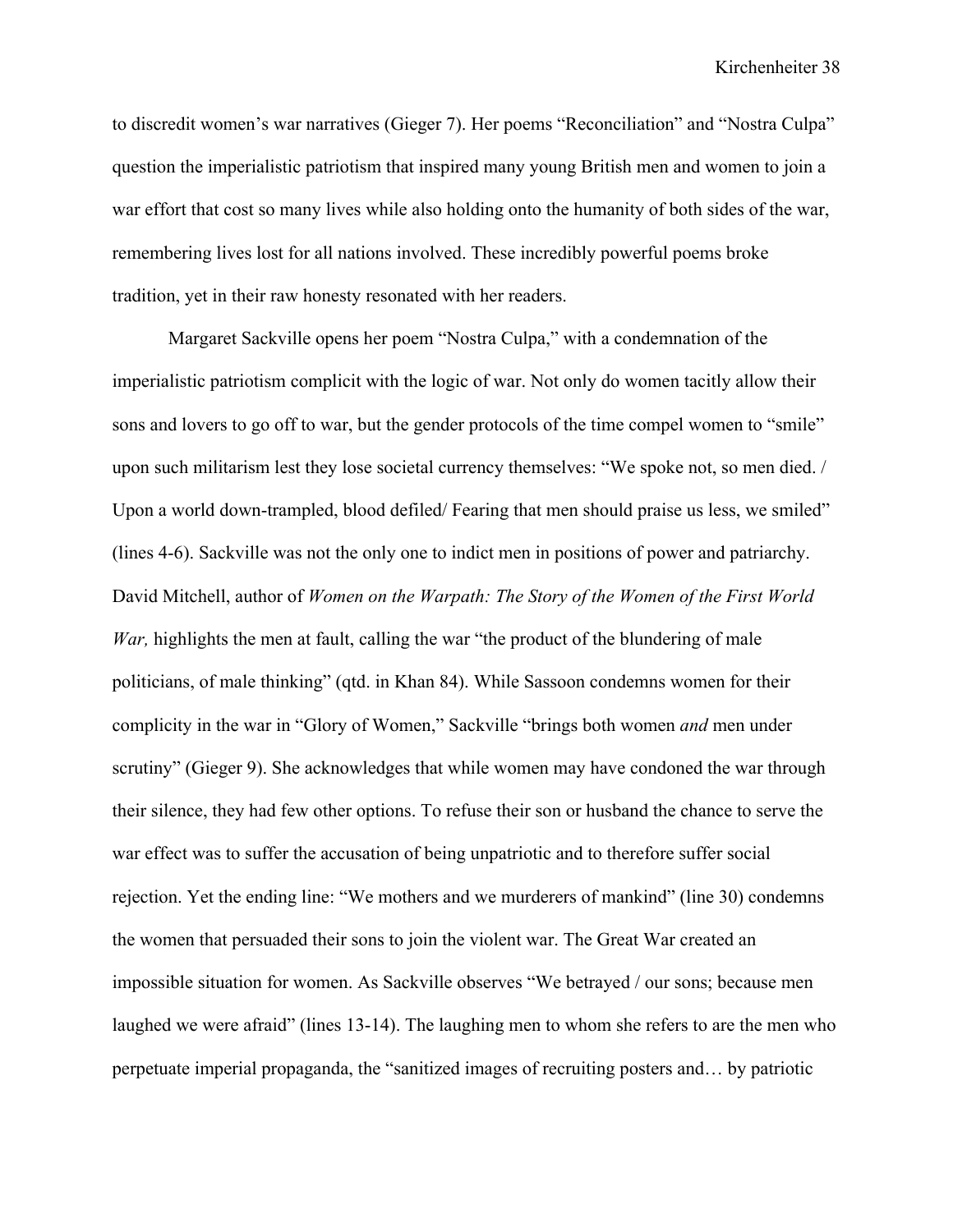to discredit women's war narratives (Gieger 7). Her poems "Reconciliation" and "Nostra Culpa" question the imperialistic patriotism that inspired many young British men and women to join a war effort that cost so many lives while also holding onto the humanity of both sides of the war, remembering lives lost for all nations involved. These incredibly powerful poems broke tradition, yet in their raw honesty resonated with her readers.

Margaret Sackville opens her poem "Nostra Culpa," with a condemnation of the imperialistic patriotism complicit with the logic of war. Not only do women tacitly allow their sons and lovers to go off to war, but the gender protocols of the time compel women to "smile" upon such militarism lest they lose societal currency themselves: "We spoke not, so men died. / Upon a world down-trampled, blood defiled/ Fearing that men should praise us less, we smiled" (lines 4-6). Sackville was not the only one to indict men in positions of power and patriarchy. David Mitchell, author of *Women on the Warpath: The Story of the Women of the First World War,* highlights the men at fault, calling the war "the product of the blundering of male politicians, of male thinking" (qtd. in Khan 84). While Sassoon condemns women for their complicity in the war in "Glory of Women," Sackville "brings both women *and* men under scrutiny" (Gieger 9). She acknowledges that while women may have condoned the war through their silence, they had few other options. To refuse their son or husband the chance to serve the war effect was to suffer the accusation of being unpatriotic and to therefore suffer social rejection. Yet the ending line: "We mothers and we murderers of mankind" (line 30) condemns the women that persuaded their sons to join the violent war. The Great War created an impossible situation for women. As Sackville observes "We betrayed / our sons; because men laughed we were afraid" (lines 13-14). The laughing men to whom she refers to are the men who perpetuate imperial propaganda, the "sanitized images of recruiting posters and… by patriotic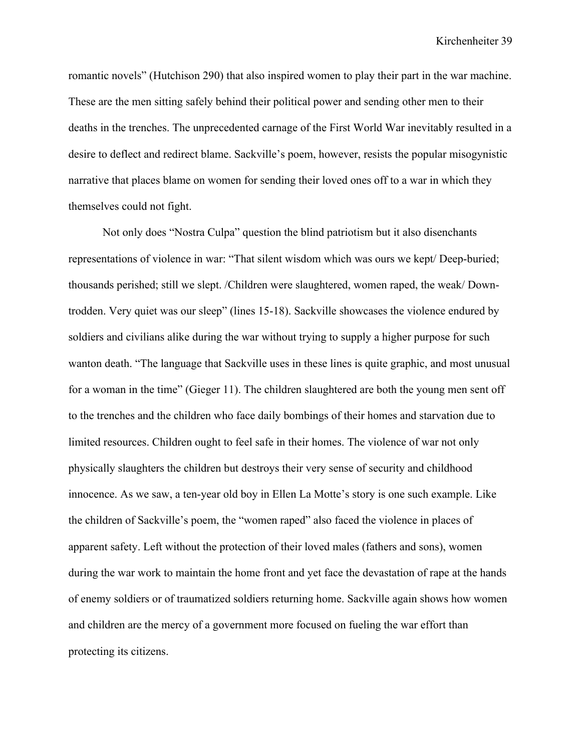romantic novels" (Hutchison 290) that also inspired women to play their part in the war machine. These are the men sitting safely behind their political power and sending other men to their deaths in the trenches. The unprecedented carnage of the First World War inevitably resulted in a desire to deflect and redirect blame. Sackville's poem, however, resists the popular misogynistic narrative that places blame on women for sending their loved ones off to a war in which they themselves could not fight.

Not only does "Nostra Culpa" question the blind patriotism but it also disenchants representations of violence in war: "That silent wisdom which was ours we kept/ Deep-buried; thousands perished; still we slept. /Children were slaughtered, women raped, the weak/ Down-trodden. Very quiet was our sleep" (lines 15-18). Sackville showcases the violence endured by soldiers and civilians alike during the war without trying to supply a higher purpose for such wanton death. "The language that Sackville uses in these lines is quite graphic, and most unusual for a woman in the time" (Gieger 11). The children slaughtered are both the young men sent off to the trenches and the children who face daily bombings of their homes and starvation due to limited resources. Children ought to feel safe in their homes. The violence of war not only physically slaughters the children but destroys their very sense of security and childhood innocence. As we saw, a ten-year old boy in Ellen La Motte's story is one such example. Like the children of Sackville's poem, the "women raped" also faced the violence in places of apparent safety. Left without the protection of their loved males (fathers and sons), women during the war work to maintain the home front and yet face the devastation of rape at the hands of enemy soldiers or of traumatized soldiers returning home. Sackville again shows how women and children are the mercy of a government more focused on fueling the war effort than protecting its citizens.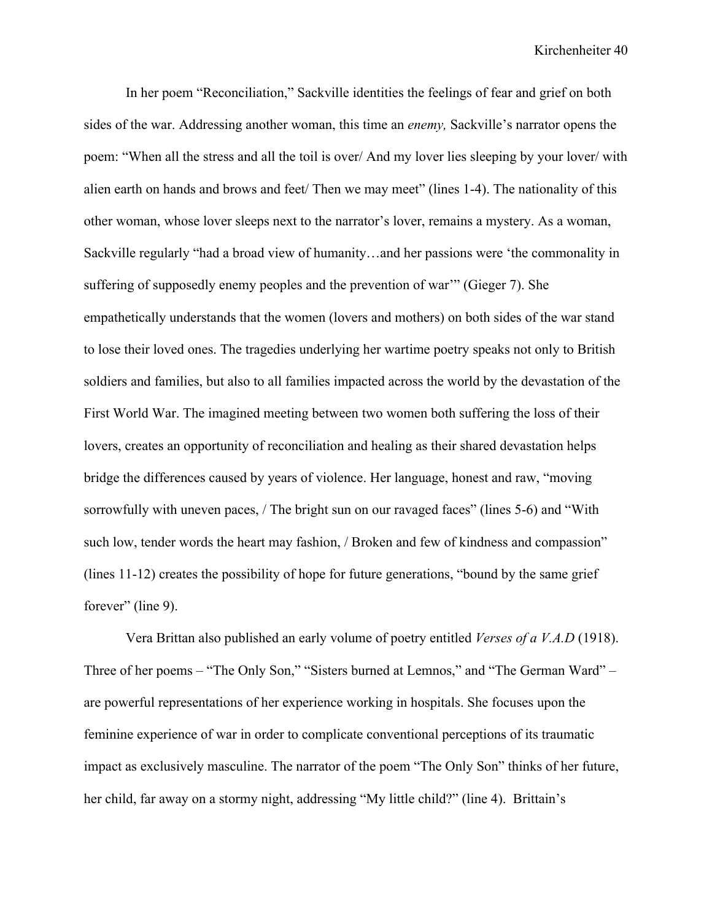In her poem "Reconciliation," Sackville identities the feelings of fear and grief on both sides of the war. Addressing another woman, this time an *enemy,* Sackville's narrator opens the poem: "When all the stress and all the toil is over/ And my lover lies sleeping by your lover/ with alien earth on hands and brows and feet/ Then we may meet" (lines 1-4). The nationality of this other woman, whose lover sleeps next to the narrator's lover, remains a mystery. As a woman, Sackville regularly "had a broad view of humanity…and her passions were 'the commonality in suffering of supposedly enemy peoples and the prevention of war'" (Gieger 7). She empathetically understands that the women (lovers and mothers) on both sides of the war stand to lose their loved ones. The tragedies underlying her wartime poetry speaks not only to British soldiers and families, but also to all families impacted across the world by the devastation of the First World War. The imagined meeting between two women both suffering the loss of their lovers, creates an opportunity of reconciliation and healing as their shared devastation helps bridge the differences caused by years of violence. Her language, honest and raw, "moving sorrowfully with uneven paces, / The bright sun on our ravaged faces" (lines 5-6) and "With such low, tender words the heart may fashion, / Broken and few of kindness and compassion" (lines 11-12) creates the possibility of hope for future generations, "bound by the same grief forever" (line 9).

Vera Brittan also published an early volume of poetry entitled *Verses of a V.A.D* (1918). Three of her poems – "The Only Son," "Sisters burned at Lemnos," and "The German Ward" – are powerful representations of her experience working in hospitals. She focuses upon the feminine experience of war in order to complicate conventional perceptions of its traumatic impact as exclusively masculine. The narrator of the poem "The Only Son" thinks of her future, her child, far away on a stormy night, addressing "My little child?" (line 4). Brittain's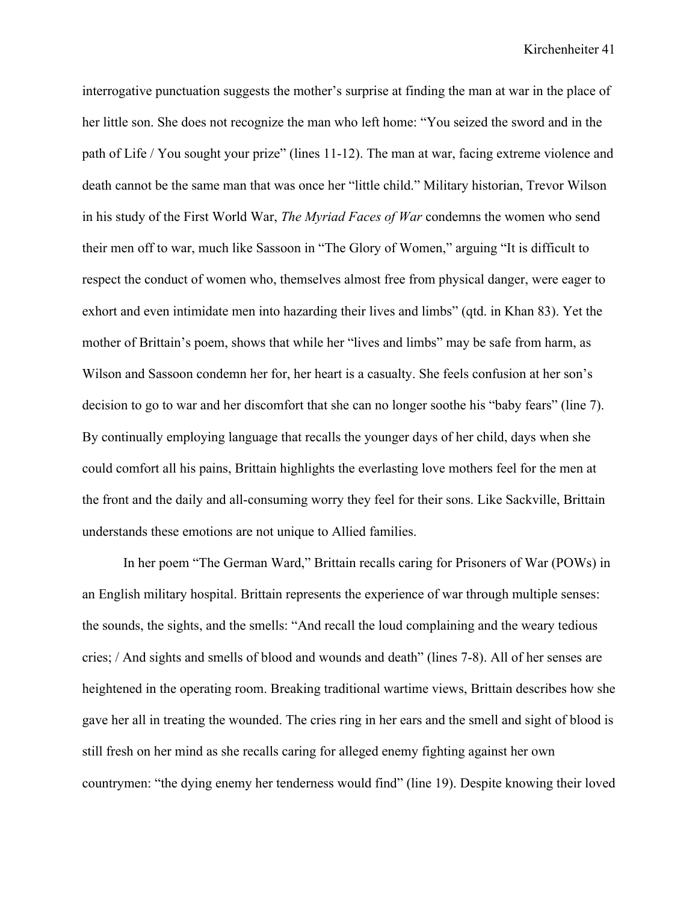interrogative punctuation suggests the mother's surprise at finding the man at war in the place of her little son. She does not recognize the man who left home: "You seized the sword and in the path of Life / You sought your prize" (lines 11-12). The man at war, facing extreme violence and death cannot be the same man that was once her "little child." Military historian, Trevor Wilson in his study of the First World War, *The Myriad Faces of War* condemns the women who send their men off to war, much like Sassoon in "The Glory of Women," arguing "It is difficult to respect the conduct of women who, themselves almost free from physical danger, were eager to exhort and even intimidate men into hazarding their lives and limbs" (qtd. in Khan 83). Yet the mother of Brittain's poem, shows that while her "lives and limbs" may be safe from harm, as Wilson and Sassoon condemn her for, her heart is a casualty. She feels confusion at her son's decision to go to war and her discomfort that she can no longer soothe his "baby fears" (line 7). By continually employing language that recalls the younger days of her child, days when she could comfort all his pains, Brittain highlights the everlasting love mothers feel for the men at the front and the daily and all-consuming worry they feel for their sons. Like Sackville, Brittain understands these emotions are not unique to Allied families.

In her poem "The German Ward," Brittain recalls caring for Prisoners of War (POWs) in an English military hospital. Brittain represents the experience of war through multiple senses: the sounds, the sights, and the smells: "And recall the loud complaining and the weary tedious cries; / And sights and smells of blood and wounds and death" (lines 7-8). All of her senses are heightened in the operating room. Breaking traditional wartime views, Brittain describes how she gave her all in treating the wounded. The cries ring in her ears and the smell and sight of blood is still fresh on her mind as she recalls caring for alleged enemy fighting against her own countrymen: "the dying enemy her tenderness would find" (line 19). Despite knowing their loved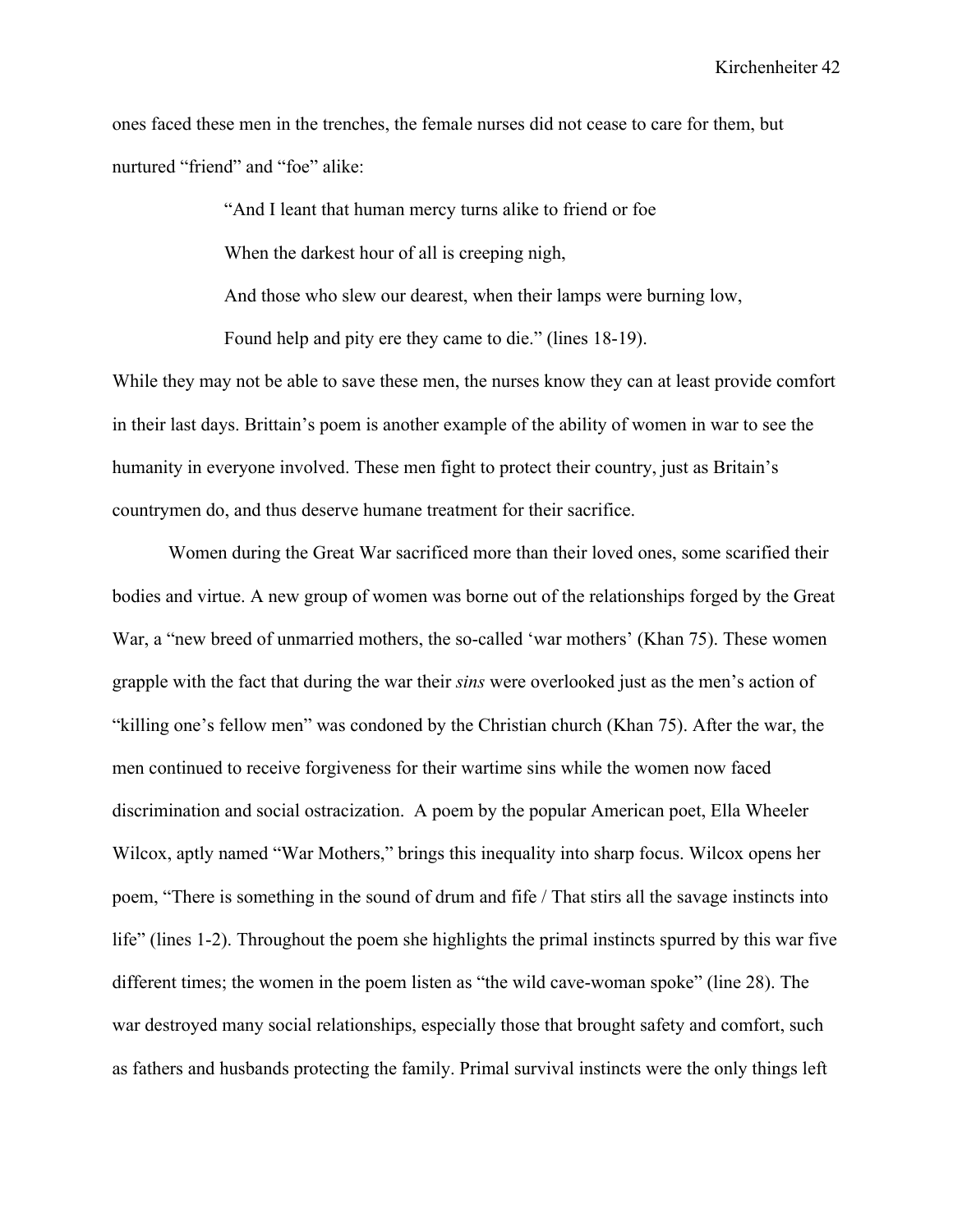ones faced these men in the trenches, the female nurses did not cease to care for them, but nurtured "friend" and "foe" alike:

> "And I leant that human mercy turns alike to friend or foe
>
> When the darkest hour of all is creeping nigh,
>
> And those who slew our dearest, when their lamps were burning low,
>
> Found help and pity ere they came to die." (lines 18-19).

While they may not be able to save these men, the nurses know they can at least provide comfort in their last days. Brittain's poem is another example of the ability of women in war to see the humanity in everyone involved. These men fight to protect their country, just as Britain's countrymen do, and thus deserve humane treatment for their sacrifice.

Women during the Great War sacrificed more than their loved ones, some scarified their bodies and virtue. A new group of women was borne out of the relationships forged by the Great War, a "new breed of unmarried mothers, the so-called 'war mothers' (Khan 75). These women grapple with the fact that during the war their *sins* were overlooked just as the men's action of "killing one's fellow men" was condoned by the Christian church (Khan 75). After the war, the men continued to receive forgiveness for their wartime sins while the women now faced discrimination and social ostracization. A poem by the popular American poet, Ella Wheeler Wilcox, aptly named "War Mothers," brings this inequality into sharp focus. Wilcox opens her poem, "There is something in the sound of drum and fife / That stirs all the savage instincts into life" (lines 1-2). Throughout the poem she highlights the primal instincts spurred by this war five different times; the women in the poem listen as "the wild cave-woman spoke" (line 28). The war destroyed many social relationships, especially those that brought safety and comfort, such as fathers and husbands protecting the family. Primal survival instincts were the only things left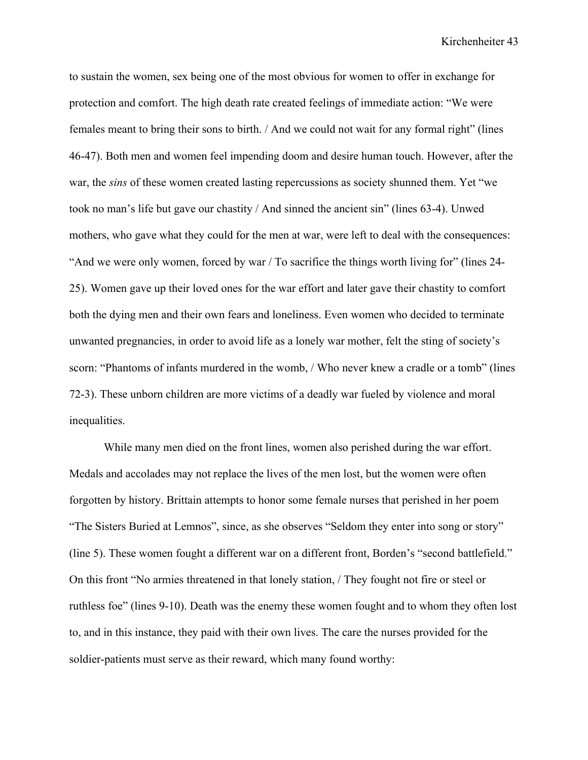to sustain the women, sex being one of the most obvious for women to offer in exchange for protection and comfort. The high death rate created feelings of immediate action: "We were females meant to bring their sons to birth. / And we could not wait for any formal right" (lines 46-47). Both men and women feel impending doom and desire human touch. However, after the war, the *sins* of these women created lasting repercussions as society shunned them. Yet "we took no man's life but gave our chastity / And sinned the ancient sin" (lines 63-4). Unwed mothers, who gave what they could for the men at war, were left to deal with the consequences: "And we were only women, forced by war / To sacrifice the things worth living for" (lines 24-25). Women gave up their loved ones for the war effort and later gave their chastity to comfort both the dying men and their own fears and loneliness. Even women who decided to terminate unwanted pregnancies, in order to avoid life as a lonely war mother, felt the sting of society's scorn: "Phantoms of infants murdered in the womb, / Who never knew a cradle or a tomb" (lines 72-3). These unborn children are more victims of a deadly war fueled by violence and moral inequalities.

While many men died on the front lines, women also perished during the war effort. Medals and accolades may not replace the lives of the men lost, but the women were often forgotten by history. Brittain attempts to honor some female nurses that perished in her poem "The Sisters Buried at Lemnos", since, as she observes "Seldom they enter into song or story" (line 5). These women fought a different war on a different front, Borden's "second battlefield." On this front "No armies threatened in that lonely station, / They fought not fire or steel or ruthless foe" (lines 9-10). Death was the enemy these women fought and to whom they often lost to, and in this instance, they paid with their own lives. The care the nurses provided for the soldier-patients must serve as their reward, which many found worthy: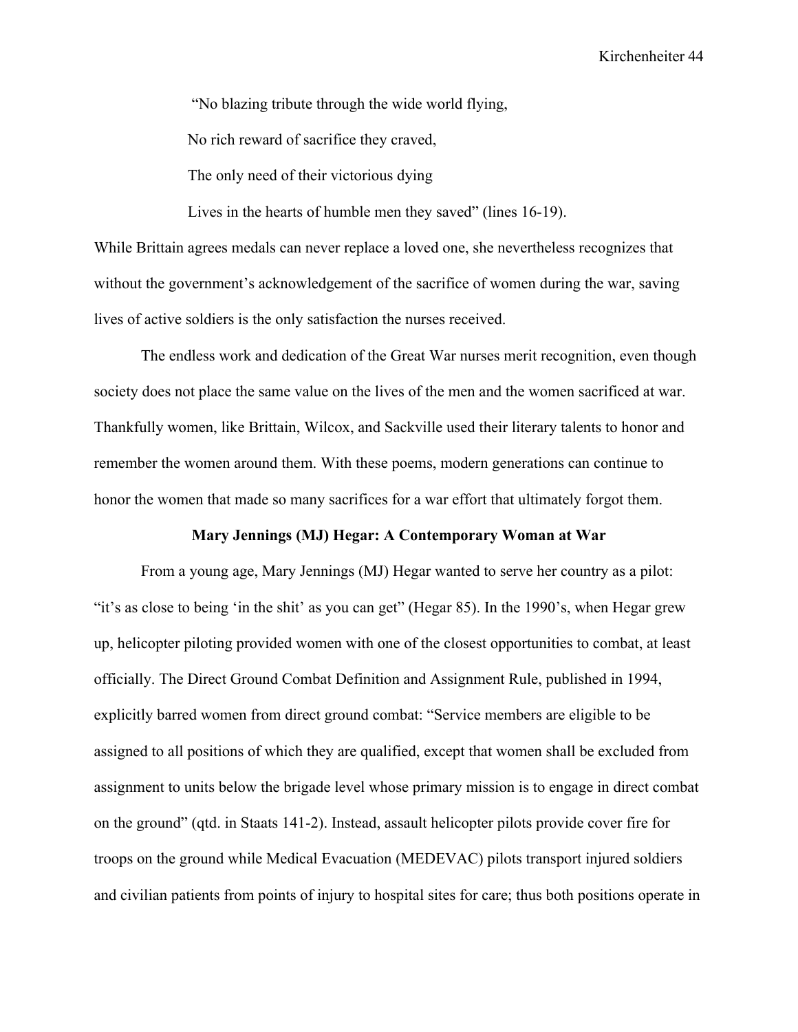> "No blazing tribute through the wide world flying,
>
> No rich reward of sacrifice they craved,
>
> The only need of their victorious dying
>
> Lives in the hearts of humble men they saved" (lines 16-19).

While Brittain agrees medals can never replace a loved one, she nevertheless recognizes that without the government's acknowledgement of the sacrifice of women during the war, saving lives of active soldiers is the only satisfaction the nurses received.

The endless work and dedication of the Great War nurses merit recognition, even though society does not place the same value on the lives of the men and the women sacrificed at war. Thankfully women, like Brittain, Wilcox, and Sackville used their literary talents to honor and remember the women around them. With these poems, modern generations can continue to honor the women that made so many sacrifices for a war effort that ultimately forgot them.

## Mary Jennings (MJ) Hegar: A Contemporary Woman at War

From a young age, Mary Jennings (MJ) Hegar wanted to serve her country as a pilot: "it's as close to being 'in the shit' as you can get" (Hegar 85). In the 1990's, when Hegar grew up, helicopter piloting provided women with one of the closest opportunities to combat, at least officially. The Direct Ground Combat Definition and Assignment Rule, published in 1994, explicitly barred women from direct ground combat: "Service members are eligible to be assigned to all positions of which they are qualified, except that women shall be excluded from assignment to units below the brigade level whose primary mission is to engage in direct combat on the ground" (qtd. in Staats 141-2). Instead, assault helicopter pilots provide cover fire for troops on the ground while Medical Evacuation (MEDEVAC) pilots transport injured soldiers and civilian patients from points of injury to hospital sites for care; thus both positions operate in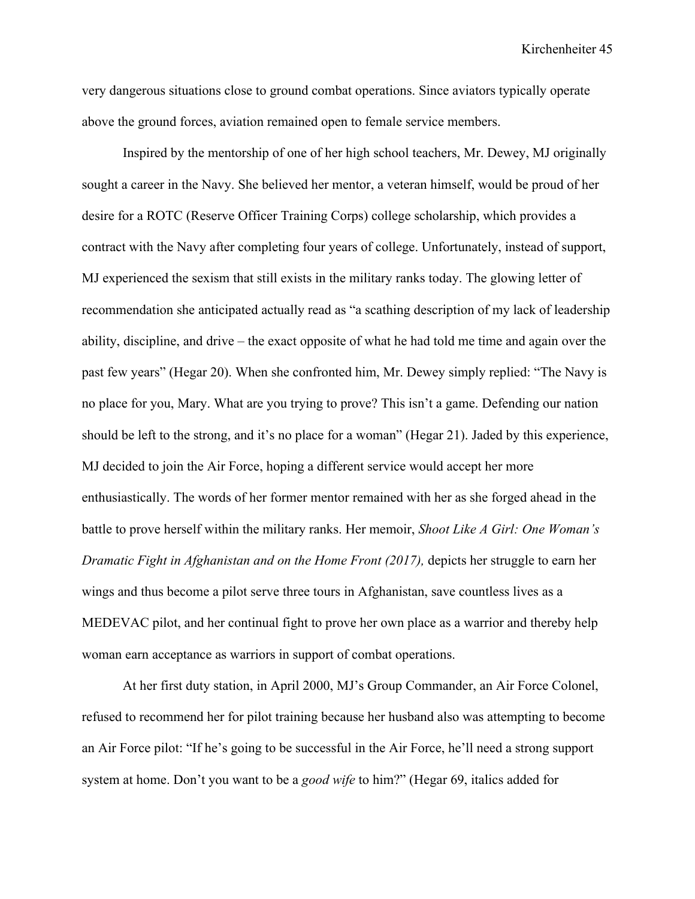very dangerous situations close to ground combat operations. Since aviators typically operate above the ground forces, aviation remained open to female service members.

Inspired by the mentorship of one of her high school teachers, Mr. Dewey, MJ originally sought a career in the Navy. She believed her mentor, a veteran himself, would be proud of her desire for a ROTC (Reserve Officer Training Corps) college scholarship, which provides a contract with the Navy after completing four years of college. Unfortunately, instead of support, MJ experienced the sexism that still exists in the military ranks today. The glowing letter of recommendation she anticipated actually read as "a scathing description of my lack of leadership ability, discipline, and drive – the exact opposite of what he had told me time and again over the past few years" (Hegar 20). When she confronted him, Mr. Dewey simply replied: "The Navy is no place for you, Mary. What are you trying to prove? This isn't a game. Defending our nation should be left to the strong, and it's no place for a woman" (Hegar 21). Jaded by this experience, MJ decided to join the Air Force, hoping a different service would accept her more enthusiastically. The words of her former mentor remained with her as she forged ahead in the battle to prove herself within the military ranks. Her memoir, *Shoot Like A Girl: One Woman's Dramatic Fight in Afghanistan and on the Home Front (2017),* depicts her struggle to earn her wings and thus become a pilot serve three tours in Afghanistan, save countless lives as a MEDEVAC pilot, and her continual fight to prove her own place as a warrior and thereby help woman earn acceptance as warriors in support of combat operations.

At her first duty station, in April 2000, MJ's Group Commander, an Air Force Colonel, refused to recommend her for pilot training because her husband also was attempting to become an Air Force pilot: "If he's going to be successful in the Air Force, he'll need a strong support system at home. Don't you want to be a *good wife* to him?" (Hegar 69, italics added for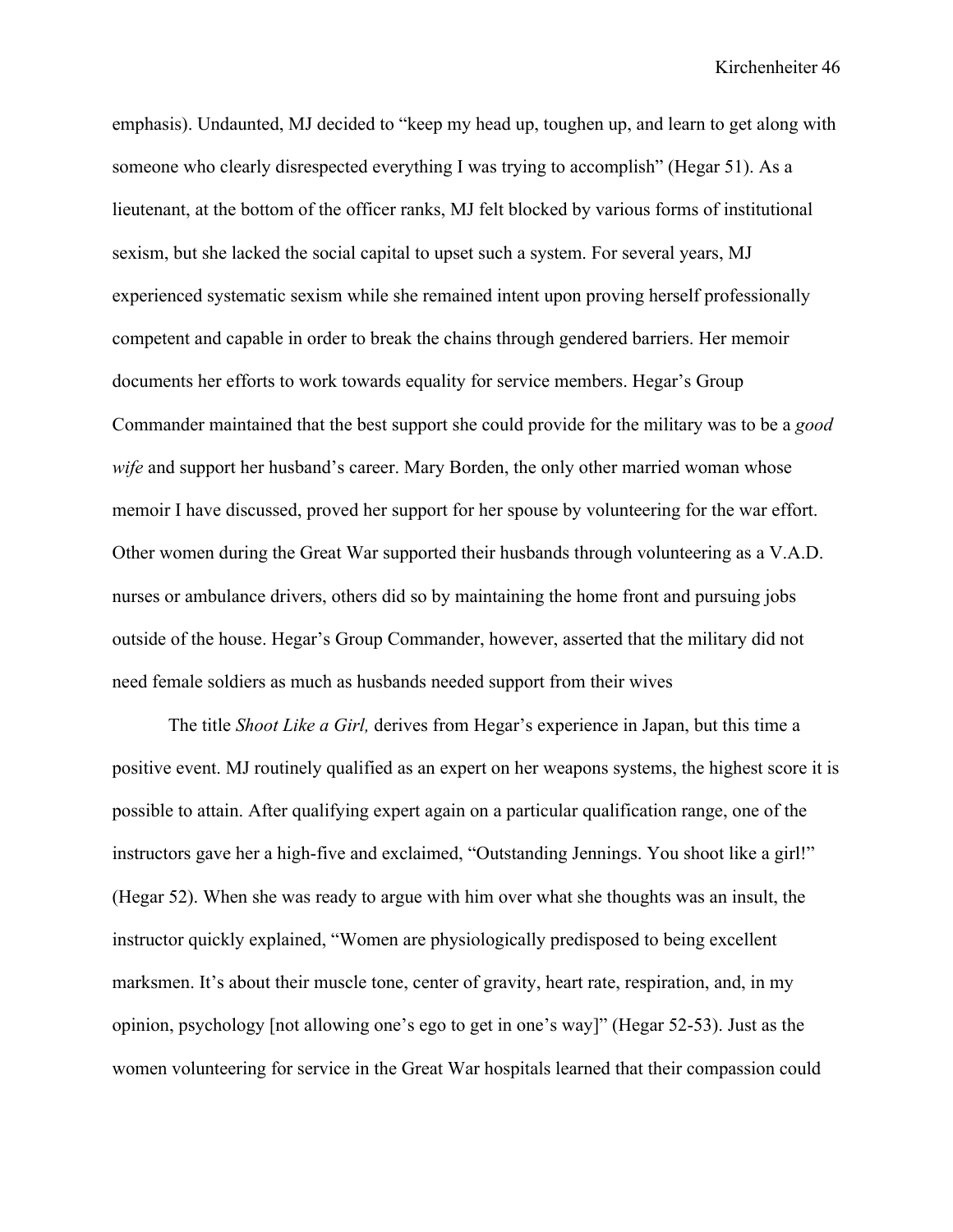emphasis). Undaunted, MJ decided to "keep my head up, toughen up, and learn to get along with someone who clearly disrespected everything I was trying to accomplish" (Hegar 51). As a lieutenant, at the bottom of the officer ranks, MJ felt blocked by various forms of institutional sexism, but she lacked the social capital to upset such a system. For several years, MJ experienced systematic sexism while she remained intent upon proving herself professionally competent and capable in order to break the chains through gendered barriers. Her memoir documents her efforts to work towards equality for service members. Hegar's Group Commander maintained that the best support she could provide for the military was to be a *good wife* and support her husband's career. Mary Borden, the only other married woman whose memoir I have discussed, proved her support for her spouse by volunteering for the war effort. Other women during the Great War supported their husbands through volunteering as a V.A.D. nurses or ambulance drivers, others did so by maintaining the home front and pursuing jobs outside of the house. Hegar's Group Commander, however, asserted that the military did not need female soldiers as much as husbands needed support from their wives

The title *Shoot Like a Girl,* derives from Hegar's experience in Japan, but this time a positive event. MJ routinely qualified as an expert on her weapons systems, the highest score it is possible to attain. After qualifying expert again on a particular qualification range, one of the instructors gave her a high-five and exclaimed, "Outstanding Jennings. You shoot like a girl!" (Hegar 52). When she was ready to argue with him over what she thoughts was an insult, the instructor quickly explained, "Women are physiologically predisposed to being excellent marksmen. It's about their muscle tone, center of gravity, heart rate, respiration, and, in my opinion, psychology [not allowing one's ego to get in one's way]" (Hegar 52-53). Just as the women volunteering for service in the Great War hospitals learned that their compassion could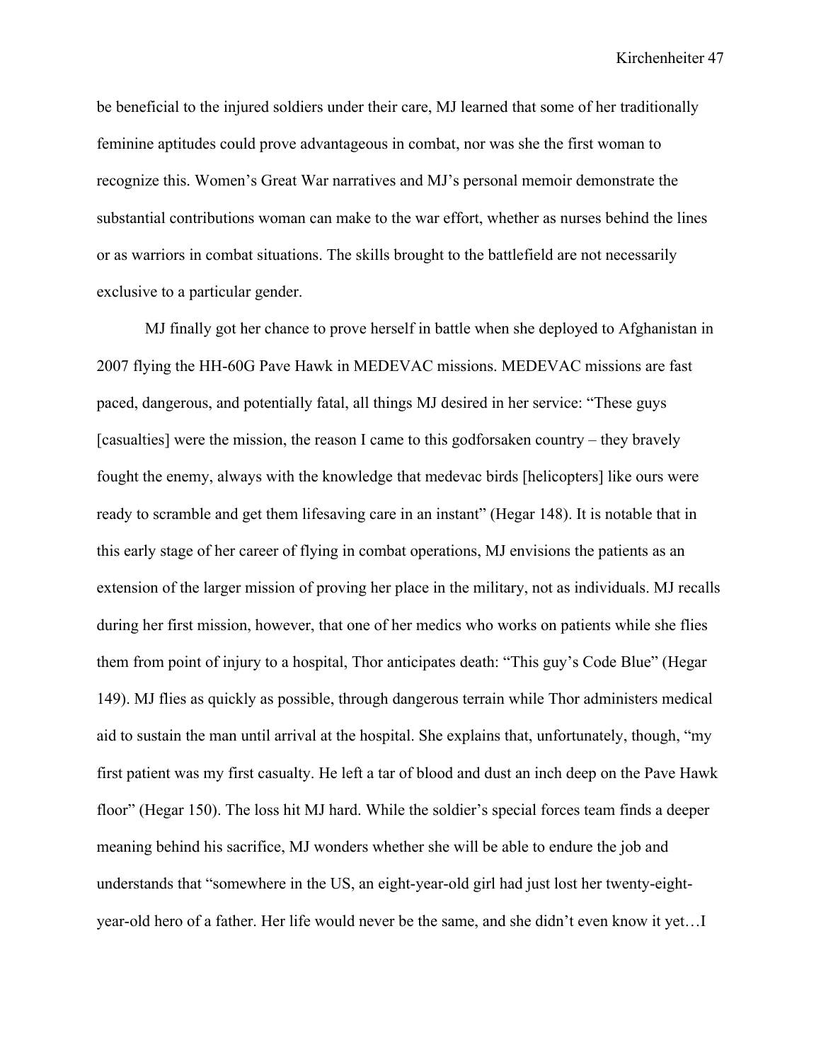be beneficial to the injured soldiers under their care, MJ learned that some of her traditionally feminine aptitudes could prove advantageous in combat, nor was she the first woman to recognize this. Women's Great War narratives and MJ's personal memoir demonstrate the substantial contributions woman can make to the war effort, whether as nurses behind the lines or as warriors in combat situations. The skills brought to the battlefield are not necessarily exclusive to a particular gender.

MJ finally got her chance to prove herself in battle when she deployed to Afghanistan in 2007 flying the HH-60G Pave Hawk in MEDEVAC missions. MEDEVAC missions are fast paced, dangerous, and potentially fatal, all things MJ desired in her service: "These guys [casualties] were the mission, the reason I came to this godforsaken country – they bravely fought the enemy, always with the knowledge that medevac birds [helicopters] like ours were ready to scramble and get them lifesaving care in an instant" (Hegar 148). It is notable that in this early stage of her career of flying in combat operations, MJ envisions the patients as an extension of the larger mission of proving her place in the military, not as individuals. MJ recalls during her first mission, however, that one of her medics who works on patients while she flies them from point of injury to a hospital, Thor anticipates death: "This guy's Code Blue" (Hegar 149). MJ flies as quickly as possible, through dangerous terrain while Thor administers medical aid to sustain the man until arrival at the hospital. She explains that, unfortunately, though, "my first patient was my first casualty. He left a tar of blood and dust an inch deep on the Pave Hawk floor" (Hegar 150). The loss hit MJ hard. While the soldier's special forces team finds a deeper meaning behind his sacrifice, MJ wonders whether she will be able to endure the job and understands that "somewhere in the US, an eight-year-old girl had just lost her twenty-eight-year-old hero of a father. Her life would never be the same, and she didn't even know it yet…I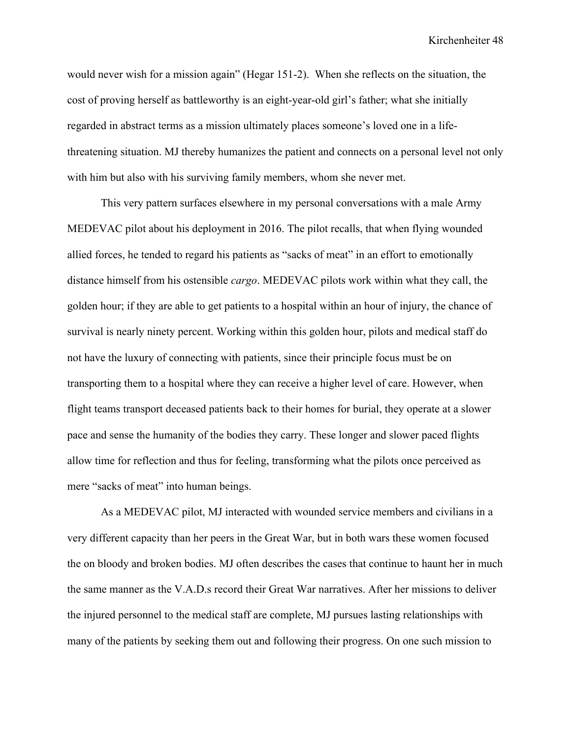would never wish for a mission again" (Hegar 151-2). When she reflects on the situation, the cost of proving herself as battleworthy is an eight-year-old girl's father; what she initially regarded in abstract terms as a mission ultimately places someone's loved one in a life-threatening situation. MJ thereby humanizes the patient and connects on a personal level not only with him but also with his surviving family members, whom she never met.

This very pattern surfaces elsewhere in my personal conversations with a male Army MEDEVAC pilot about his deployment in 2016. The pilot recalls, that when flying wounded allied forces, he tended to regard his patients as "sacks of meat" in an effort to emotionally distance himself from his ostensible *cargo*. MEDEVAC pilots work within what they call, the golden hour; if they are able to get patients to a hospital within an hour of injury, the chance of survival is nearly ninety percent. Working within this golden hour, pilots and medical staff do not have the luxury of connecting with patients, since their principle focus must be on transporting them to a hospital where they can receive a higher level of care. However, when flight teams transport deceased patients back to their homes for burial, they operate at a slower pace and sense the humanity of the bodies they carry. These longer and slower paced flights allow time for reflection and thus for feeling, transforming what the pilots once perceived as mere "sacks of meat" into human beings.

As a MEDEVAC pilot, MJ interacted with wounded service members and civilians in a very different capacity than her peers in the Great War, but in both wars these women focused the on bloody and broken bodies. MJ often describes the cases that continue to haunt her in much the same manner as the V.A.D.s record their Great War narratives. After her missions to deliver the injured personnel to the medical staff are complete, MJ pursues lasting relationships with many of the patients by seeking them out and following their progress. On one such mission to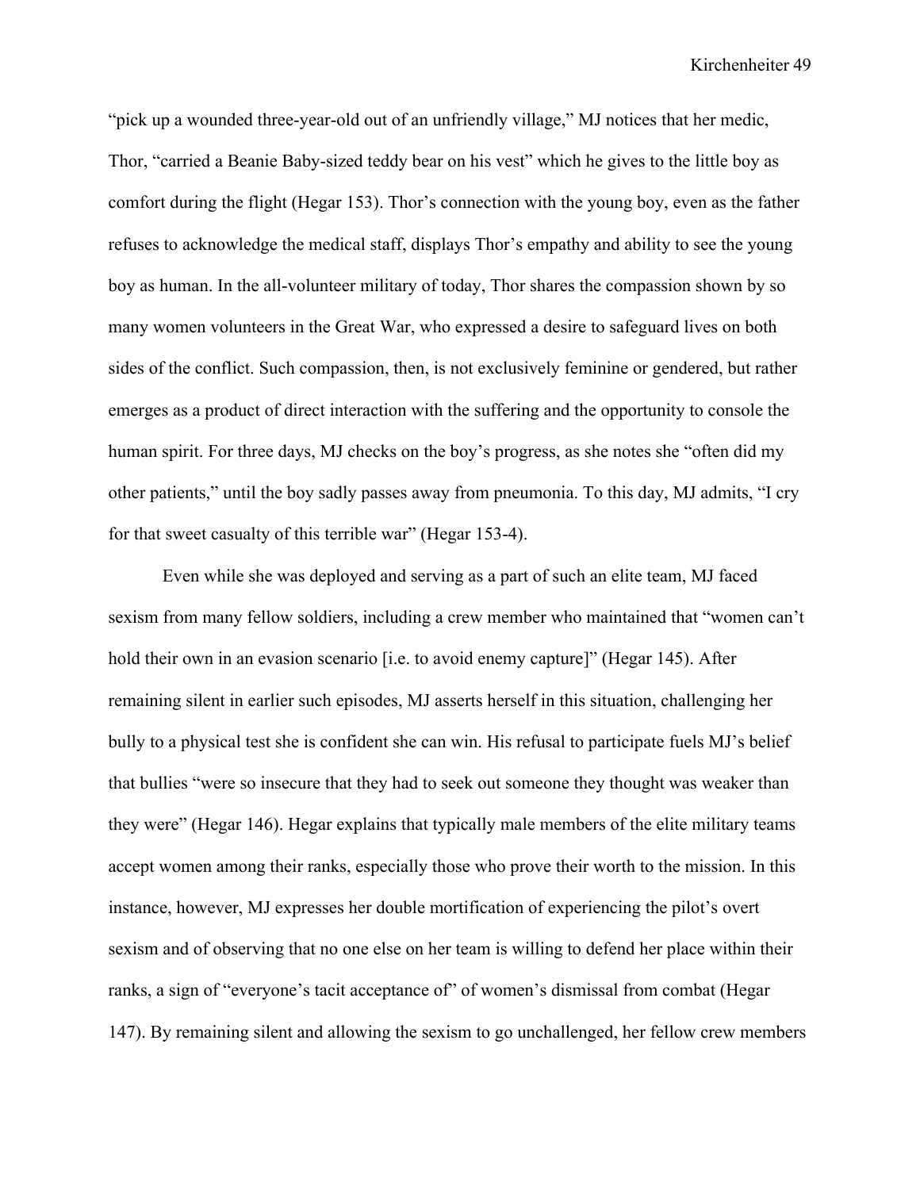"pick up a wounded three-year-old out of an unfriendly village," MJ notices that her medic, Thor, "carried a Beanie Baby-sized teddy bear on his vest" which he gives to the little boy as comfort during the flight (Hegar 153). Thor's connection with the young boy, even as the father refuses to acknowledge the medical staff, displays Thor's empathy and ability to see the young boy as human. In the all-volunteer military of today, Thor shares the compassion shown by so many women volunteers in the Great War, who expressed a desire to safeguard lives on both sides of the conflict. Such compassion, then, is not exclusively feminine or gendered, but rather emerges as a product of direct interaction with the suffering and the opportunity to console the human spirit. For three days, MJ checks on the boy's progress, as she notes she "often did my other patients," until the boy sadly passes away from pneumonia. To this day, MJ admits, "I cry for that sweet casualty of this terrible war" (Hegar 153-4).

Even while she was deployed and serving as a part of such an elite team, MJ faced sexism from many fellow soldiers, including a crew member who maintained that "women can't hold their own in an evasion scenario [i.e. to avoid enemy capture]" (Hegar 145). After remaining silent in earlier such episodes, MJ asserts herself in this situation, challenging her bully to a physical test she is confident she can win. His refusal to participate fuels MJ's belief that bullies "were so insecure that they had to seek out someone they thought was weaker than they were" (Hegar 146). Hegar explains that typically male members of the elite military teams accept women among their ranks, especially those who prove their worth to the mission. In this instance, however, MJ expresses her double mortification of experiencing the pilot's overt sexism and of observing that no one else on her team is willing to defend her place within their ranks, a sign of "everyone's tacit acceptance of" of women's dismissal from combat (Hegar 147). By remaining silent and allowing the sexism to go unchallenged, her fellow crew members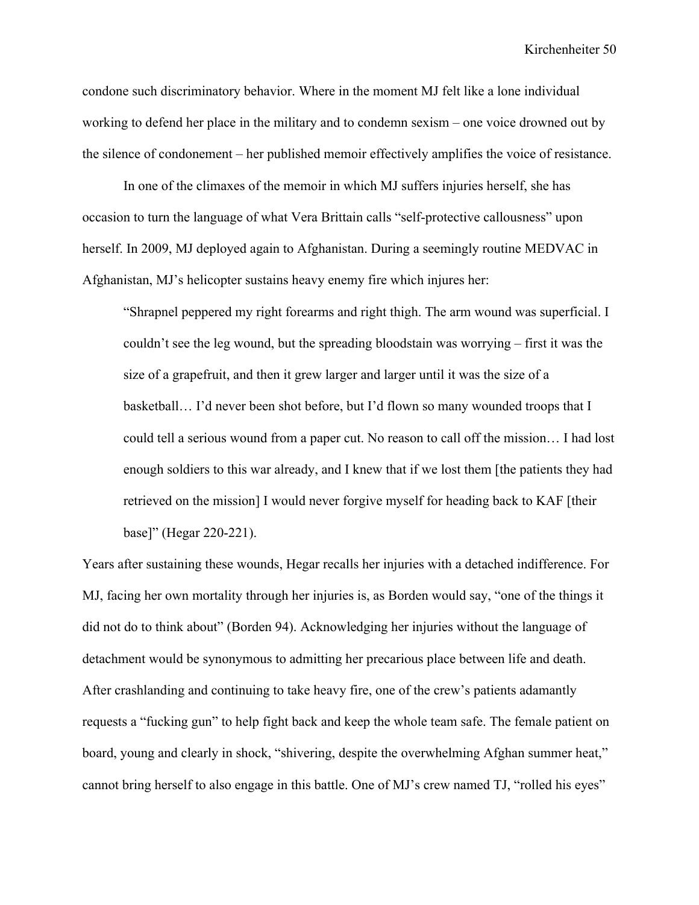condone such discriminatory behavior. Where in the moment MJ felt like a lone individual working to defend her place in the military and to condemn sexism – one voice drowned out by the silence of condonement – her published memoir effectively amplifies the voice of resistance.

In one of the climaxes of the memoir in which MJ suffers injuries herself, she has occasion to turn the language of what Vera Brittain calls "self-protective callousness" upon herself. In 2009, MJ deployed again to Afghanistan. During a seemingly routine MEDVAC in Afghanistan, MJ's helicopter sustains heavy enemy fire which injures her:

> "Shrapnel peppered my right forearms and right thigh. The arm wound was superficial. I couldn't see the leg wound, but the spreading bloodstain was worrying – first it was the size of a grapefruit, and then it grew larger and larger until it was the size of a basketball… I'd never been shot before, but I'd flown so many wounded troops that I could tell a serious wound from a paper cut. No reason to call off the mission… I had lost enough soldiers to this war already, and I knew that if we lost them [the patients they had retrieved on the mission] I would never forgive myself for heading back to KAF [their base]" (Hegar 220-221).

Years after sustaining these wounds, Hegar recalls her injuries with a detached indifference. For MJ, facing her own mortality through her injuries is, as Borden would say, "one of the things it did not do to think about" (Borden 94). Acknowledging her injuries without the language of detachment would be synonymous to admitting her precarious place between life and death. After crashlanding and continuing to take heavy fire, one of the crew's patients adamantly requests a "fucking gun" to help fight back and keep the whole team safe. The female patient on board, young and clearly in shock, "shivering, despite the overwhelming Afghan summer heat," cannot bring herself to also engage in this battle. One of MJ's crew named TJ, "rolled his eyes"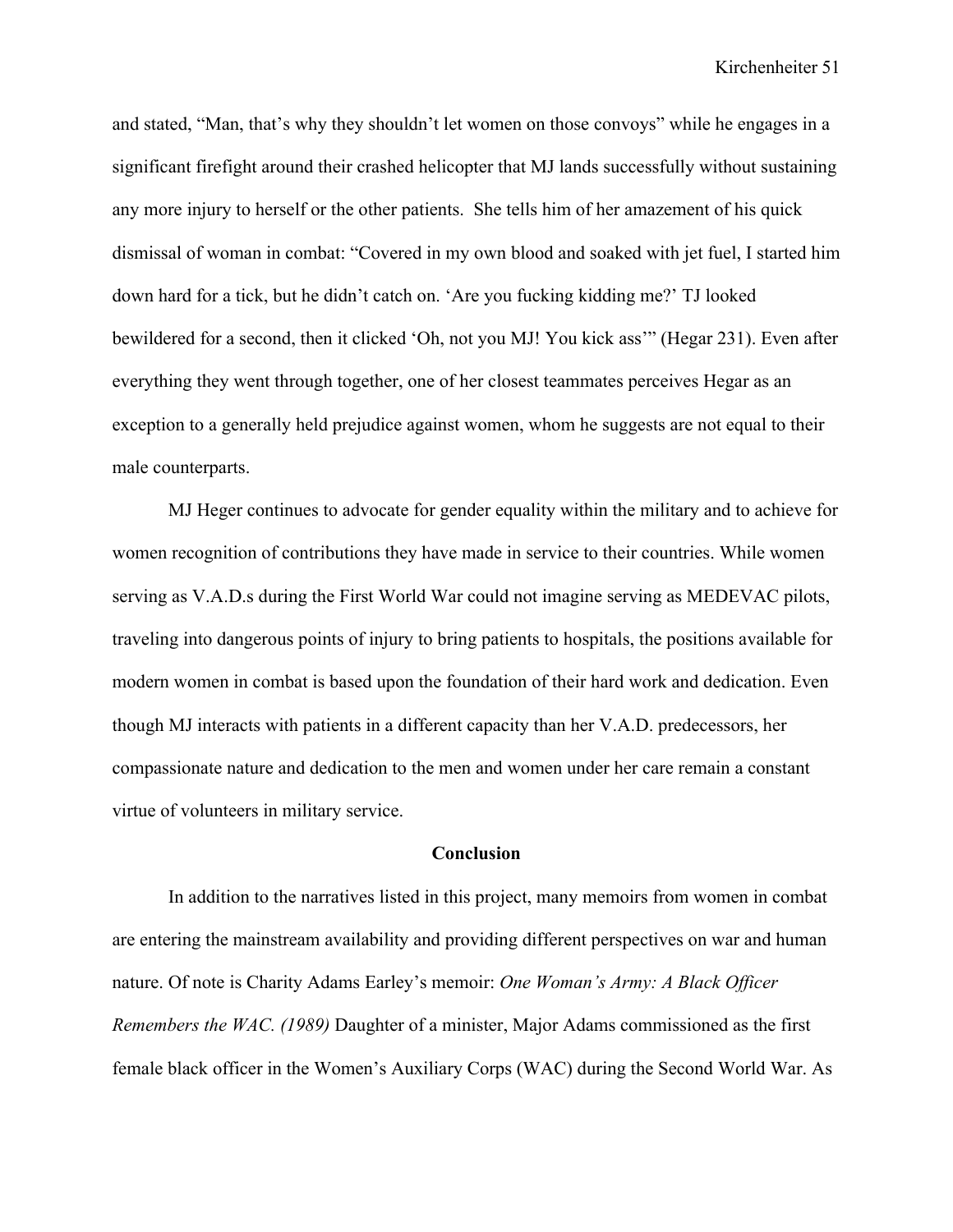and stated, "Man, that's why they shouldn't let women on those convoys" while he engages in a significant firefight around their crashed helicopter that MJ lands successfully without sustaining any more injury to herself or the other patients. She tells him of her amazement of his quick dismissal of woman in combat: "Covered in my own blood and soaked with jet fuel, I started him down hard for a tick, but he didn't catch on. 'Are you fucking kidding me?' TJ looked bewildered for a second, then it clicked 'Oh, not you MJ! You kick ass'" (Hegar 231). Even after everything they went through together, one of her closest teammates perceives Hegar as an exception to a generally held prejudice against women, whom he suggests are not equal to their male counterparts.

MJ Heger continues to advocate for gender equality within the military and to achieve for women recognition of contributions they have made in service to their countries. While women serving as V.A.D.s during the First World War could not imagine serving as MEDEVAC pilots, traveling into dangerous points of injury to bring patients to hospitals, the positions available for modern women in combat is based upon the foundation of their hard work and dedication. Even though MJ interacts with patients in a different capacity than her V.A.D. predecessors, her compassionate nature and dedication to the men and women under her care remain a constant virtue of volunteers in military service.

## Conclusion

In addition to the narratives listed in this project, many memoirs from women in combat are entering the mainstream availability and providing different perspectives on war and human nature. Of note is Charity Adams Earley's memoir: *One Woman's Army: A Black Officer Remembers the WAC. (1989)* Daughter of a minister, Major Adams commissioned as the first female black officer in the Women's Auxiliary Corps (WAC) during the Second World War. As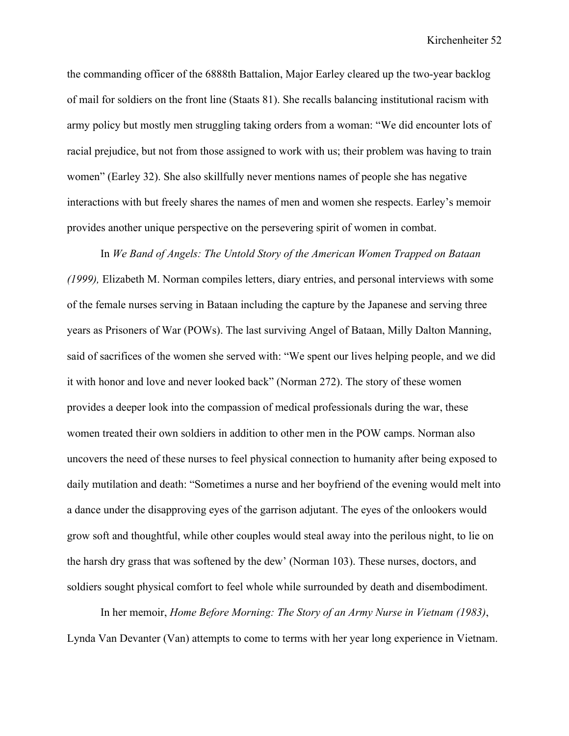the commanding officer of the 6888th Battalion, Major Earley cleared up the two-year backlog of mail for soldiers on the front line (Staats 81). She recalls balancing institutional racism with army policy but mostly men struggling taking orders from a woman: "We did encounter lots of racial prejudice, but not from those assigned to work with us; their problem was having to train women" (Earley 32). She also skillfully never mentions names of people she has negative interactions with but freely shares the names of men and women she respects. Earley's memoir provides another unique perspective on the persevering spirit of women in combat.

In *We Band of Angels: The Untold Story of the American Women Trapped on Bataan (1999),* Elizabeth M. Norman compiles letters, diary entries, and personal interviews with some of the female nurses serving in Bataan including the capture by the Japanese and serving three years as Prisoners of War (POWs). The last surviving Angel of Bataan, Milly Dalton Manning, said of sacrifices of the women she served with: "We spent our lives helping people, and we did it with honor and love and never looked back" (Norman 272). The story of these women provides a deeper look into the compassion of medical professionals during the war, these women treated their own soldiers in addition to other men in the POW camps. Norman also uncovers the need of these nurses to feel physical connection to humanity after being exposed to daily mutilation and death: "Sometimes a nurse and her boyfriend of the evening would melt into a dance under the disapproving eyes of the garrison adjutant. The eyes of the onlookers would grow soft and thoughtful, while other couples would steal away into the perilous night, to lie on the harsh dry grass that was softened by the dew' (Norman 103). These nurses, doctors, and soldiers sought physical comfort to feel whole while surrounded by death and disembodiment.

In her memoir, *Home Before Morning: The Story of an Army Nurse in Vietnam (1983)*, Lynda Van Devanter (Van) attempts to come to terms with her year long experience in Vietnam.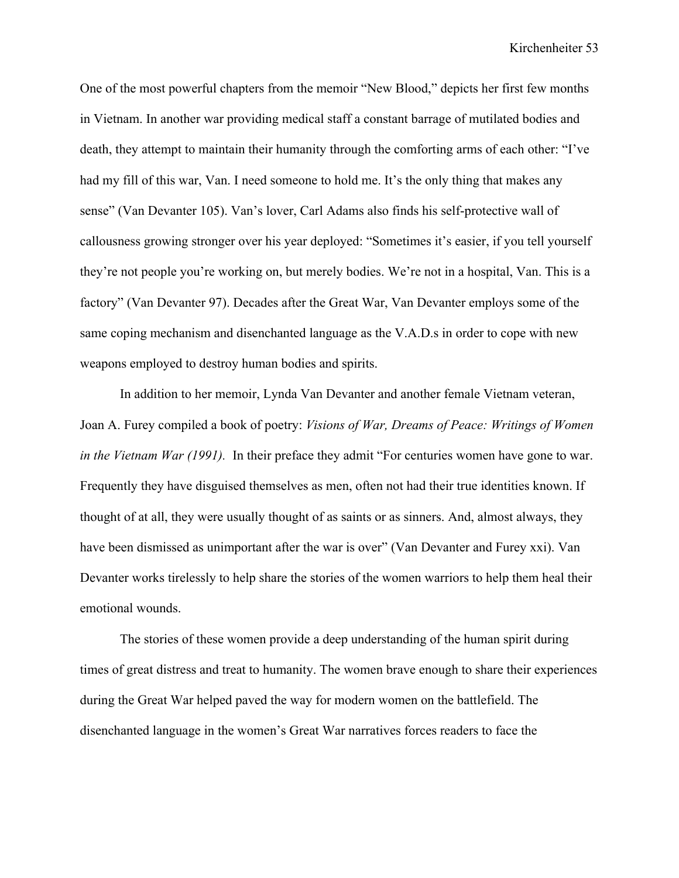One of the most powerful chapters from the memoir "New Blood," depicts her first few months in Vietnam. In another war providing medical staff a constant barrage of mutilated bodies and death, they attempt to maintain their humanity through the comforting arms of each other: "I've had my fill of this war, Van. I need someone to hold me. It's the only thing that makes any sense" (Van Devanter 105). Van's lover, Carl Adams also finds his self-protective wall of callousness growing stronger over his year deployed: "Sometimes it's easier, if you tell yourself they're not people you're working on, but merely bodies. We're not in a hospital, Van. This is a factory" (Van Devanter 97). Decades after the Great War, Van Devanter employs some of the same coping mechanism and disenchanted language as the V.A.D.s in order to cope with new weapons employed to destroy human bodies and spirits.

In addition to her memoir, Lynda Van Devanter and another female Vietnam veteran, Joan A. Furey compiled a book of poetry: *Visions of War, Dreams of Peace: Writings of Women in the Vietnam War (1991).* In their preface they admit "For centuries women have gone to war. Frequently they have disguised themselves as men, often not had their true identities known. If thought of at all, they were usually thought of as saints or as sinners. And, almost always, they have been dismissed as unimportant after the war is over" (Van Devanter and Furey xxi). Van Devanter works tirelessly to help share the stories of the women warriors to help them heal their emotional wounds.

The stories of these women provide a deep understanding of the human spirit during times of great distress and treat to humanity. The women brave enough to share their experiences during the Great War helped paved the way for modern women on the battlefield. The disenchanted language in the women's Great War narratives forces readers to face the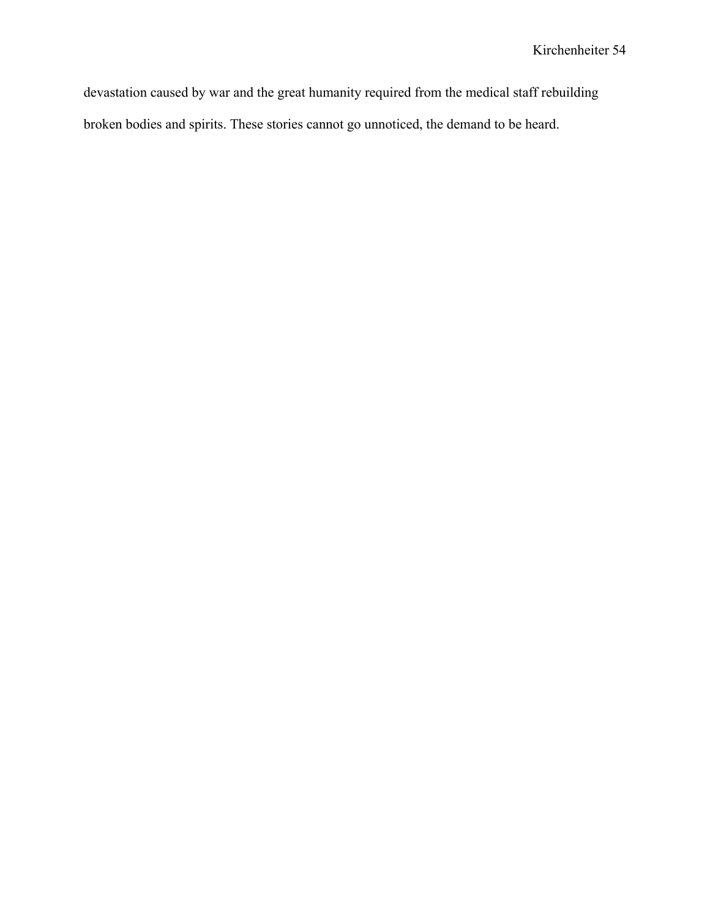devastation caused by war and the great humanity required from the medical staff rebuilding broken bodies and spirits. These stories cannot go unnoticed, the demand to be heard.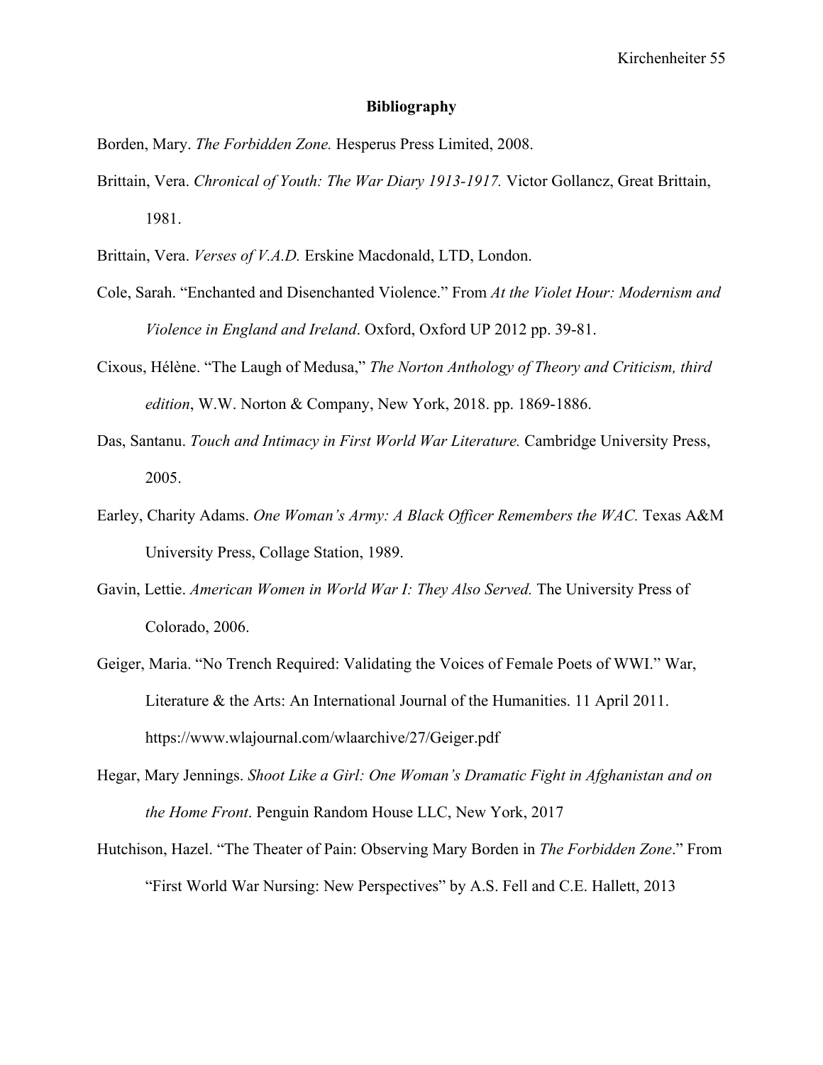## Bibliography

Borden, Mary. *The Forbidden Zone.* Hesperus Press Limited, 2008.

Brittain, Vera. *Chronical of Youth: The War Diary 1913-1917.* Victor Gollancz, Great Brittain, 1981.

Brittain, Vera. *Verses of V.A.D.* Erskine Macdonald, LTD, London.

Cole, Sarah. "Enchanted and Disenchanted Violence." From *At the Violet Hour: Modernism and Violence in England and Ireland*. Oxford, Oxford UP 2012 pp. 39-81.

Cixous, Hélène. "The Laugh of Medusa," *The Norton Anthology of Theory and Criticism, third edition*, W.W. Norton & Company, New York, 2018. pp. 1869-1886.

Das, Santanu. *Touch and Intimacy in First World War Literature.* Cambridge University Press, 2005.

Earley, Charity Adams. *One Woman's Army: A Black Officer Remembers the WAC.* Texas A&M University Press, Collage Station, 1989.

Gavin, Lettie. *American Women in World War I: They Also Served.* The University Press of Colorado, 2006.

Geiger, Maria. "No Trench Required: Validating the Voices of Female Poets of WWI." War, Literature & the Arts: An International Journal of the Humanities. 11 April 2011. https://www.wlajournal.com/wlaarchive/27/Geiger.pdf

Hegar, Mary Jennings. *Shoot Like a Girl: One Woman's Dramatic Fight in Afghanistan and on the Home Front*. Penguin Random House LLC, New York, 2017

Hutchison, Hazel. "The Theater of Pain: Observing Mary Borden in *The Forbidden Zone*." From "First World War Nursing: New Perspectives" by A.S. Fell and C.E. Hallett, 2013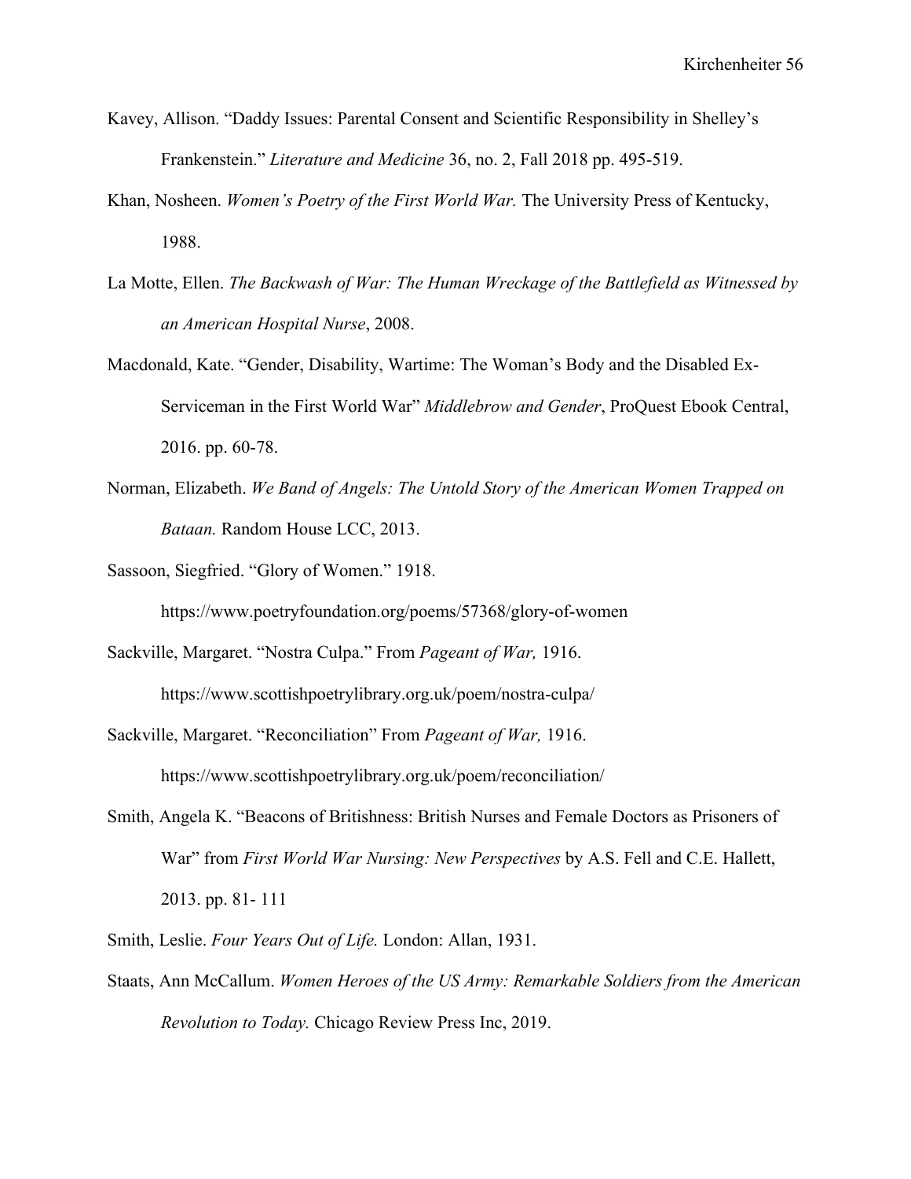Kavey, Allison. "Daddy Issues: Parental Consent and Scientific Responsibility in Shelley's Frankenstein." *Literature and Medicine* 36, no. 2, Fall 2018 pp. 495-519.

Khan, Nosheen. *Women's Poetry of the First World War.* The University Press of Kentucky, 1988.

La Motte, Ellen. *The Backwash of War: The Human Wreckage of the Battlefield as Witnessed by an American Hospital Nurse*, 2008.

Macdonald, Kate. "Gender, Disability, Wartime: The Woman's Body and the Disabled Ex-Serviceman in the First World War" *Middlebrow and Gender*, ProQuest Ebook Central, 2016. pp. 60-78.

Norman, Elizabeth. *We Band of Angels: The Untold Story of the American Women Trapped on Bataan.* Random House LCC, 2013.

Sassoon, Siegfried. "Glory of Women." 1918. https://www.poetryfoundation.org/poems/57368/glory-of-women

Sackville, Margaret. "Nostra Culpa." From *Pageant of War,* 1916. https://www.scottishpoetrylibrary.org.uk/poem/nostra-culpa/

Sackville, Margaret. "Reconciliation" From *Pageant of War,* 1916. https://www.scottishpoetrylibrary.org.uk/poem/reconciliation/

Smith, Angela K. "Beacons of Britishness: British Nurses and Female Doctors as Prisoners of War" from *First World War Nursing: New Perspectives* by A.S. Fell and C.E. Hallett, 2013. pp. 81- 111

Smith, Leslie. *Four Years Out of Life.* London: Allan, 1931.

Staats, Ann McCallum. *Women Heroes of the US Army: Remarkable Soldiers from the American Revolution to Today.* Chicago Review Press Inc, 2019.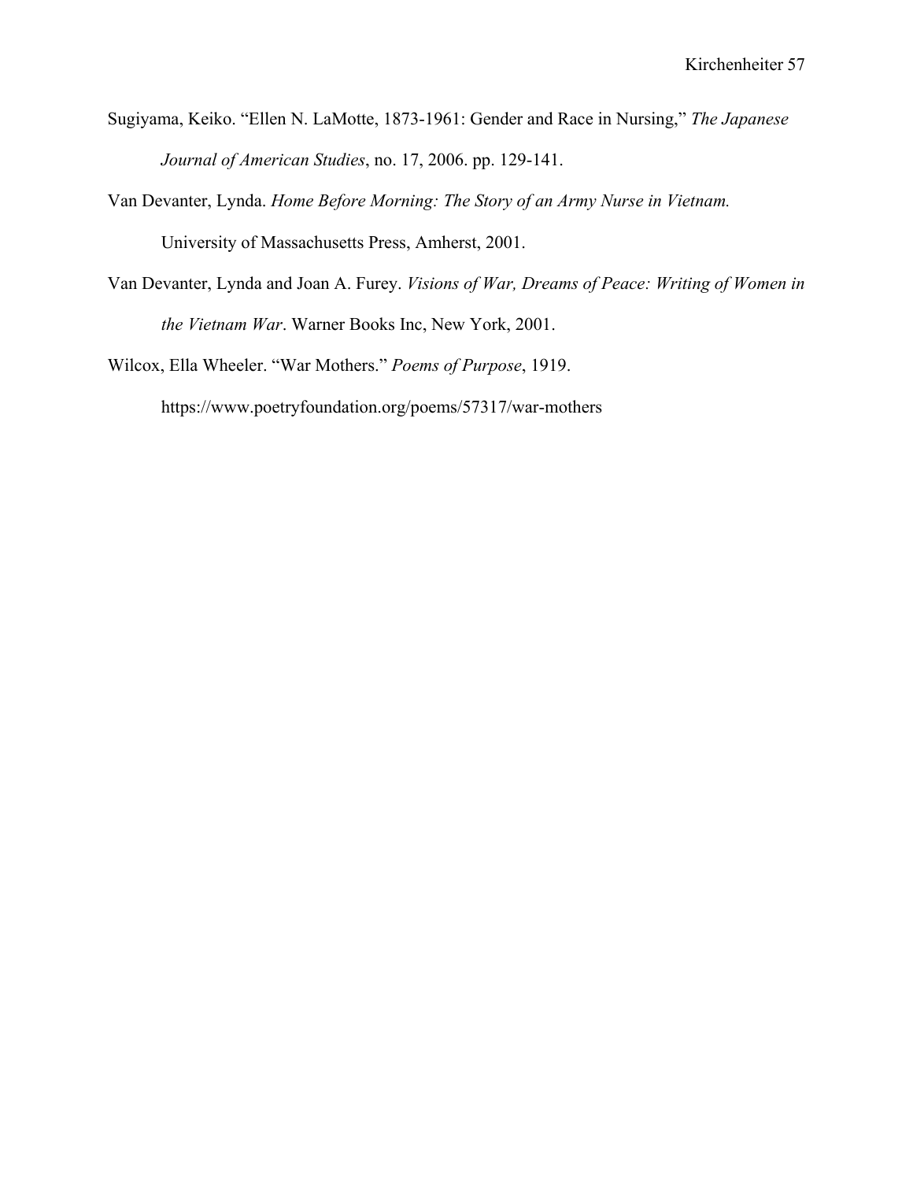Sugiyama, Keiko. "Ellen N. LaMotte, 1873-1961: Gender and Race in Nursing," *The Japanese Journal of American Studies*, no. 17, 2006. pp. 129-141.

Van Devanter, Lynda. *Home Before Morning: The Story of an Army Nurse in Vietnam.* University of Massachusetts Press, Amherst, 2001.

Van Devanter, Lynda and Joan A. Furey. *Visions of War, Dreams of Peace: Writing of Women in the Vietnam War*. Warner Books Inc, New York, 2001.

Wilcox, Ella Wheeler. "War Mothers." *Poems of Purpose*, 1919. https://www.poetryfoundation.org/poems/57317/war-mothers